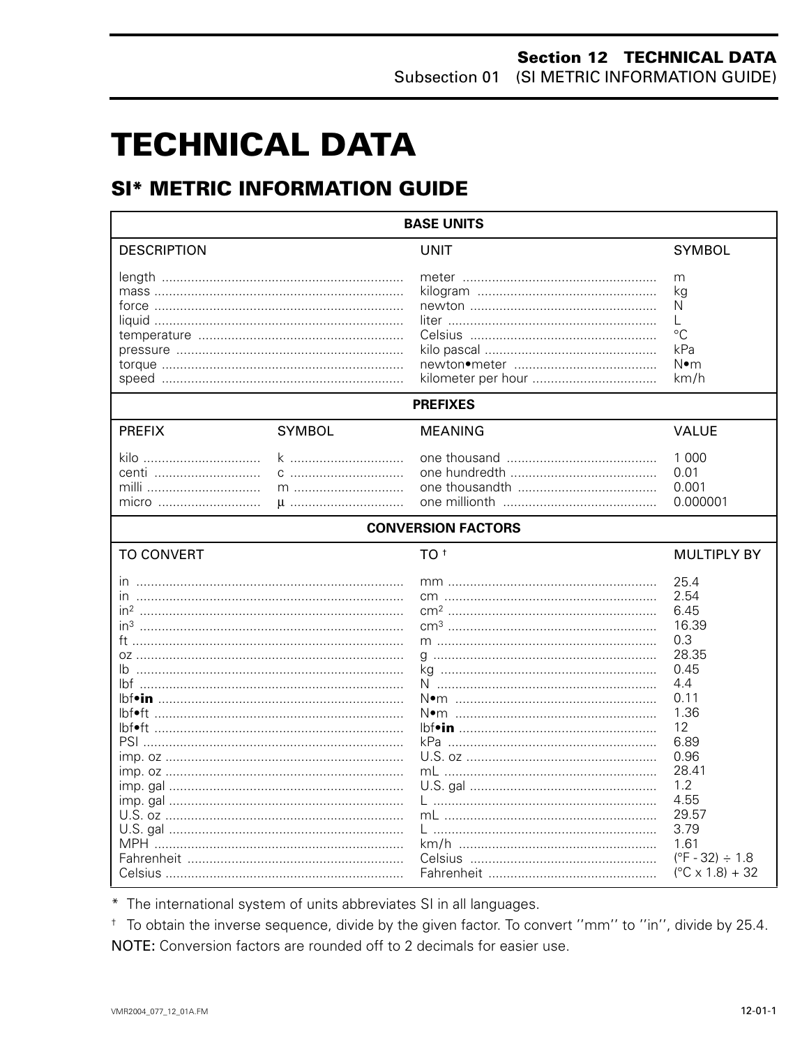# TECHNICAL DATA

## SI* METRIC INFORMATION GUIDE

| BASE UNITS | | | |
|---|---|---|---|
| **DESCRIPTION** | | **UNIT** | **SYMBOL** |
| length | | meter | m |
| mass | | kilogram | kg |
| force | | newton | N |
| liquid | | liter | L |
| temperature | | Celsius | °C |
| pressure | | kilo pascal | kPa |
| torque | | newton•meter | N•m |
| speed | | kilometer per hour | km/h |
| **PREFIXES** | | | |
| **PREFIX** | **SYMBOL** | **MEANING** | **VALUE** |
| kilo | k | one thousand | 1 000 |
| centi | c | one hundredth | 0.01 |
| milli | m | one thousandth | 0.001 |
| micro | µ | one millionth | 0.000001 |
| **CONVERSION FACTORS** | | | |
| **TO CONVERT** | | **TO** † | **MULTIPLY BY** |
| in | | mm | 25.4 |
| in | | cm | 2.54 |
| $in^2$ | | $cm^2$ | 6.45 |
| $in^3$ | | $cm^3$ | 16.39 |
| ft | | m | 0.3 |
| oz | | g | 28.35 |
| lb | | kg | 0.45 |
| lbf | | N | 4.4 |
| lbf•**in** | | N•m | 0.11 |
| lbf•ft | | N•m | 1.36 |
| lbf•ft | | lbf•**in** | 12 |
| PSI | | kPa | 6.89 |
| imp. oz | | U.S. oz | 0.96 |
| imp. oz | | mL | 28.41 |
| imp. gal | | U.S. gal | 1.2 |
| imp. gal | | L | 4.55 |
| U.S. oz | | mL | 29.57 |
| U.S. gal | | L | 3.79 |
| MPH | | km/h | 1.61 |
| Fahrenheit | | Celsius | (°F - 32) ÷ 1.8 |
| Celsius | | Fahrenheit | (°C x 1.8) + 32 |

\* The international system of units abbreviates SI in all languages.

† To obtain the inverse sequence, divide by the given factor. To convert ''mm'' to ''in'', divide by 25.4.

NOTE: Conversion factors are rounded off to 2 decimals for easier use.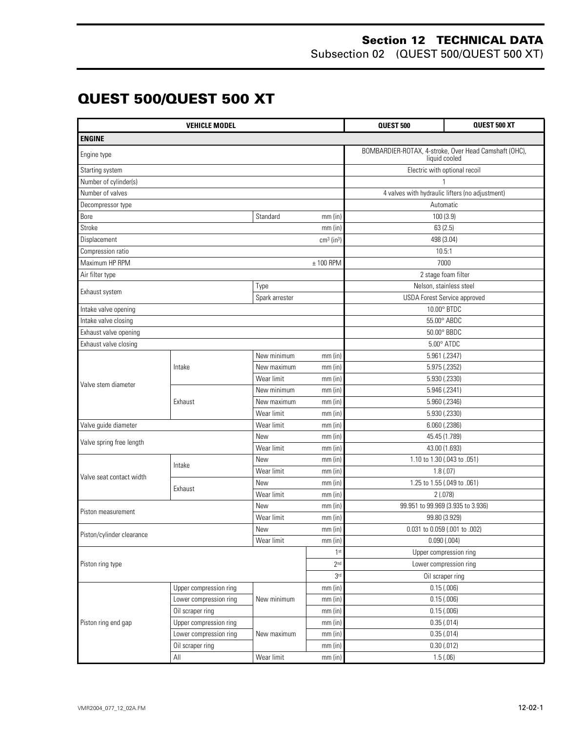# QUEST 500/QUEST 500 XT

| VEHICLE MODEL | | | | QUEST 500 | QUEST 500 XT |
|---|---|---|---|---|---|
| **ENGINE** | | | | | |
| Engine type | | | | BOMBARDIER-ROTAX, 4-stroke, Over Head Camshaft (OHC), liquid cooled | |
| Starting system | | | | Electric with optional recoil | |
| Number of cylinder(s) | | | | 1 | |
| Number of valves | | | | 4 valves with hydraulic lifters (no adjustment) | |
| Decompressor type | | | | Automatic | |
| Bore | | Standard | mm (in) | 100 (3.9) | |
| Stroke | | | mm (in) | 63 (2.5) | |
| Displacement | | | $cm^3$ ($in^3$) | 498 (3.04) | |
| Compression ratio | | | | 10.5:1 | |
| Maximum HP RPM | | | ± 100 RPM | 7000 | |
| Air filter type | | | | 2 stage foam filter | |
| Exhaust system | | Type | | Nelson, stainless steel | |
| | | Spark arrester | | USDA Forest Service approved | |
| Intake valve opening | | | | 10.00° BTDC | |
| Intake valve closing | | | | 55.00° ABDC | |
| Exhaust valve opening | | | | 50.00° BBDC | |
| Exhaust valve closing | | | | 5.00° ATDC | |
| Valve stem diameter | Intake | New minimum | mm (in) | 5.961 (.2347) | |
| | | New maximum | mm (in) | 5.975 (.2352) | |
| | | Wear limit | mm (in) | 5.930 (.2330) | |
| | Exhaust | New minimum | mm (in) | 5.946 (.2341) | |
| | | New maximum | mm (in) | 5.960 (.2346) | |
| | | Wear limit | mm (in) | 5.930 (.2330) | |
| Valve guide diameter | | Wear limit | mm (in) | 6.060 (.2386) | |
| Valve spring free length | | New | mm (in) | 45.45 (1.789) | |
| | | Wear limit | mm (in) | 43.00 (1.693) | |
| Valve seat contact width | Intake | New | mm (in) | 1.10 to 1.30 (.043 to .051) | |
| | | Wear limit | mm (in) | 1.8 (.07) | |
| | Exhaust | New | mm (in) | 1.25 to 1.55 (.049 to .061) | |
| | | Wear limit | mm (in) | 2 (.078) | |
| Piston measurement | | New | mm (in) | 99.951 to 99.969 (3.935 to 3.936) | |
| | | Wear limit | mm (in) | 99.80 (3.929) | |
| Piston/cylinder clearance | | New | mm (in) | 0.031 to 0.059 (.001 to .002) | |
| | | Wear limit | mm (in) | 0.090 (.004) | |
| Piston ring type | | | 1st | Upper compression ring | |
| | | | 2nd | Lower compression ring | |
| | | | 3rd | Oil scraper ring | |
| Piston ring end gap | Upper compression ring | New minimum | mm (in) | 0.15 (.006) | |
| | Lower compression ring | | mm (in) | 0.15 (.006) | |
| | Oil scraper ring | | mm (in) | 0.15 (.006) | |
| | Upper compression ring | New maximum | mm (in) | 0.35 (.014) | |
| | Lower compression ring | | mm (in) | 0.35 (.014) | |
| | Oil scraper ring | | mm (in) | 0.30 (.012) | |
| | All | Wear limit | mm (in) | 1.5 (.06) | |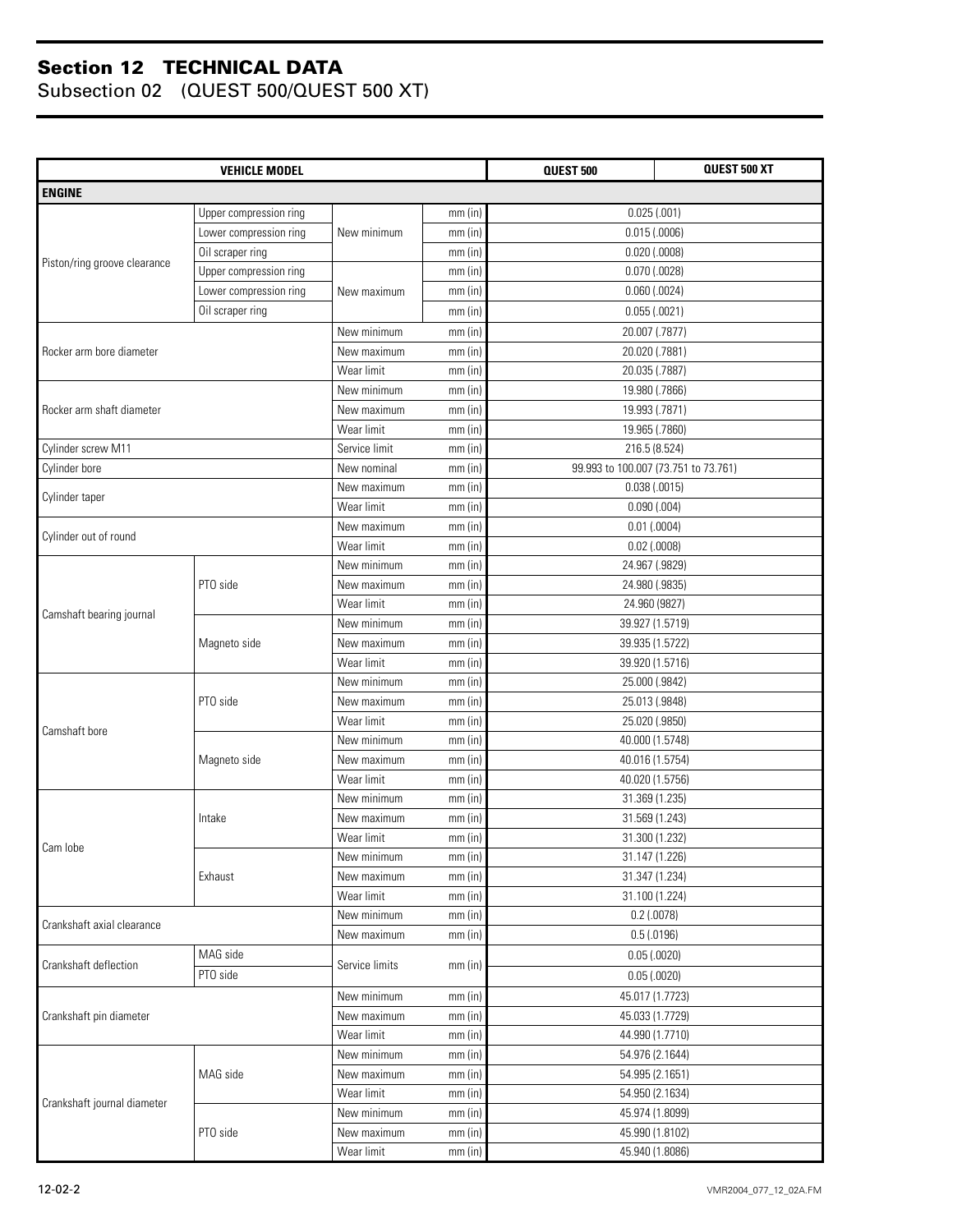# Section 12 TECHNICAL DATA

## Subsection 02 (QUEST 500/QUEST 500 XT)

| VEHICLE MODEL | | | | QUEST 500 | QUEST 500 XT |
|---|---|---|---|---|---|
| **ENGINE** | | | | | |
| Piston/ring groove clearance | Upper compression ring | New minimum | mm (in) | 0.025 (.001) | |
| | Lower compression ring | | mm (in) | 0.015 (.0006) | |
| | Oil scraper ring | | mm (in) | 0.020 (.0008) | |
| | Upper compression ring | New maximum | mm (in) | 0.070 (.0028) | |
| | Lower compression ring | | mm (in) | 0.060 (.0024) | |
| | Oil scraper ring | | mm (in) | 0.055 (.0021) | |
| Rocker arm bore diameter | | New minimum | mm (in) | 20.007 (.7877) | |
| | | New maximum | mm (in) | 20.020 (.7881) | |
| | | Wear limit | mm (in) | 20.035 (.7887) | |
| Rocker arm shaft diameter | | New minimum | mm (in) | 19.980 (.7866) | |
| | | New maximum | mm (in) | 19.993 (.7871) | |
| | | Wear limit | mm (in) | 19.965 (.7860) | |
| Cylinder screw M11 | | Service limit | mm (in) | 216.5 (8.524) | |
| Cylinder bore | | New nominal | mm (in) | 99.993 to 100.007 (73.751 to 73.761) | |
| Cylinder taper | | New maximum | mm (in) | 0.038 (.0015) | |
| | | Wear limit | mm (in) | 0.090 (.004) | |
| Cylinder out of round | | New maximum | mm (in) | 0.01 (.0004) | |
| | | Wear limit | mm (in) | 0.02 (.0008) | |
| Camshaft bearing journal | PTO side | New minimum | mm (in) | 24.967 (.9829) | |
| | | New maximum | mm (in) | 24.980 (.9835) | |
| | | Wear limit | mm (in) | 24.960 (9827) | |
| | Magneto side | New minimum | mm (in) | 39.927 (1.5719) | |
| | | New maximum | mm (in) | 39.935 (1.5722) | |
| | | Wear limit | mm (in) | 39.920 (1.5716) | |
| Camshaft bore | PTO side | New minimum | mm (in) | 25.000 (.9842) | |
| | | New maximum | mm (in) | 25.013 (.9848) | |
| | | Wear limit | mm (in) | 25.020 (.9850) | |
| | Magneto side | New minimum | mm (in) | 40.000 (1.5748) | |
| | | New maximum | mm (in) | 40.016 (1.5754) | |
| | | Wear limit | mm (in) | 40.020 (1.5756) | |
| Cam lobe | Intake | New minimum | mm (in) | 31.369 (1.235) | |
| | | New maximum | mm (in) | 31.569 (1.243) | |
| | | Wear limit | mm (in) | 31.300 (1.232) | |
| | Exhaust | New minimum | mm (in) | 31.147 (1.226) | |
| | | New maximum | mm (in) | 31.347 (1.234) | |
| | | Wear limit | mm (in) | 31.100 (1.224) | |
| Crankshaft axial clearance | | New minimum | mm (in) | 0.2 (.0078) | |
| | | New maximum | mm (in) | 0.5 (.0196) | |
| Crankshaft deflection | MAG side | Service limits | mm (in) | 0.05 (.0020) | |
| | PTO side | | | 0.05 (.0020) | |
| Crankshaft pin diameter | | New minimum | mm (in) | 45.017 (1.7723) | |
| | | New maximum | mm (in) | 45.033 (1.7729) | |
| | | Wear limit | mm (in) | 44.990 (1.7710) | |
| Crankshaft journal diameter | MAG side | New minimum | mm (in) | 54.976 (2.1644) | |
| | | New maximum | mm (in) | 54.995 (2.1651) | |
| | | Wear limit | mm (in) | 54.950 (2.1634) | |
| | PTO side | New minimum | mm (in) | 45.974 (1.8099) | |
| | | New maximum | mm (in) | 45.990 (1.8102) | |
| | | Wear limit | mm (in) | 45.940 (1.8086) | |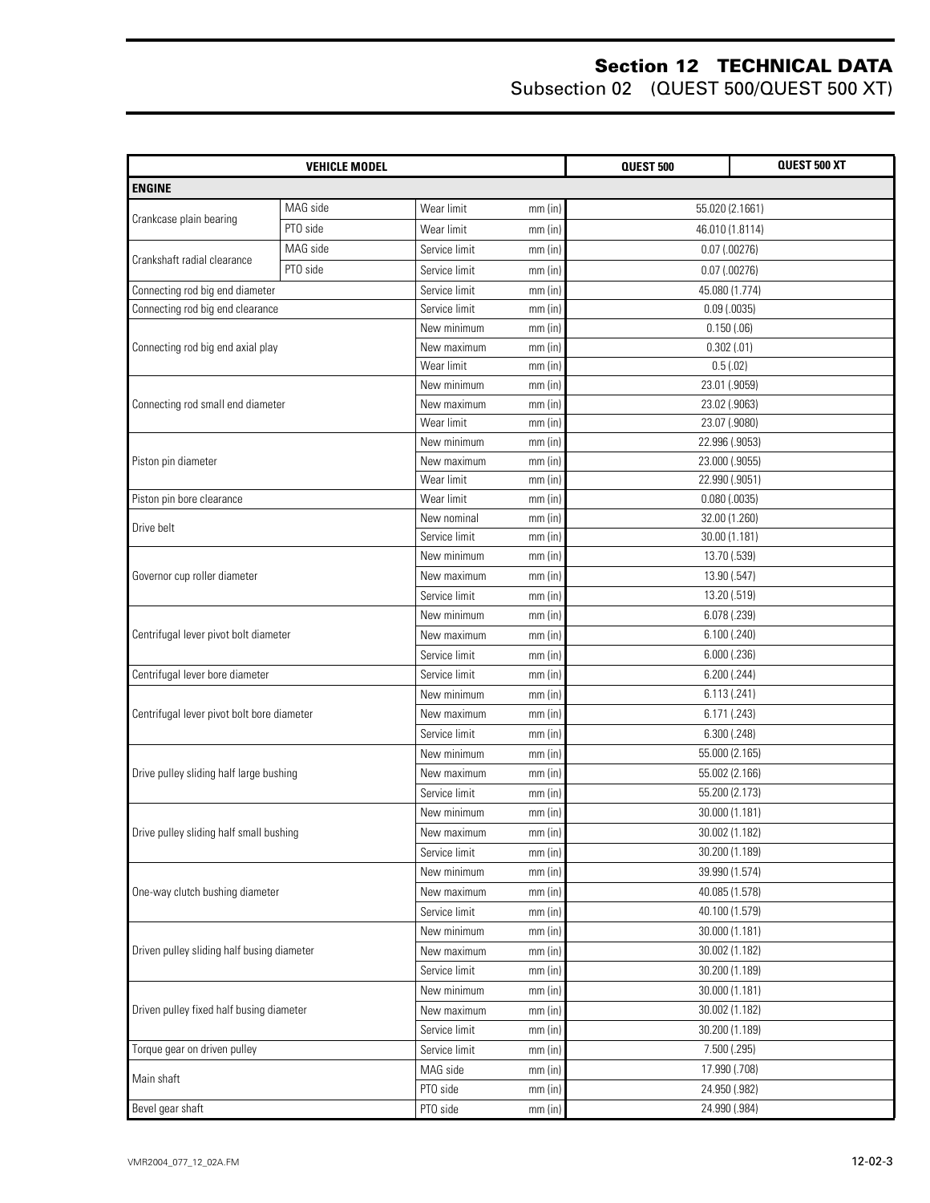# Section 12 TECHNICAL DATA

Subsection 02 (QUEST 500/QUEST 500 XT)

| VEHICLE MODEL | | | | QUEST 500 | QUEST 500 XT |
|---|---|---|---|---|---|
| **ENGINE** | | | | | |
| Crankcase plain bearing | MAG side | Wear limit | mm (in) | 55.020 (2.1661) | |
| | PTO side | Wear limit | mm (in) | 46.010 (1.8114) | |
| Crankshaft radial clearance | MAG side | Service limit | mm (in) | 0.07 (.00276) | |
| | PTO side | Service limit | mm (in) | 0.07 (.00276) | |
| Connecting rod big end diameter | | Service limit | mm (in) | 45.080 (1.774) | |
| Connecting rod big end clearance | | Service limit | mm (in) | 0.09 (.0035) | |
| Connecting rod big end axial play | | New minimum | mm (in) | 0.150 (.06) | |
| | | New maximum | mm (in) | 0.302 (.01) | |
| | | Wear limit | mm (in) | 0.5 (.02) | |
| Connecting rod small end diameter | | New minimum | mm (in) | 23.01 (.9059) | |
| | | New maximum | mm (in) | 23.02 (.9063) | |
| | | Wear limit | mm (in) | 23.07 (.9080) | |
| Piston pin diameter | | New minimum | mm (in) | 22.996 (.9053) | |
| | | New maximum | mm (in) | 23.000 (.9055) | |
| | | Wear limit | mm (in) | 22.990 (.9051) | |
| Piston pin bore clearance | | Wear limit | mm (in) | 0.080 (.0035) | |
| Drive belt | | New nominal | mm (in) | 32.00 (1.260) | |
| | | Service limit | mm (in) | 30.00 (1.181) | |
| Governor cup roller diameter | | New minimum | mm (in) | 13.70 (.539) | |
| | | New maximum | mm (in) | 13.90 (.547) | |
| | | Service limit | mm (in) | 13.20 (.519) | |
| Centrifugal lever pivot bolt diameter | | New minimum | mm (in) | 6.078 (.239) | |
| | | New maximum | mm (in) | 6.100 (.240) | |
| | | Service limit | mm (in) | 6.000 (.236) | |
| Centrifugal lever bore diameter | | Service limit | mm (in) | 6.200 (.244) | |
| Centrifugal lever pivot bolt bore diameter | | New minimum | mm (in) | 6.113 (.241) | |
| | | New maximum | mm (in) | 6.171 (.243) | |
| | | Service limit | mm (in) | 6.300 (.248) | |
| Drive pulley sliding half large bushing | | New minimum | mm (in) | 55.000 (2.165) | |
| | | New maximum | mm (in) | 55.002 (2.166) | |
| | | Service limit | mm (in) | 55.200 (2.173) | |
| Drive pulley sliding half small bushing | | New minimum | mm (in) | 30.000 (1.181) | |
| | | New maximum | mm (in) | 30.002 (1.182) | |
| | | Service limit | mm (in) | 30.200 (1.189) | |
| One-way clutch bushing diameter | | New minimum | mm (in) | 39.990 (1.574) | |
| | | New maximum | mm (in) | 40.085 (1.578) | |
| | | Service limit | mm (in) | 40.100 (1.579) | |
| Driven pulley sliding half busing diameter | | New minimum | mm (in) | 30.000 (1.181) | |
| | | New maximum | mm (in) | 30.002 (1.182) | |
| | | Service limit | mm (in) | 30.200 (1.189) | |
| Driven pulley fixed half busing diameter | | New minimum | mm (in) | 30.000 (1.181) | |
| | | New maximum | mm (in) | 30.002 (1.182) | |
| | | Service limit | mm (in) | 30.200 (1.189) | |
| Torque gear on driven pulley | | Service limit | mm (in) | 7.500 (.295) | |
| Main shaft | | MAG side | mm (in) | 17.990 (.708) | |
| | | PTO side | mm (in) | 24.950 (.982) | |
| Bevel gear shaft | | PTO side | mm (in) | 24.990 (.984) | |

VMR2004_077_12_02A.FM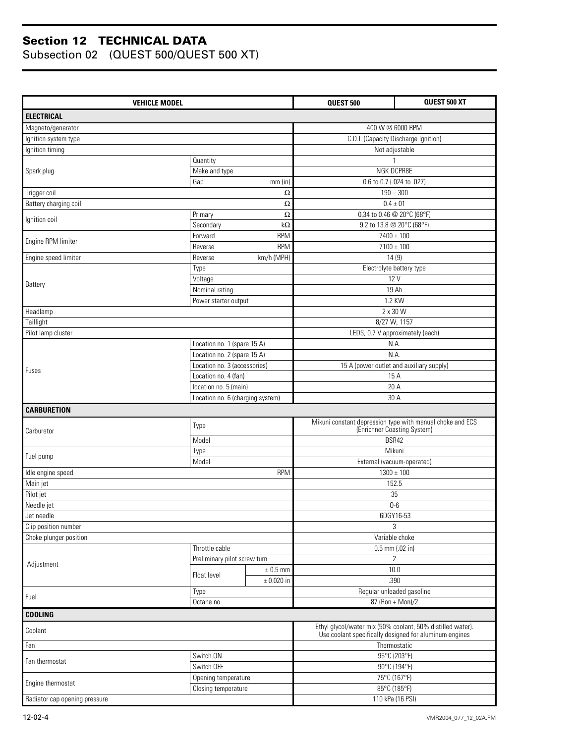# Section 12 TECHNICAL DATA

## Subsection 02 (QUEST 500/QUEST 500 XT)

| VEHICLE MODEL | | | QUEST 500 | QUEST 500 XT |
|---|---|---|---|---|
| **ELECTRICAL** | | | | |
| Magneto/generator | | | 400 W @ 6000 RPM | |
| Ignition system type | | | C.D.I. (Capacity Discharge Ignition) | |
| Ignition timing | | | Not adjustable | |
| Spark plug | Quantity | | 1 | |
| | Make and type | | NGK DCPR8E | |
| | Gap | mm (in) | 0.6 to 0.7 (.024 to .027) | |
| Trigger coil | | Ω | 190 – 300 | |
| Battery charging coil | | Ω | 0.4 ± 01 | |
| Ignition coil | Primary | Ω | 0.34 to 0.46 @ 20°C (68°F) | |
| | Secondary | kΩ | 9.2 to 13.8 @ 20°C (68°F) | |
| Engine RPM limiter | Forward | RPM | 7400 ± 100 | |
| | Reverse | RPM | 7100 ± 100 | |
| Engine speed limiter | Reverse | km/h (MPH) | 14 (9) | |
| Battery | Type | | Electrolyte battery type | |
| | Voltage | | 12 V | |
| | Nominal rating | | 19 Ah | |
| | Power starter output | | 1.2 KW | |
| Headlamp | | | 2 x 30 W | |
| Taillight | | | 8/27 W, 1157 | |
| Pilot lamp cluster | | | LEDS, 0.7 V approximately (each) | |
| Fuses | Location no. 1 (spare 15 A) | | N.A. | |
| | Location no. 2 (spare 15 A) | | N.A. | |
| | Location no. 3 (accessories) | | 15 A (power outlet and auxiliary supply) | |
| | Location no. 4 (fan) | | 15 A | |
| | location no. 5 (main) | | 20 A | |
| | Location no. 6 (charging system) | | 30 A | |
| **CARBURETION** | | | | |
| Carburetor | Type | | Mikuni constant depression type with manual choke and ECS (Enrichner Coasting System) | |
| | Model | | BSR42 | |
| Fuel pump | Type | | Mikuni | |
| | Model | | External (vacuum-operated) | |
| Idle engine speed | | RPM | 1300 ± 100 | |
| Main jet | | | 152.5 | |
| Pilot jet | | | 35 | |
| Needle jet | | | O-6 | |
| Jet needle | | | 6DGY16-53 | |
| Clip position number | | | 3 | |
| Choke plunger position | | | Variable choke | |
| Adjustment | Throttle cable | | 0.5 mm (.02 in) | |
| | Preliminary pilot screw turn | | 2 | |
| | Float level | ± 0.5 mm | 10.0 | |
| | | ± 0.020 in | .390 | |
| Fuel | Type | | Regular unleaded gasoline | |
| | Octane no. | | 87 (Ron + Mon)/2 | |
| **COOLING** | | | | |
| Coolant | | | Ethyl glycol/water mix (50% coolant, 50% distilled water). Use coolant specifically designed for aluminum engines | |
| Fan | | | Thermostatic | |
| Fan thermostat | Switch ON | | 95°C (203°F) | |
| | Switch OFF | | 90°C (194°F) | |
| Engine thermostat | Opening temperature | | 75°C (167°F) | |
| | Closing temperature | | 85°C (185°F) | |
| Radiator cap opening pressure | | | 110 kPa (16 PSI) | |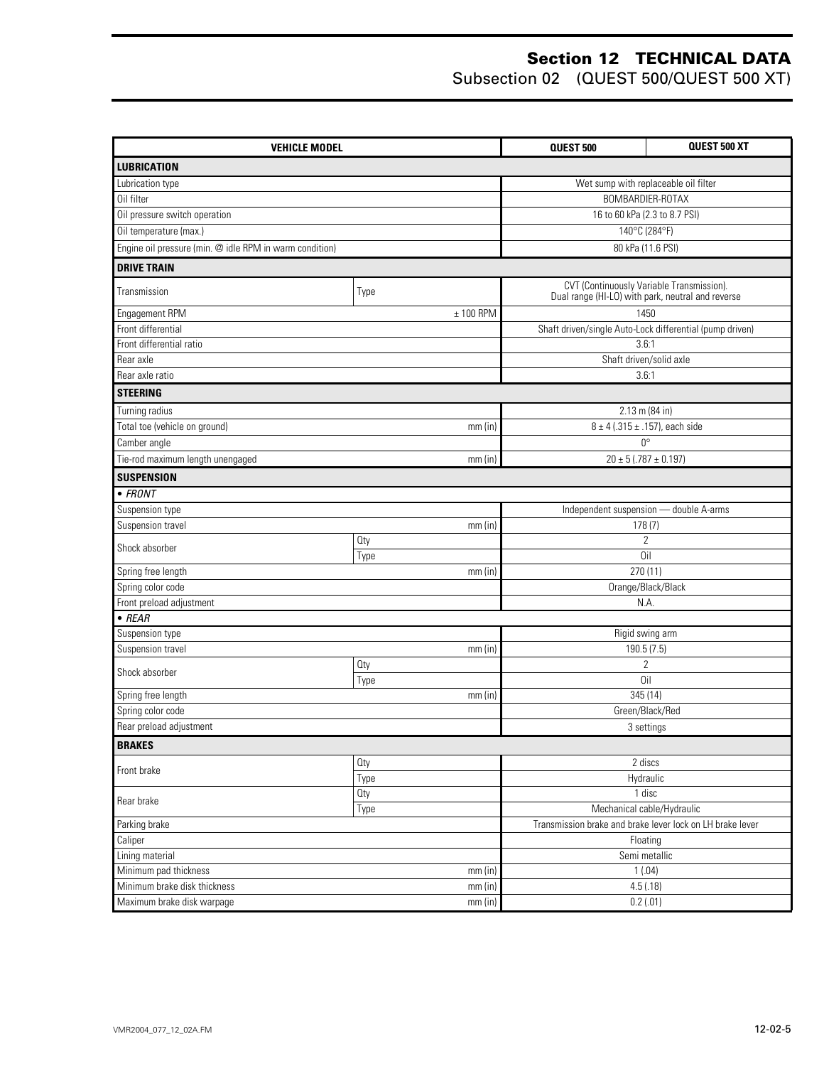# Section 12 TECHNICAL DATA

## Subsection 02 (QUEST 500/QUEST 500 XT)

| VEHICLE MODEL | | QUEST 500 | QUEST 500 XT |
|---|---|---|---|
| **LUBRICATION** | | | |
| Lubrication type | | Wet sump with replaceable oil filter | |
| Oil filter | | BOMBARDIER-ROTAX | |
| Oil pressure switch operation | | 16 to 60 kPa (2.3 to 8.7 PSI) | |
| Oil temperature (max.) | | 140°C (284°F) | |
| Engine oil pressure (min. @ idle RPM in warm condition) | | 80 kPa (11.6 PSI) | |
| **DRIVE TRAIN** | | | |
| Transmission | Type | CVT (Continuously Variable Transmission). Dual range (HI-LO) with park, neutral and reverse | |
| Engagement RPM | ± 100 RPM | 1450 | |
| Front differential | | Shaft driven/single Auto-Lock differential (pump driven) | |
| Front differential ratio | | 3.6:1 | |
| Rear axle | | Shaft driven/solid axle | |
| Rear axle ratio | | 3.6:1 | |
| **STEERING** | | | |
| Turning radius | | 2.13 m (84 in) | |
| Total toe (vehicle on ground) | mm (in) | 8 ± 4 (.315 ± .157), each side | |
| Camber angle | | 0° | |
| Tie-rod maximum length unengaged | mm (in) | 20 ± 5 (.787 ± 0.197) | |
| **SUSPENSION** | | | |
| *• FRONT* | | | |
| Suspension type | | Independent suspension — double A-arms | |
| Suspension travel | mm (in) | 178 (7) | |
| Shock absorber | Qty | 2 | |
| | Type | Oil | |
| Spring free length | mm (in) | 270 (11) | |
| Spring color code | | Orange/Black/Black | |
| Front preload adjustment | | N.A. | |
| *• REAR* | | | |
| Suspension type | | Rigid swing arm | |
| Suspension travel | mm (in) | 190.5 (7.5) | |
| Shock absorber | Qty | 2 | |
| | Type | Oil | |
| Spring free length | mm (in) | 345 (14) | |
| Spring color code | | Green/Black/Red | |
| Rear preload adjustment | | 3 settings | |
| **BRAKES** | | | |
| Front brake | Qty | 2 discs | |
| | Type | Hydraulic | |
| Rear brake | Qty | 1 disc | |
| | Type | Mechanical cable/Hydraulic | |
| Parking brake | | Transmission brake and brake lever lock on LH brake lever | |
| Caliper | | Floating | |
| Lining material | | Semi metallic | |
| Minimum pad thickness | mm (in) | 1 (.04) | |
| Minimum brake disk thickness | mm (in) | 4.5 (.18) | |
| Maximum brake disk warpage | mm (in) | 0.2 (.01) | |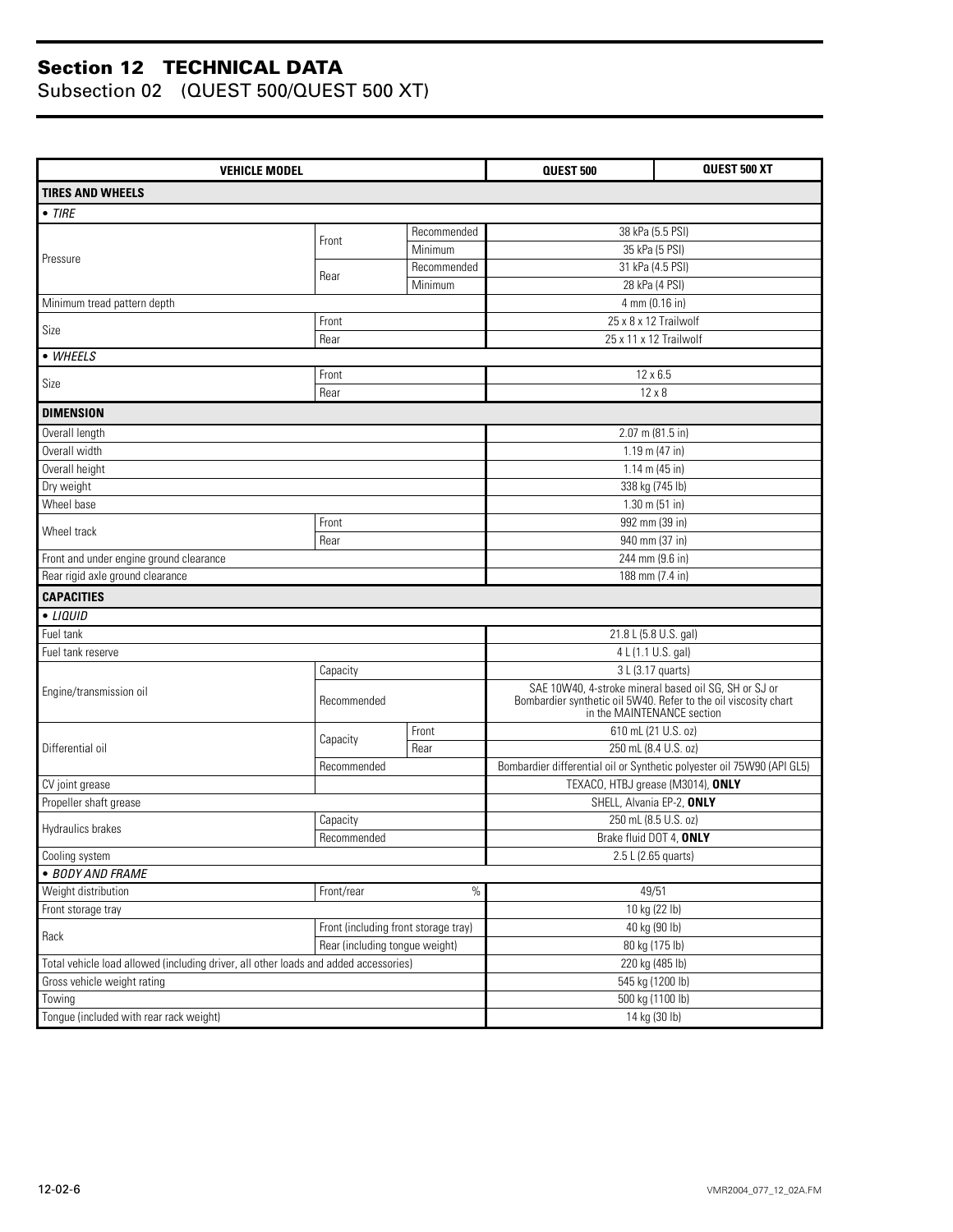## Section 12 TECHNICAL DATA

Subsection 02 (QUEST 500/QUEST 500 XT)

| VEHICLE MODEL | | | QUEST 500 | QUEST 500 XT |
|---|---|---|---|---|
| **TIRES AND WHEELS** | | | | |
| *• TIRE* | | | | |
| Pressure | Front | Recommended | 38 kPa (5.5 PSI) | |
| | | Minimum | 35 kPa (5 PSI) | |
| | Rear | Recommended | 31 kPa (4.5 PSI) | |
| | | Minimum | 28 kPa (4 PSI) | |
| Minimum tread pattern depth | | | 4 mm (0.16 in) | |
| Size | Front | | 25 x 8 x 12 Trailwolf | |
| | Rear | | 25 x 11 x 12 Trailwolf | |
| *• WHEELS* | | | | |
| Size | Front | | 12 x 6.5 | |
| | Rear | | 12 x 8 | |
| **DIMENSION** | | | | |
| Overall length | | | 2.07 m (81.5 in) | |
| Overall width | | | 1.19 m (47 in) | |
| Overall height | | | 1.14 m (45 in) | |
| Dry weight | | | 338 kg (745 lb) | |
| Wheel base | | | 1.30 m (51 in) | |
| Wheel track | Front | | 992 mm (39 in) | |
| | Rear | | 940 mm (37 in) | |
| Front and under engine ground clearance | | | 244 mm (9.6 in) | |
| Rear rigid axle ground clearance | | | 188 mm (7.4 in) | |
| **CAPACITIES** | | | | |
| *• LIQUID* | | | | |
| Fuel tank | | | 21.8 L (5.8 U.S. gal) | |
| Fuel tank reserve | | | 4 L (1.1 U.S. gal) | |
| Engine/transmission oil | Capacity | | 3 L (3.17 quarts) | |
| | Recommended | | SAE 10W40, 4-stroke mineral based oil SG, SH or SJ or Bombardier synthetic oil 5W40. Refer to the oil viscosity chart in the MAINTENANCE section | |
| Differential oil | Capacity | Front | 610 mL (21 U.S. oz) | |
| | | Rear | 250 mL (8.4 U.S. oz) | |
| | Recommended | | Bombardier differential oil or Synthetic polyester oil 75W90 (API GL5) | |
| CV joint grease | | | TEXACO, HTBJ grease (M3014), **ONLY** | |
| Propeller shaft grease | | | SHELL, Alvania EP-2, **ONLY** | |
| Hydraulics brakes | Capacity | | 250 mL (8.5 U.S. oz) | |
| | Recommended | | Brake fluid DOT 4, **ONLY** | |
| Cooling system | | | 2.5 L (2.65 quarts) | |
| *• BODY AND FRAME* | | | | |
| Weight distribution | Front/rear | % | 49/51 | |
| Front storage tray | | | 10 kg (22 lb) | |
| Rack | Front (including front storage tray) | | 40 kg (90 lb) | |
| | Rear (including tongue weight) | | 80 kg (175 lb) | |
| Total vehicle load allowed (including driver, all other loads and added accessories) | | | 220 kg (485 lb) | |
| Gross vehicle weight rating | | | 545 kg (1200 lb) | |
| Towing | | | 500 kg (1100 lb) | |
| Tongue (included with rear rack weight) | | | 14 kg (30 lb) | |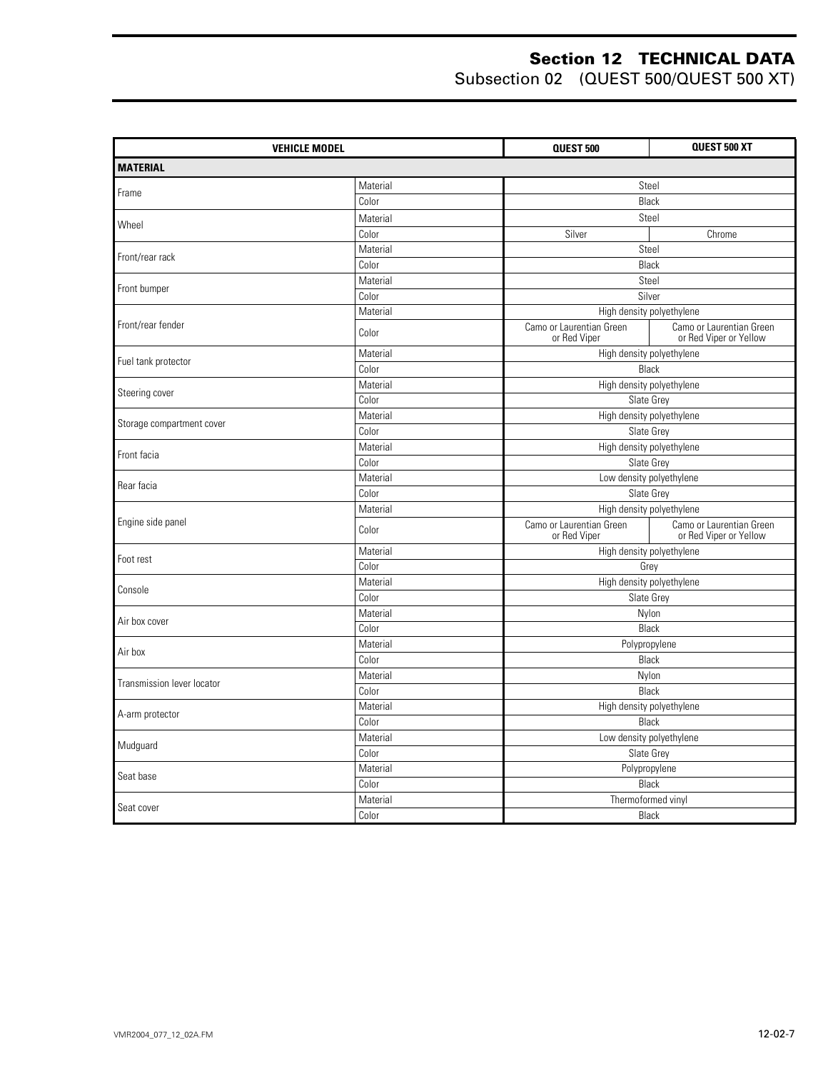| VEHICLE MODEL | | QUEST 500 | QUEST 500 XT |
|---|---|---|---|
| **MATERIAL** | | | |
| Frame | Material | Steel | |
| | Color | Black | |
| Wheel | Material | Steel | |
| | Color | Silver | Chrome |
| Front/rear rack | Material | Steel | |
| | Color | Black | |
| Front bumper | Material | Steel | |
| | Color | Silver | |
| Front/rear fender | Material | High density polyethylene | |
| | Color | Camo or Laurentian Green or Red Viper | Camo or Laurentian Green or Red Viper or Yellow |
| Fuel tank protector | Material | High density polyethylene | |
| | Color | Black | |
| Steering cover | Material | High density polyethylene | |
| | Color | Slate Grey | |
| Storage compartment cover | Material | High density polyethylene | |
| | Color | Slate Grey | |
| Front facia | Material | High density polyethylene | |
| | Color | Slate Grey | |
| Rear facia | Material | Low density polyethylene | |
| | Color | Slate Grey | |
| Engine side panel | Material | High density polyethylene | |
| | Color | Camo or Laurentian Green or Red Viper | Camo or Laurentian Green or Red Viper or Yellow |
| Foot rest | Material | High density polyethylene | |
| | Color | Grey | |
| Console | Material | High density polyethylene | |
| | Color | Slate Grey | |
| Air box cover | Material | Nylon | |
| | Color | Black | |
| Air box | Material | Polypropylene | |
| | Color | Black | |
| Transmission lever locator | Material | Nylon | |
| | Color | Black | |
| A-arm protector | Material | High density polyethylene | |
| | Color | Black | |
| Mudguard | Material | Low density polyethylene | |
| | Color | Slate Grey | |
| Seat base | Material | Polypropylene | |
| | Color | Black | |
| Seat cover | Material | Thermoformed vinyl | |
| | Color | Black | |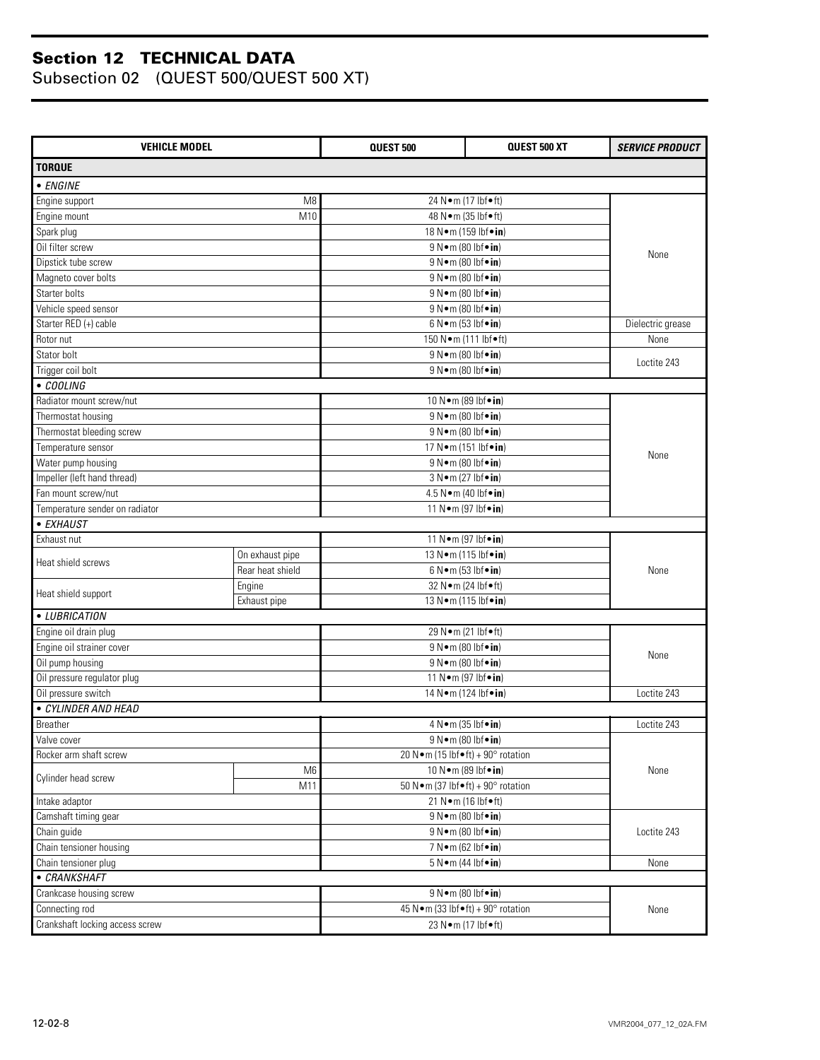## Section 12 TECHNICAL DATA
### Subsection 02 (QUEST 500/QUEST 500 XT)

| VEHICLE MODEL | | QUEST 500 | QUEST 500 XT | *SERVICE PRODUCT* |
|---|---|---|---|---|
| **TORQUE** | | | | |
| • *ENGINE* | | | | |
| Engine support | M8 | 24 N•m (17 lbf•ft) | | None |
| Engine mount | M10 | 48 N•m (35 lbf•ft) | | |
| Spark plug | | 18 N•m (159 lbf•**in**) | | |
| Oil filter screw | | 9 N•m (80 lbf•**in**) | | |
| Dipstick tube screw | | 9 N•m (80 lbf•**in**) | | |
| Magneto cover bolts | | 9 N•m (80 lbf•**in**) | | |
| Starter bolts | | 9 N•m (80 lbf•**in**) | | |
| Vehicle speed sensor | | 9 N•m (80 lbf•**in**) | | |
| Starter RED (+) cable | | 6 N•m (53 lbf•**in**) | | Dielectric grease |
| Rotor nut | | 150 N•m (111 lbf•ft) | | None |
| Stator bolt | | 9 N•m (80 lbf•**in**) | | Loctite 243 |
| Trigger coil bolt | | 9 N•m (80 lbf•**in**) | | |
| • *COOLING* | | | | |
| Radiator mount screw/nut | | 10 N•m (89 lbf•**in**) | | None |
| Thermostat housing | | 9 N•m (80 lbf•**in**) | | |
| Thermostat bleeding screw | | 9 N•m (80 lbf•**in**) | | |
| Temperature sensor | | 17 N•m (151 lbf•**in**) | | |
| Water pump housing | | 9 N•m (80 lbf•**in**) | | |
| Impeller (left hand thread) | | 3 N•m (27 lbf•**in**) | | |
| Fan mount screw/nut | | 4.5 N•m (40 lbf•**in**) | | |
| Temperature sender on radiator | | 11 N•m (97 lbf•**in**) | | |
| • *EXHAUST* | | | | |
| Exhaust nut | | 11 N•m (97 lbf•**in**) | | None |
| Heat shield screws | On exhaust pipe | 13 N•m (115 lbf•**in**) | | |
| | Rear heat shield | 6 N•m (53 lbf•**in**) | | |
| Heat shield support | Engine | 32 N•m (24 lbf•ft) | | |
| | Exhaust pipe | 13 N•m (115 lbf•**in**) | | |
| • *LUBRICATION* | | | | |
| Engine oil drain plug | | 29 N•m (21 lbf•ft) | | None |
| Engine oil strainer cover | | 9 N•m (80 lbf•**in**) | | |
| Oil pump housing | | 9 N•m (80 lbf•**in**) | | |
| Oil pressure regulator plug | | 11 N•m (97 lbf•**in**) | | |
| Oil pressure switch | | 14 N•m (124 lbf•**in**) | | Loctite 243 |
| • *CYLINDER AND HEAD* | | | | |
| Breather | | 4 N•m (35 lbf•**in**) | | Loctite 243 |
| Valve cover | | 9 N•m (80 lbf•**in**) | | None |
| Rocker arm shaft screw | | 20 N•m (15 lbf•ft) + 90° rotation | | |
| Cylinder head screw | M6 | 10 N•m (89 lbf•**in**) | | |
| | M11 | 50 N•m (37 lbf•ft) + 90° rotation | | |
| Intake adaptor | | 21 N•m (16 lbf•ft) | | |
| Camshaft timing gear | | 9 N•m (80 lbf•**in**) | | Loctite 243 |
| Chain guide | | 9 N•m (80 lbf•**in**) | | |
| Chain tensioner housing | | 7 N•m (62 lbf•**in**) | | |
| Chain tensioner plug | | 5 N•m (44 lbf•**in**) | | None |
| • *CRANKSHAFT* | | | | |
| Crankcase housing screw | | 9 N•m (80 lbf•**in**) | | None |
| Connecting rod | | 45 N•m (33 lbf•ft) + 90° rotation | | |
| Crankshaft locking access screw | | 23 N•m (17 lbf•ft) | | |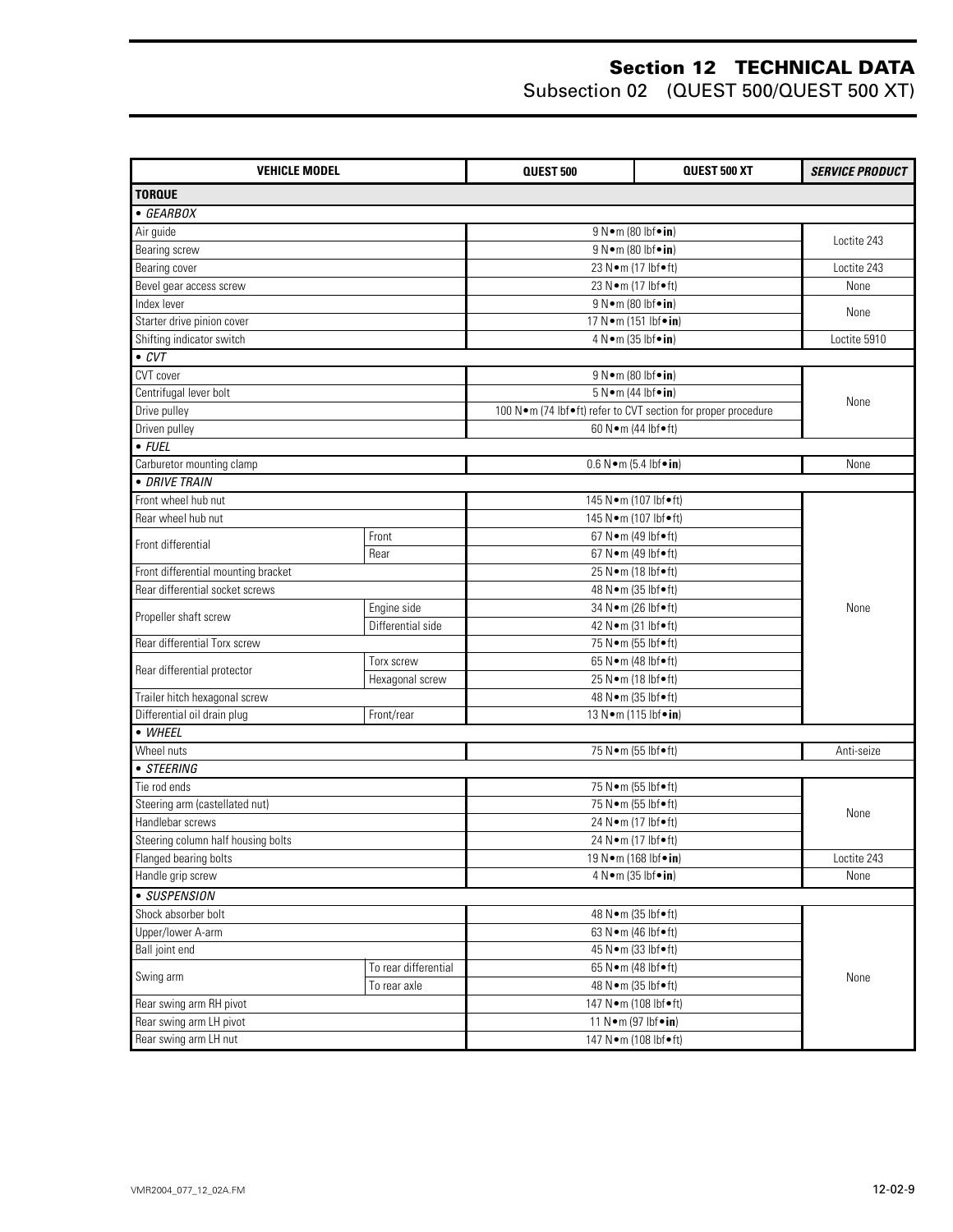# Section 12 TECHNICAL DATA

Subsection 02 (QUEST 500/QUEST 500 XT)

| VEHICLE MODEL | | QUEST 500 | QUEST 500 XT | *SERVICE PRODUCT* |
|---|---|---|---|---|
| **TORQUE** | | | | |
| • *GEARBOX* | | | | |
| Air guide | | 9 N•m (80 lbf•**in**) | | Loctite 243 |
| Bearing screw | | 9 N•m (80 lbf•**in**) | | |
| Bearing cover | | 23 N•m (17 lbf•ft) | | Loctite 243 |
| Bevel gear access screw | | 23 N•m (17 lbf•ft) | | None |
| Index lever | | 9 N•m (80 lbf•**in**) | | None |
| Starter drive pinion cover | | 17 N•m (151 lbf•**in**) | | |
| Shifting indicator switch | | 4 N•m (35 lbf•**in**) | | Loctite 5910 |
| • *CVT* | | | | |
| CVT cover | | 9 N•m (80 lbf•**in**) | | None |
| Centrifugal lever bolt | | 5 N•m (44 lbf•**in**) | | |
| Drive pulley | | 100 N•m (74 lbf•ft) refer to CVT section for proper procedure | | |
| Driven pulley | | 60 N•m (44 lbf•ft) | | |
| • *FUEL* | | | | |
| Carburetor mounting clamp | | 0.6 N•m (5.4 lbf•**in**) | | None |
| • *DRIVE TRAIN* | | | | |
| Front wheel hub nut | | 145 N•m (107 lbf•ft) | | None |
| Rear wheel hub nut | | 145 N•m (107 lbf•ft) | | |
| Front differential | Front | 67 N•m (49 lbf•ft) | | |
| | Rear | 67 N•m (49 lbf•ft) | | |
| Front differential mounting bracket | | 25 N•m (18 lbf•ft) | | |
| Rear differential socket screws | | 48 N•m (35 lbf•ft) | | |
| Propeller shaft screw | Engine side | 34 N•m (26 lbf•ft) | | |
| | Differential side | 42 N•m (31 lbf•ft) | | |
| Rear differential Torx screw | | 75 N•m (55 lbf•ft) | | |
| Rear differential protector | Torx screw | 65 N•m (48 lbf•ft) | | |
| | Hexagonal screw | 25 N•m (18 lbf•ft) | | |
| Trailer hitch hexagonal screw | | 48 N•m (35 lbf•ft) | | |
| Differential oil drain plug | Front/rear | 13 N•m (115 lbf•**in**) | | |
| • *WHEEL* | | | | |
| Wheel nuts | | 75 N•m (55 lbf•ft) | | Anti-seize |
| • *STEERING* | | | | |
| Tie rod ends | | 75 N•m (55 lbf•ft) | | None |
| Steering arm (castellated nut) | | 75 N•m (55 lbf•ft) | | |
| Handlebar screws | | 24 N•m (17 lbf•ft) | | |
| Steering column half housing bolts | | 24 N•m (17 lbf•ft) | | |
| Flanged bearing bolts | | 19 N•m (168 lbf•**in**) | | Loctite 243 |
| Handle grip screw | | 4 N•m (35 lbf•**in**) | | None |
| • *SUSPENSION* | | | | |
| Shock absorber bolt | | 48 N•m (35 lbf•ft) | | None |
| Upper/lower A-arm | | 63 N•m (46 lbf•ft) | | |
| Ball joint end | | 45 N•m (33 lbf•ft) | | |
| Swing arm | To rear differential | 65 N•m (48 lbf•ft) | | |
| | To rear axle | 48 N•m (35 lbf•ft) | | |
| Rear swing arm RH pivot | | 147 N•m (108 lbf•ft) | | |
| Rear swing arm LH pivot | | 11 N•m (97 lbf•**in**) | | |
| Rear swing arm LH nut | | 147 N•m (108 lbf•ft) | | |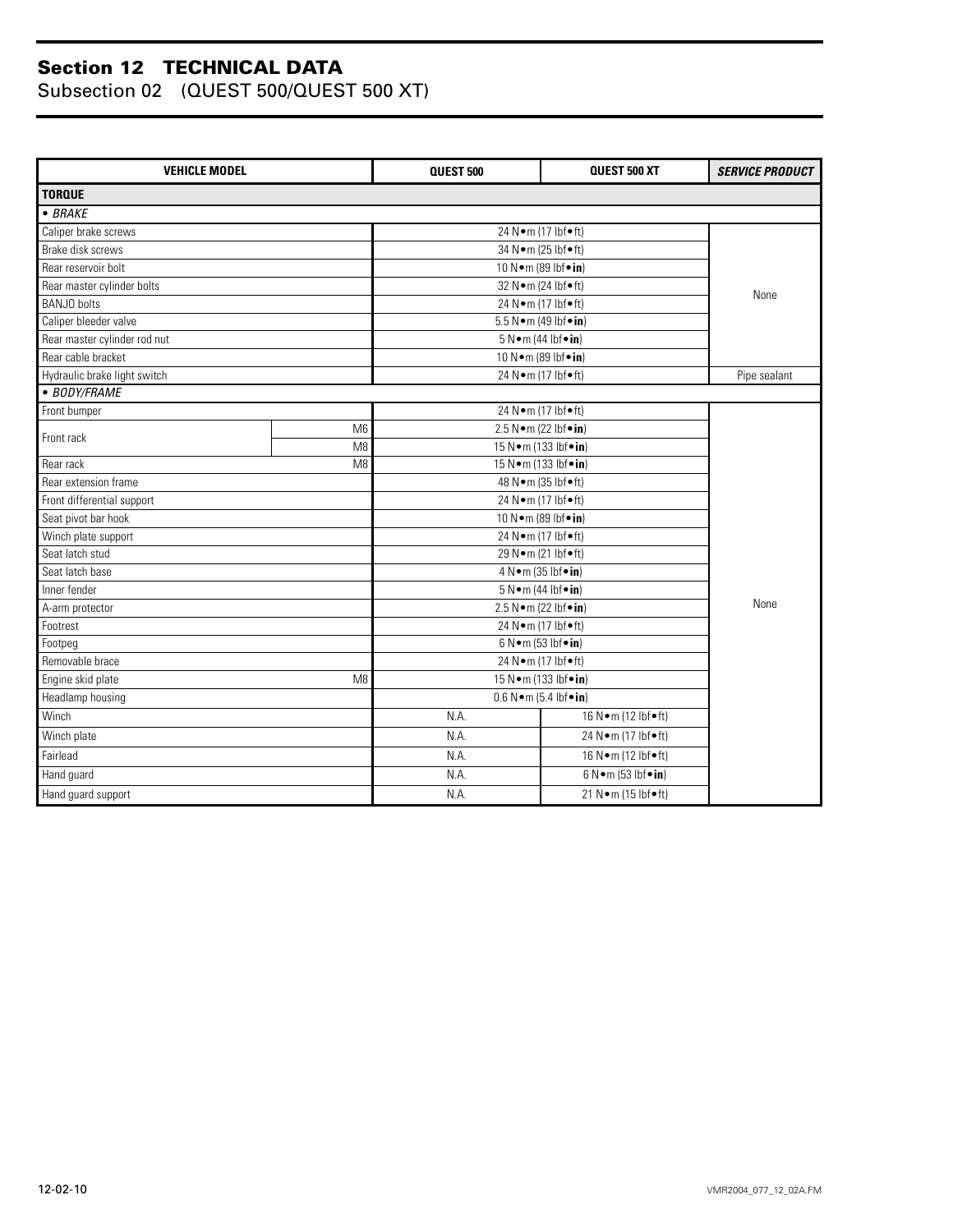## Section 12 TECHNICAL DATA

Subsection 02 (QUEST 500/QUEST 500 XT)

| VEHICLE MODEL | | QUEST 500 | QUEST 500 XT | *SERVICE PRODUCT* |
|---|---|---|---|---|
| **TORQUE** | | | | |
| *• BRAKE* | | | | |
| Caliper brake screws | | 24 N•m (17 lbf•ft) | | None |
| Brake disk screws | | 34 N•m (25 lbf•ft) | | |
| Rear reservoir bolt | | 10 N•m (89 lbf•**in**) | | |
| Rear master cylinder bolts | | 32 N•m (24 lbf•ft) | | |
| BANJO bolts | | 24 N•m (17 lbf•ft) | | |
| Caliper bleeder valve | | 5.5 N•m (49 lbf•**in**) | | |
| Rear master cylinder rod nut | | 5 N•m (44 lbf•**in**) | | |
| Rear cable bracket | | 10 N•m (89 lbf•**in**) | | |
| Hydraulic brake light switch | | 24 N•m (17 lbf•ft) | | Pipe sealant |
| *• BODY/FRAME* | | | | |
| Front bumper | | 24 N•m (17 lbf•ft) | | None |
| Front rack | M6 | 2.5 N•m (22 lbf•**in**) | | |
| | M8 | 15 N•m (133 lbf•**in**) | | |
| Rear rack | M8 | 15 N•m (133 lbf•**in**) | | |
| Rear extension frame | | 48 N•m (35 lbf•ft) | | |
| Front differential support | | 24 N•m (17 lbf•ft) | | |
| Seat pivot bar hook | | 10 N•m (89 lbf•**in**) | | |
| Winch plate support | | 24 N•m (17 lbf•ft) | | |
| Seat latch stud | | 29 N•m (21 lbf•ft) | | |
| Seat latch base | | 4 N•m (35 lbf•**in**) | | |
| Inner fender | | 5 N•m (44 lbf•**in**) | | |
| A-arm protector | | 2.5 N•m (22 lbf•**in**) | | |
| Footrest | | 24 N•m (17 lbf•ft) | | |
| Footpeg | | 6 N•m (53 lbf•**in**) | | |
| Removable brace | | 24 N•m (17 lbf•ft) | | |
| Engine skid plate | M8 | 15 N•m (133 lbf•**in**) | | |
| Headlamp housing | | 0.6 N•m (5.4 lbf•**in**) | | |
| Winch | | N.A. | 16 N•m (12 lbf•ft) | |
| Winch plate | | N.A. | 24 N•m (17 lbf•ft) | |
| Fairlead | | N.A. | 16 N•m (12 lbf•ft) | |
| Hand guard | | N.A. | 6 N•m (53 lbf•**in**) | |
| Hand guard support | | N.A. | 21 N•m (15 lbf•ft) | |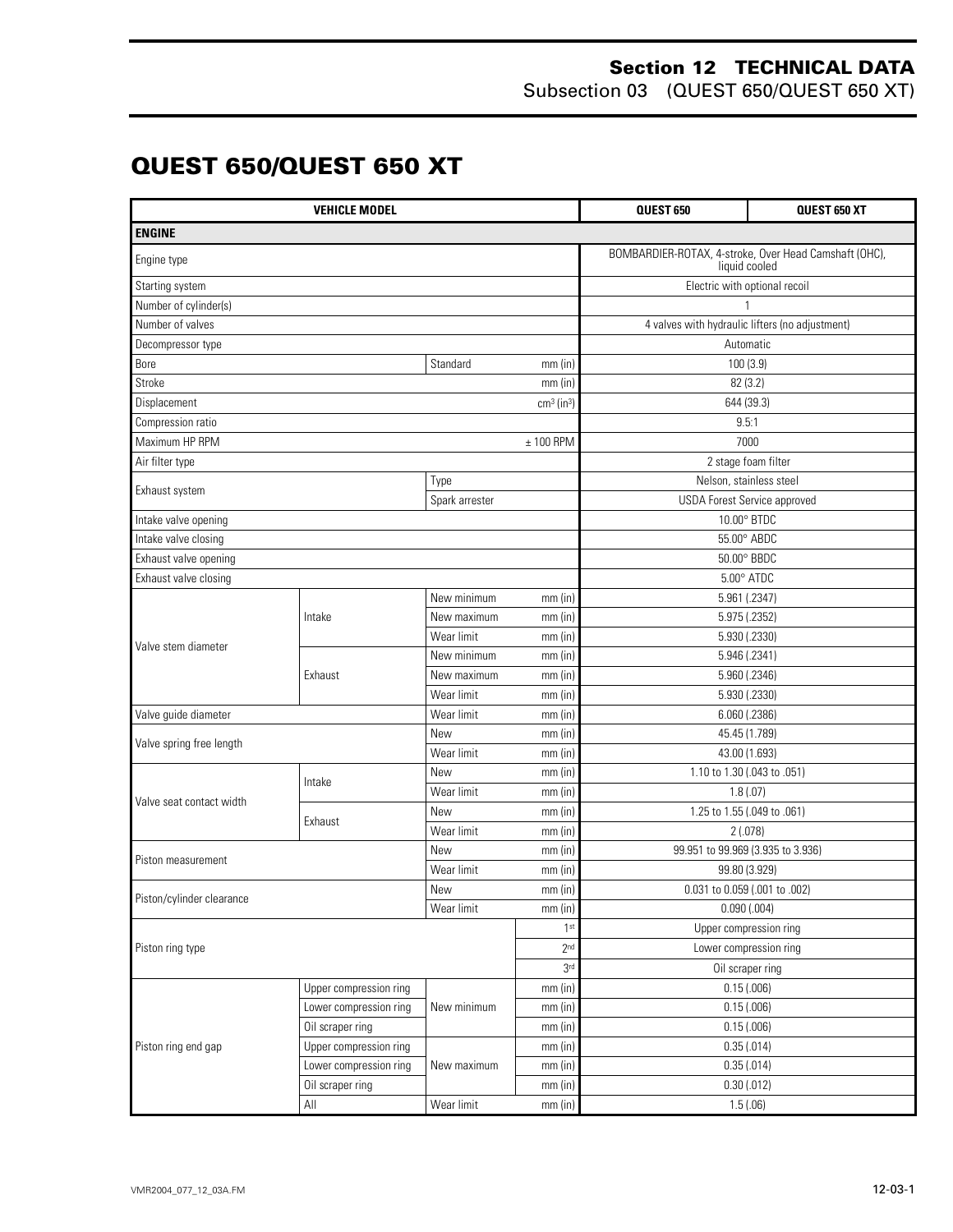# QUEST 650/QUEST 650 XT

| VEHICLE MODEL | | | | QUEST 650 | QUEST 650 XT |
|---|---|---|---|---|---|
| **ENGINE** | | | | | |
| Engine type | | | | BOMBARDIER-ROTAX, 4-stroke, Over Head Camshaft (OHC), liquid cooled | |
| Starting system | | | | Electric with optional recoil | |
| Number of cylinder(s) | | | | 1 | |
| Number of valves | | | | 4 valves with hydraulic lifters (no adjustment) | |
| Decompressor type | | | | Automatic | |
| Bore | | Standard | mm (in) | 100 (3.9) | |
| Stroke | | | mm (in) | 82 (3.2) | |
| Displacement | | | $cm^3$ ($in^3$) | 644 (39.3) | |
| Compression ratio | | | | 9.5:1 | |
| Maximum HP RPM | | | ± 100 RPM | 7000 | |
| Air filter type | | | | 2 stage foam filter | |
| Exhaust system | | Type | | Nelson, stainless steel | |
| | | Spark arrester | | USDA Forest Service approved | |
| Intake valve opening | | | | 10.00° BTDC | |
| Intake valve closing | | | | 55.00° ABDC | |
| Exhaust valve opening | | | | 50.00° BBDC | |
| Exhaust valve closing | | | | 5.00° ATDC | |
| Valve stem diameter | Intake | New minimum | mm (in) | 5.961 (.2347) | |
| | | New maximum | mm (in) | 5.975 (.2352) | |
| | | Wear limit | mm (in) | 5.930 (.2330) | |
| | Exhaust | New minimum | mm (in) | 5.946 (.2341) | |
| | | New maximum | mm (in) | 5.960 (.2346) | |
| | | Wear limit | mm (in) | 5.930 (.2330) | |
| Valve guide diameter | | Wear limit | mm (in) | 6.060 (.2386) | |
| Valve spring free length | | New | mm (in) | 45.45 (1.789) | |
| | | Wear limit | mm (in) | 43.00 (1.693) | |
| Valve seat contact width | Intake | New | mm (in) | 1.10 to 1.30 (.043 to .051) | |
| | | Wear limit | mm (in) | 1.8 (.07) | |
| | Exhaust | New | mm (in) | 1.25 to 1.55 (.049 to .061) | |
| | | Wear limit | mm (in) | 2 (.078) | |
| Piston measurement | | New | mm (in) | 99.951 to 99.969 (3.935 to 3.936) | |
| | | Wear limit | mm (in) | 99.80 (3.929) | |
| Piston/cylinder clearance | | New | mm (in) | 0.031 to 0.059 (.001 to .002) | |
| | | Wear limit | mm (in) | 0.090 (.004) | |
| Piston ring type | | | 1st | Upper compression ring | |
| | | | 2nd | Lower compression ring | |
| | | | 3rd | Oil scraper ring | |
| Piston ring end gap | Upper compression ring | New minimum | mm (in) | 0.15 (.006) | |
| | Lower compression ring | | mm (in) | 0.15 (.006) | |
| | Oil scraper ring | | mm (in) | 0.15 (.006) | |
| | Upper compression ring | New maximum | mm (in) | 0.35 (.014) | |
| | Lower compression ring | | mm (in) | 0.35 (.014) | |
| | Oil scraper ring | | mm (in) | 0.30 (.012) | |
| | All | Wear limit | mm (in) | 1.5 (.06) | |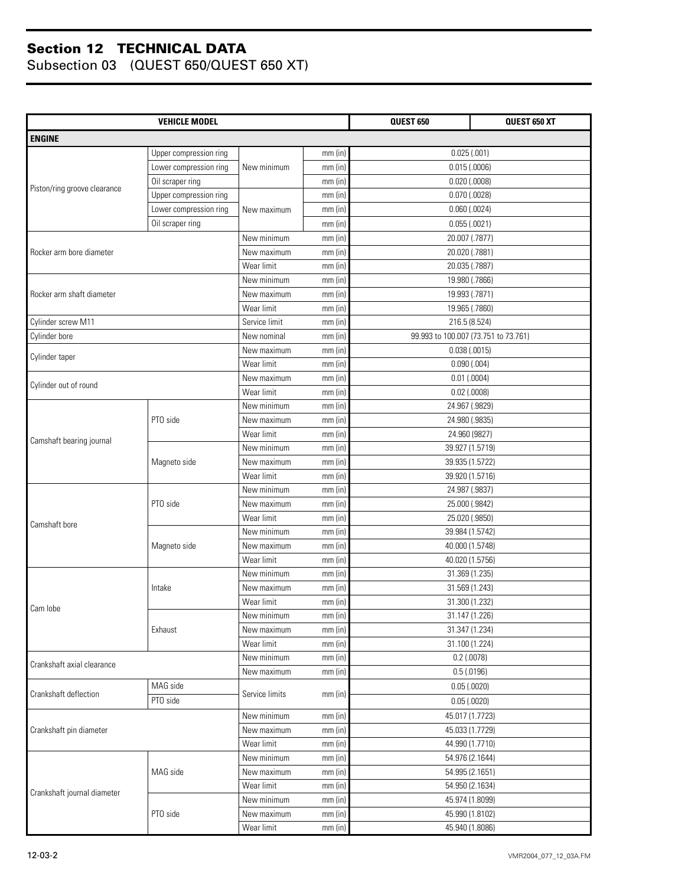## Section 12 TECHNICAL DATA
### Subsection 03 (QUEST 650/QUEST 650 XT)

| VEHICLE MODEL | | | | QUEST 650 | QUEST 650 XT |
|---|---|---|---|---|---|
| **ENGINE** | | | | | |
| Piston/ring groove clearance | Upper compression ring | New minimum | mm (in) | 0.025 (.001) | |
| | Lower compression ring | | mm (in) | 0.015 (.0006) | |
| | Oil scraper ring | | mm (in) | 0.020 (.0008) | |
| | Upper compression ring | New maximum | mm (in) | 0.070 (.0028) | |
| | Lower compression ring | | mm (in) | 0.060 (.0024) | |
| | Oil scraper ring | | mm (in) | 0.055 (.0021) | |
| Rocker arm bore diameter | | New minimum | mm (in) | 20.007 (.7877) | |
| | | New maximum | mm (in) | 20.020 (.7881) | |
| | | Wear limit | mm (in) | 20.035 (.7887) | |
| Rocker arm shaft diameter | | New minimum | mm (in) | 19.980 (.7866) | |
| | | New maximum | mm (in) | 19.993 (.7871) | |
| | | Wear limit | mm (in) | 19.965 (.7860) | |
| Cylinder screw M11 | | Service limit | mm (in) | 216.5 (8.524) | |
| Cylinder bore | | New nominal | mm (in) | 99.993 to 100.007 (73.751 to 73.761) | |
| Cylinder taper | | New maximum | mm (in) | 0.038 (.0015) | |
| | | Wear limit | mm (in) | 0.090 (.004) | |
| Cylinder out of round | | New maximum | mm (in) | 0.01 (.0004) | |
| | | Wear limit | mm (in) | 0.02 (.0008) | |
| Camshaft bearing journal | PTO side | New minimum | mm (in) | 24.967 (.9829) | |
| | | New maximum | mm (in) | 24.980 (.9835) | |
| | | Wear limit | mm (in) | 24.960 (9827) | |
| | Magneto side | New minimum | mm (in) | 39.927 (1.5719) | |
| | | New maximum | mm (in) | 39.935 (1.5722) | |
| | | Wear limit | mm (in) | 39.920 (1.5716) | |
| Camshaft bore | PTO side | New minimum | mm (in) | 24.987 (.9837) | |
| | | New maximum | mm (in) | 25.000 (.9842) | |
| | | Wear limit | mm (in) | 25.020 (.9850) | |
| | Magneto side | New minimum | mm (in) | 39.984 (1.5742) | |
| | | New maximum | mm (in) | 40.000 (1.5748) | |
| | | Wear limit | mm (in) | 40.020 (1.5756) | |
| Cam lobe | Intake | New minimum | mm (in) | 31.369 (1.235) | |
| | | New maximum | mm (in) | 31.569 (1.243) | |
| | | Wear limit | mm (in) | 31.300 (1.232) | |
| | Exhaust | New minimum | mm (in) | 31.147 (1.226) | |
| | | New maximum | mm (in) | 31.347 (1.234) | |
| | | Wear limit | mm (in) | 31.100 (1.224) | |
| Crankshaft axial clearance | | New minimum | mm (in) | 0.2 (.0078) | |
| | | New maximum | mm (in) | 0.5 (.0196) | |
| Crankshaft deflection | MAG side | Service limits | mm (in) | 0.05 (.0020) | |
| | PTO side | | | 0.05 (.0020) | |
| Crankshaft pin diameter | | New minimum | mm (in) | 45.017 (1.7723) | |
| | | New maximum | mm (in) | 45.033 (1.7729) | |
| | | Wear limit | mm (in) | 44.990 (1.7710) | |
| Crankshaft journal diameter | MAG side | New minimum | mm (in) | 54.976 (2.1644) | |
| | | New maximum | mm (in) | 54.995 (2.1651) | |
| | | Wear limit | mm (in) | 54.950 (2.1634) | |
| | PTO side | New minimum | mm (in) | 45.974 (1.8099) | |
| | | New maximum | mm (in) | 45.990 (1.8102) | |
| | | Wear limit | mm (in) | 45.940 (1.8086) | |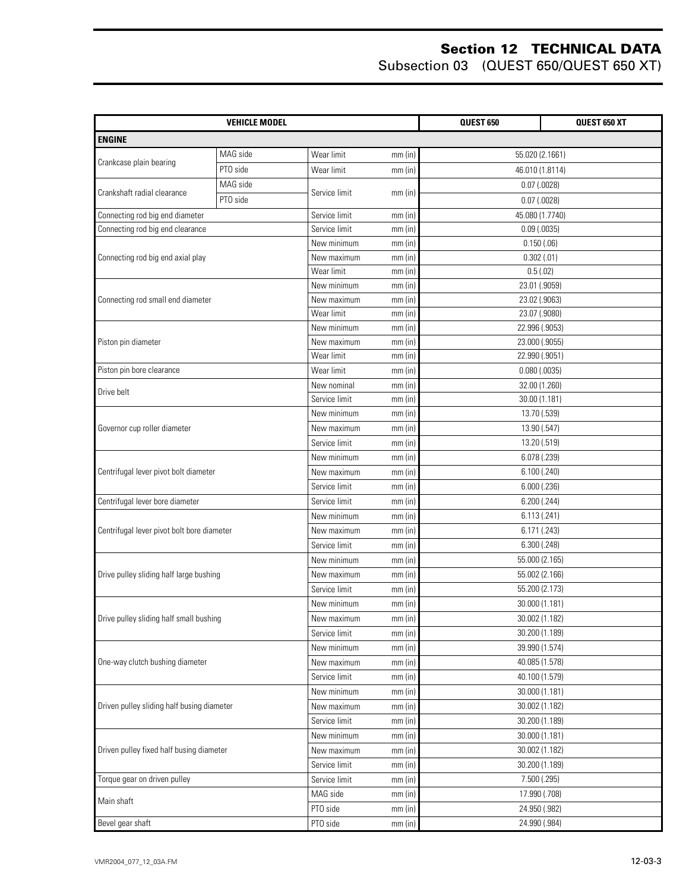## Section 12 TECHNICAL DATA
### Subsection 03 (QUEST 650/QUEST 650 XT)

| VEHICLE MODEL | | | | QUEST 650 | QUEST 650 XT |
|---|---|---|---|---|---|
| **ENGINE** | | | | | |
| Crankcase plain bearing | MAG side | Wear limit | mm (in) | 55.020 (2.1661) | |
| | PTO side | Wear limit | mm (in) | 46.010 (1.8114) | |
| Crankshaft radial clearance | MAG side | Service limit | mm (in) | 0.07 (.0028) | |
| | PTO side | | | 0.07 (.0028) | |
| Connecting rod big end diameter | | Service limit | mm (in) | 45.080 (1.7740) | |
| Connecting rod big end clearance | | Service limit | mm (in) | 0.09 (.0035) | |
| Connecting rod big end axial play | | New minimum | mm (in) | 0.150 (.06) | |
| | | New maximum | mm (in) | 0.302 (.01) | |
| | | Wear limit | mm (in) | 0.5 (.02) | |
| Connecting rod small end diameter | | New minimum | mm (in) | 23.01 (.9059) | |
| | | New maximum | mm (in) | 23.02 (.9063) | |
| | | Wear limit | mm (in) | 23.07 (.9080) | |
| Piston pin diameter | | New minimum | mm (in) | 22.996 (.9053) | |
| | | New maximum | mm (in) | 23.000 (.9055) | |
| | | Wear limit | mm (in) | 22.990 (.9051) | |
| Piston pin bore clearance | | Wear limit | mm (in) | 0.080 (.0035) | |
| Drive belt | | New nominal | mm (in) | 32.00 (1.260) | |
| | | Service limit | mm (in) | 30.00 (1.181) | |
| Governor cup roller diameter | | New minimum | mm (in) | 13.70 (.539) | |
| | | New maximum | mm (in) | 13.90 (.547) | |
| | | Service limit | mm (in) | 13.20 (.519) | |
| Centrifugal lever pivot bolt diameter | | New minimum | mm (in) | 6.078 (.239) | |
| | | New maximum | mm (in) | 6.100 (.240) | |
| | | Service limit | mm (in) | 6.000 (.236) | |
| Centrifugal lever bore diameter | | Service limit | mm (in) | 6.200 (.244) | |
| Centrifugal lever pivot bolt bore diameter | | New minimum | mm (in) | 6.113 (.241) | |
| | | New maximum | mm (in) | 6.171 (.243) | |
| | | Service limit | mm (in) | 6.300 (.248) | |
| Drive pulley sliding half large bushing | | New minimum | mm (in) | 55.000 (2.165) | |
| | | New maximum | mm (in) | 55.002 (2.166) | |
| | | Service limit | mm (in) | 55.200 (2.173) | |
| Drive pulley sliding half small bushing | | New minimum | mm (in) | 30.000 (1.181) | |
| | | New maximum | mm (in) | 30.002 (1.182) | |
| | | Service limit | mm (in) | 30.200 (1.189) | |
| One-way clutch bushing diameter | | New minimum | mm (in) | 39.990 (1.574) | |
| | | New maximum | mm (in) | 40.085 (1.578) | |
| | | Service limit | mm (in) | 40.100 (1.579) | |
| Driven pulley sliding half busing diameter | | New minimum | mm (in) | 30.000 (1.181) | |
| | | New maximum | mm (in) | 30.002 (1.182) | |
| | | Service limit | mm (in) | 30.200 (1.189) | |
| Driven pulley fixed half busing diameter | | New minimum | mm (in) | 30.000 (1.181) | |
| | | New maximum | mm (in) | 30.002 (1.182) | |
| | | Service limit | mm (in) | 30.200 (1.189) | |
| Torque gear on driven pulley | | Service limit | mm (in) | 7.500 (.295) | |
| Main shaft | | MAG side | mm (in) | 17.990 (.708) | |
| | | PTO side | mm (in) | 24.950 (.982) | |
| Bevel gear shaft | | PTO side | mm (in) | 24.990 (.984) | |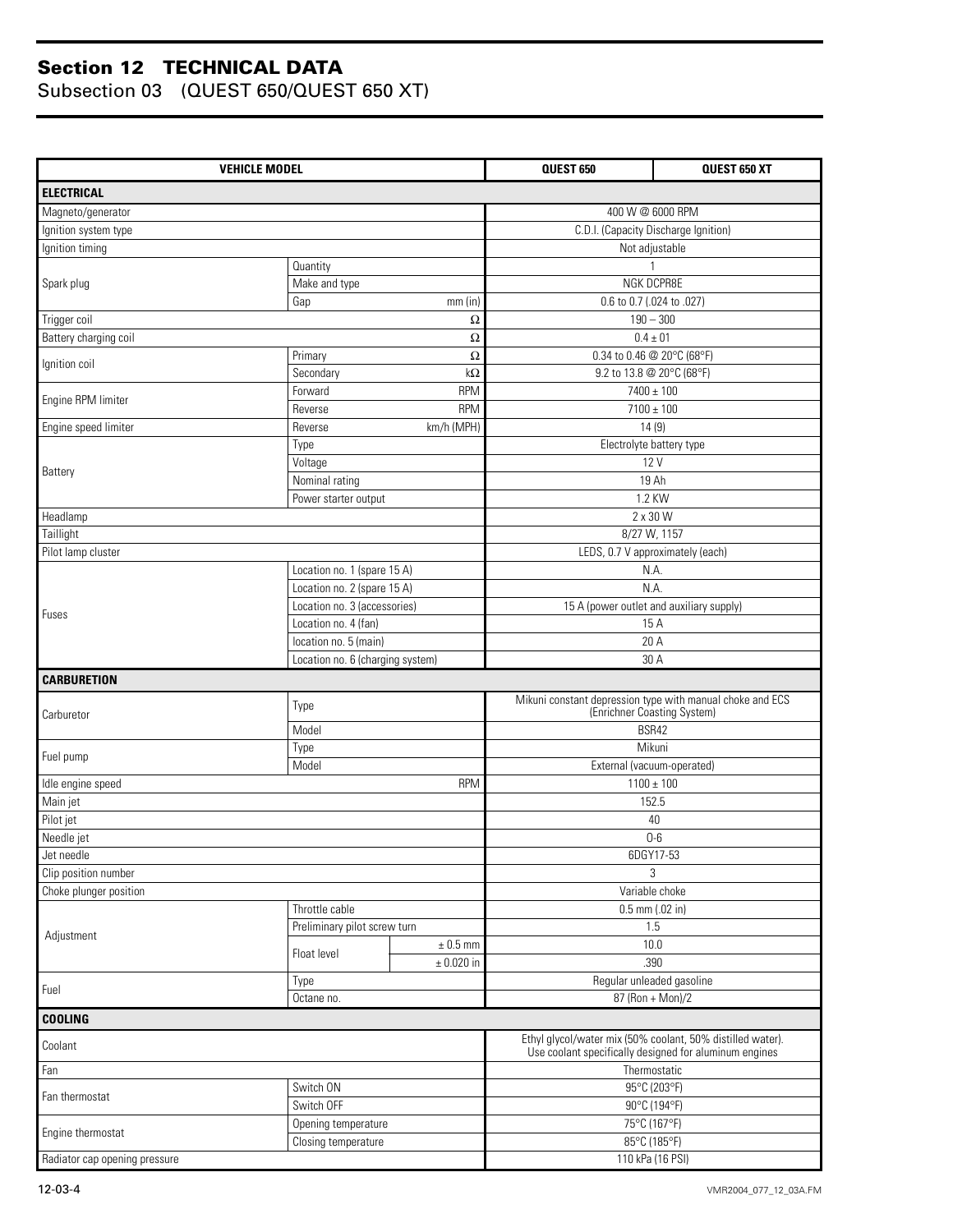## Section 12 TECHNICAL DATA
### Subsection 03 (QUEST 650/QUEST 650 XT)

| VEHICLE MODEL | | | QUEST 650 | QUEST 650 XT |
|---|---|---|---|---|
| **ELECTRICAL** | | | | |
| Magneto/generator | | | 400 W @ 6000 RPM | |
| Ignition system type | | | C.D.I. (Capacity Discharge Ignition) | |
| Ignition timing | | | Not adjustable | |
| Spark plug | Quantity | | 1 | |
| | Make and type | | NGK DCPR8E | |
| | Gap | mm (in) | 0.6 to 0.7 (.024 to .027) | |
| Trigger coil | | Ω | 190 – 300 | |
| Battery charging coil | | Ω | 0.4 ± 01 | |
| Ignition coil | Primary | Ω | 0.34 to 0.46 @ 20°C (68°F) | |
| | Secondary | kΩ | 9.2 to 13.8 @ 20°C (68°F) | |
| Engine RPM limiter | Forward | RPM | 7400 ± 100 | |
| | Reverse | RPM | 7100 ± 100 | |
| Engine speed limiter | Reverse | km/h (MPH) | 14 (9) | |
| Battery | Type | | Electrolyte battery type | |
| | Voltage | | 12 V | |
| | Nominal rating | | 19 Ah | |
| | Power starter output | | 1.2 KW | |
| Headlamp | | | 2 x 30 W | |
| Taillight | | | 8/27 W, 1157 | |
| Pilot lamp cluster | | | LEDS, 0.7 V approximately (each) | |
| Fuses | Location no. 1 (spare 15 A) | | N.A. | |
| | Location no. 2 (spare 15 A) | | N.A. | |
| | Location no. 3 (accessories) | | 15 A (power outlet and auxiliary supply) | |
| | Location no. 4 (fan) | | 15 A | |
| | location no. 5 (main) | | 20 A | |
| | Location no. 6 (charging system) | | 30 A | |
| **CARBURETION** | | | | |
| Carburetor | Type | | Mikuni constant depression type with manual choke and ECS (Enrichner Coasting System) | |
| | Model | | BSR42 | |
| Fuel pump | Type | | Mikuni | |
| | Model | | External (vacuum-operated) | |
| Idle engine speed | | RPM | 1100 ± 100 | |
| Main jet | | | 152.5 | |
| Pilot jet | | | 40 | |
| Needle jet | | | O-6 | |
| Jet needle | | | 6DGY17-53 | |
| Clip position number | | | 3 | |
| Choke plunger position | | | Variable choke | |
| Adjustment | Throttle cable | | 0.5 mm (.02 in) | |
| | Preliminary pilot screw turn | | 1.5 | |
| | Float level | ± 0.5 mm | 10.0 | |
| | | ± 0.020 in | .390 | |
| Fuel | Type | | Regular unleaded gasoline | |
| | Octane no. | | 87 (Ron + Mon)/2 | |
| **COOLING** | | | | |
| Coolant | | | Ethyl glycol/water mix (50% coolant, 50% distilled water). Use coolant specifically designed for aluminum engines | |
| Fan | | | Thermostatic | |
| Fan thermostat | Switch ON | | 95°C (203°F) | |
| | Switch OFF | | 90°C (194°F) | |
| Engine thermostat | Opening temperature | | 75°C (167°F) | |
| | Closing temperature | | 85°C (185°F) | |
| Radiator cap opening pressure | | | 110 kPa (16 PSI) | |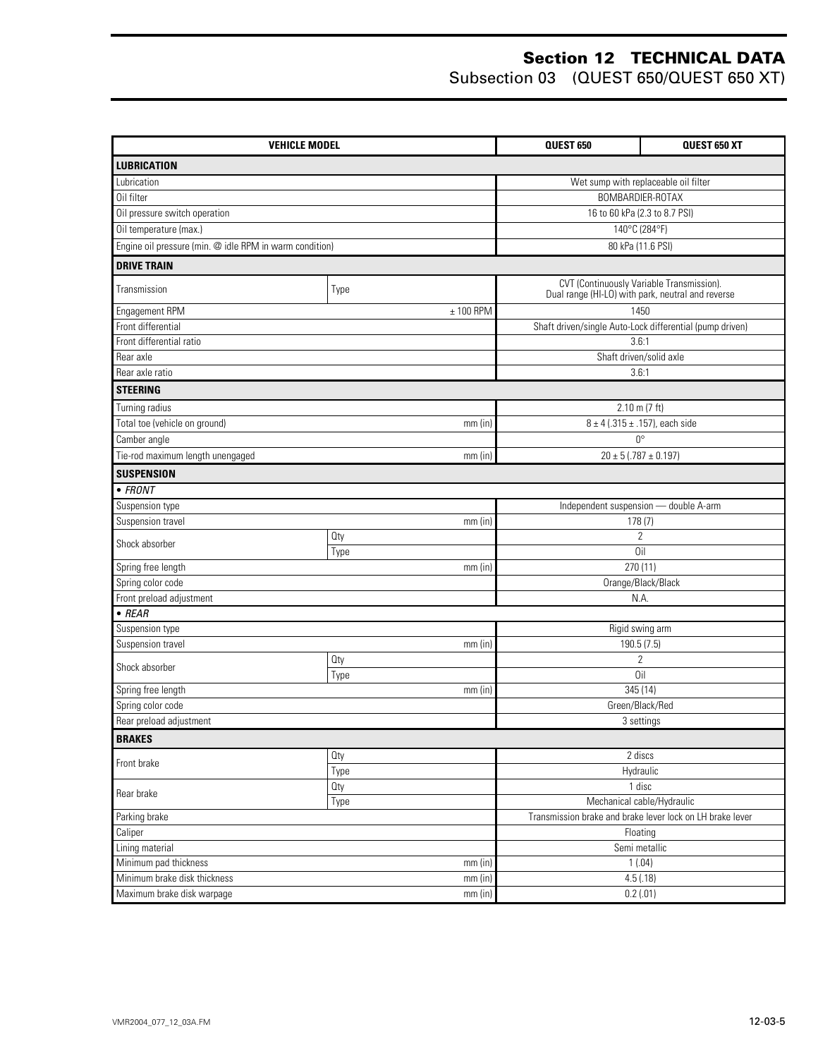# Section 12 TECHNICAL DATA

## Subsection 03 (QUEST 650/QUEST 650 XT)

| VEHICLE MODEL | | | QUEST 650 | QUEST 650 XT |
|---|---|---|---|---|
| **LUBRICATION** | | | | |
| Lubrication | | | Wet sump with replaceable oil filter | |
| Oil filter | | | BOMBARDIER-ROTAX | |
| Oil pressure switch operation | | | 16 to 60 kPa (2.3 to 8.7 PSI) | |
| Oil temperature (max.) | | | 140°C (284°F) | |
| Engine oil pressure (min. @ idle RPM in warm condition) | | | 80 kPa (11.6 PSI) | |
| **DRIVE TRAIN** | | | | |
| Transmission | Type | | CVT (Continuously Variable Transmission). Dual range (HI-LO) with park, neutral and reverse | |
| Engagement RPM | | ± 100 RPM | 1450 | |
| Front differential | | | Shaft driven/single Auto-Lock differential (pump driven) | |
| Front differential ratio | | | 3.6:1 | |
| Rear axle | | | Shaft driven/solid axle | |
| Rear axle ratio | | | 3.6:1 | |
| **STEERING** | | | | |
| Turning radius | | | 2.10 m (7 ft) | |
| Total toe (vehicle on ground) | | mm (in) | 8 ± 4 (.315 ± .157), each side | |
| Camber angle | | | 0° | |
| Tie-rod maximum length unengaged | | mm (in) | 20 ± 5 (.787 ± 0.197) | |
| **SUSPENSION** | | | | |
| *• FRONT* | | | | |
| Suspension type | | | Independent suspension — double A-arm | |
| Suspension travel | | mm (in) | 178 (7) | |
| Shock absorber | Qty | | 2 | |
| | Type | | Oil | |
| Spring free length | | mm (in) | 270 (11) | |
| Spring color code | | | Orange/Black/Black | |
| Front preload adjustment | | | N.A. | |
| *• REAR* | | | | |
| Suspension type | | | Rigid swing arm | |
| Suspension travel | | mm (in) | 190.5 (7.5) | |
| Shock absorber | Qty | | 2 | |
| | Type | | Oil | |
| Spring free length | | mm (in) | 345 (14) | |
| Spring color code | | | Green/Black/Red | |
| Rear preload adjustment | | | 3 settings | |
| **BRAKES** | | | | |
| Front brake | Qty | | 2 discs | |
| | Type | | Hydraulic | |
| Rear brake | Qty | | 1 disc | |
| | Type | | Mechanical cable/Hydraulic | |
| Parking brake | | | Transmission brake and brake lever lock on LH brake lever | |
| Caliper | | | Floating | |
| Lining material | | | Semi metallic | |
| Minimum pad thickness | | mm (in) | 1 (.04) | |
| Minimum brake disk thickness | | mm (in) | 4.5 (.18) | |
| Maximum brake disk warpage | | mm (in) | 0.2 (.01) | |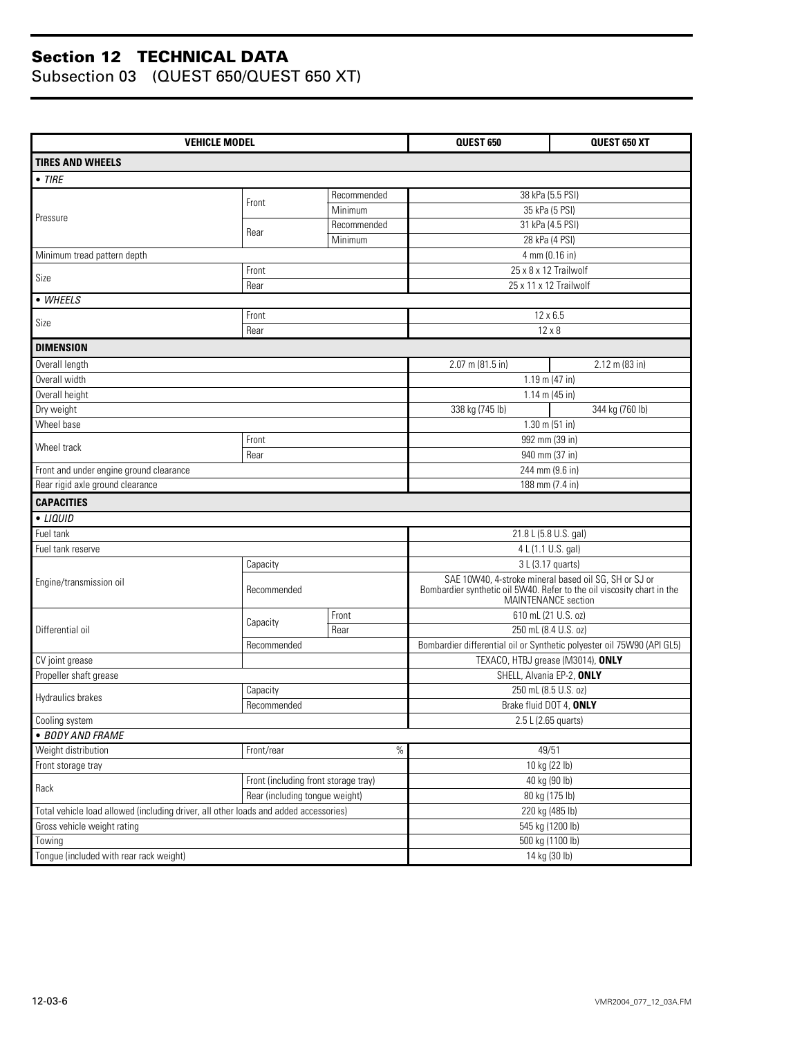## Section 12 TECHNICAL DATA
### Subsection 03 (QUEST 650/QUEST 650 XT)

| VEHICLE MODEL | | | QUEST 650 | QUEST 650 XT |
|---|---|---|---|---|
| **TIRES AND WHEELS** | | | | |
| • *TIRE* | | | | |
| Pressure | Front | Recommended | 38 kPa (5.5 PSI) | |
| | | Minimum | 35 kPa (5 PSI) | |
| | Rear | Recommended | 31 kPa (4.5 PSI) | |
| | | Minimum | 28 kPa (4 PSI) | |
| Minimum tread pattern depth | | | 4 mm (0.16 in) | |
| Size | Front | | 25 x 8 x 12 Trailwolf | |
| | Rear | | 25 x 11 x 12 Trailwolf | |
| • *WHEELS* | | | | |
| Size | Front | | 12 x 6.5 | |
| | Rear | | 12 x 8 | |
| **DIMENSION** | | | | |
| Overall length | | | 2.07 m (81.5 in) | 2.12 m (83 in) |
| Overall width | | | 1.19 m (47 in) | |
| Overall height | | | 1.14 m (45 in) | |
| Dry weight | | | 338 kg (745 lb) | 344 kg (760 lb) |
| Wheel base | | | 1.30 m (51 in) | |
| Wheel track | Front | | 992 mm (39 in) | |
| | Rear | | 940 mm (37 in) | |
| Front and under engine ground clearance | | | 244 mm (9.6 in) | |
| Rear rigid axle ground clearance | | | 188 mm (7.4 in) | |
| **CAPACITIES** | | | | |
| • *LIQUID* | | | | |
| Fuel tank | | | 21.8 L (5.8 U.S. gal) | |
| Fuel tank reserve | | | 4 L (1.1 U.S. gal) | |
| Engine/transmission oil | Capacity | | 3 L (3.17 quarts) | |
| | Recommended | | SAE 10W40, 4-stroke mineral based oil SG, SH or SJ or Bombardier synthetic oil 5W40. Refer to the oil viscosity chart in the MAINTENANCE section | |
| Differential oil | Capacity | Front | 610 mL (21 U.S. oz) | |
| | | Rear | 250 mL (8.4 U.S. oz) | |
| | Recommended | | Bombardier differential oil or Synthetic polyester oil 75W90 (API GL5) | |
| CV joint grease | | | TEXACO, HTBJ grease (M3014), **ONLY** | |
| Propeller shaft grease | | | SHELL, Alvania EP-2, **ONLY** | |
| Hydraulics brakes | Capacity | | 250 mL (8.5 U.S. oz) | |
| | Recommended | | Brake fluid DOT 4, **ONLY** | |
| Cooling system | | | 2.5 L (2.65 quarts) | |
| • *BODY AND FRAME* | | | | |
| Weight distribution | Front/rear | % | 49/51 | |
| Front storage tray | | | 10 kg (22 lb) | |
| Rack | Front (including front storage tray) | | 40 kg (90 lb) | |
| | Rear (including tongue weight) | | 80 kg (175 lb) | |
| Total vehicle load allowed (including driver, all other loads and added accessories) | | | 220 kg (485 lb) | |
| Gross vehicle weight rating | | | 545 kg (1200 lb) | |
| Towing | | | 500 kg (1100 lb) | |
| Tongue (included with rear rack weight) | | | 14 kg (30 lb) | |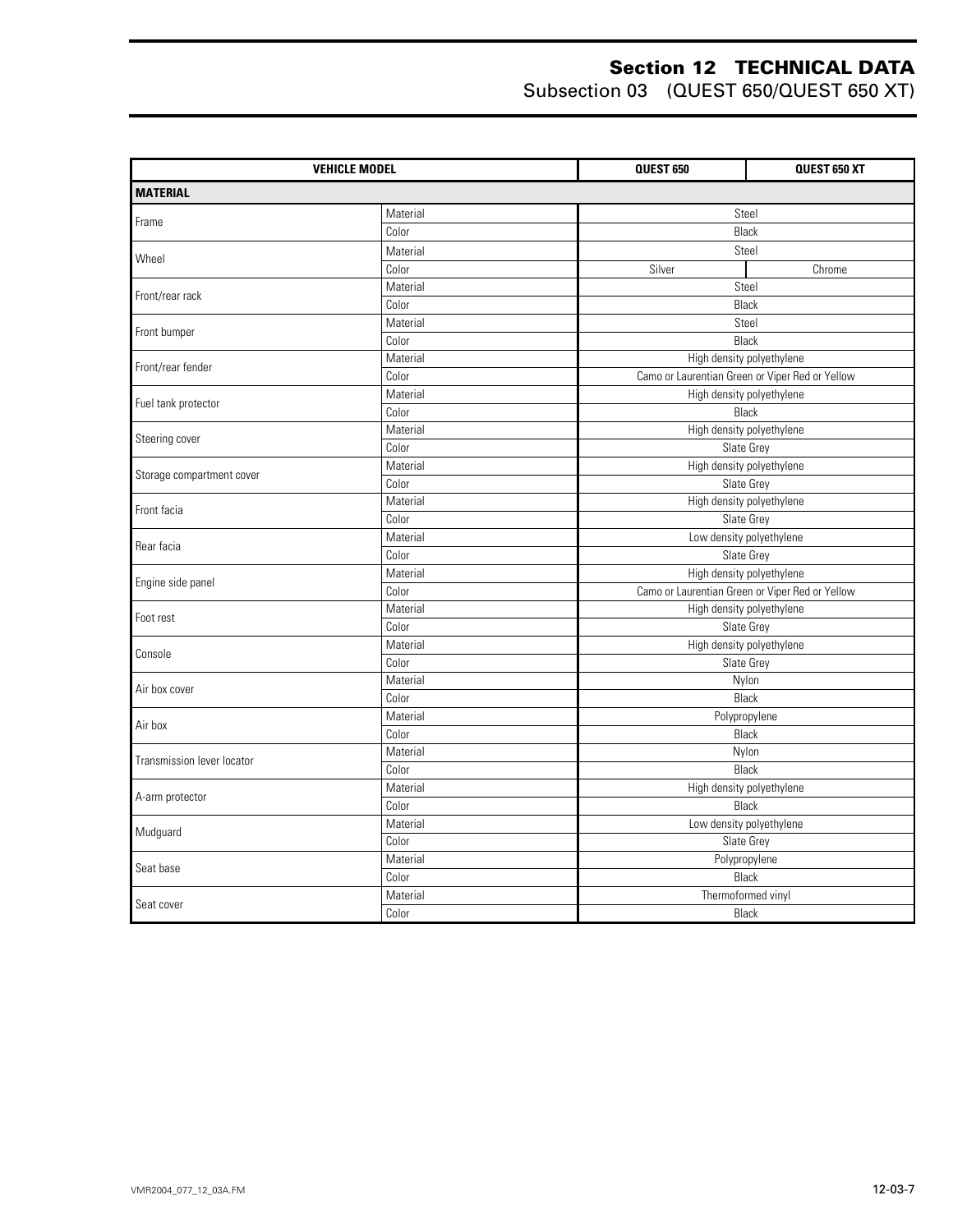| VEHICLE MODEL | | QUEST 650 | QUEST 650 XT |
|---|---|---|---|
| **MATERIAL** | | | |
| Frame | Material | Steel | |
| | Color | Black | |
| Wheel | Material | Steel | |
| | Color | Silver | Chrome |
| Front/rear rack | Material | Steel | |
| | Color | Black | |
| Front bumper | Material | Steel | |
| | Color | Black | |
| Front/rear fender | Material | High density polyethylene | |
| | Color | Camo or Laurentian Green or Viper Red or Yellow | |
| Fuel tank protector | Material | High density polyethylene | |
| | Color | Black | |
| Steering cover | Material | High density polyethylene | |
| | Color | Slate Grey | |
| Storage compartment cover | Material | High density polyethylene | |
| | Color | Slate Grey | |
| Front facia | Material | High density polyethylene | |
| | Color | Slate Grey | |
| Rear facia | Material | Low density polyethylene | |
| | Color | Slate Grey | |
| Engine side panel | Material | High density polyethylene | |
| | Color | Camo or Laurentian Green or Viper Red or Yellow | |
| Foot rest | Material | High density polyethylene | |
| | Color | Slate Grey | |
| Console | Material | High density polyethylene | |
| | Color | Slate Grey | |
| Air box cover | Material | Nylon | |
| | Color | Black | |
| Air box | Material | Polypropylene | |
| | Color | Black | |
| Transmission lever locator | Material | Nylon | |
| | Color | Black | |
| A-arm protector | Material | High density polyethylene | |
| | Color | Black | |
| Mudguard | Material | Low density polyethylene | |
| | Color | Slate Grey | |
| Seat base | Material | Polypropylene | |
| | Color | Black | |
| Seat cover | Material | Thermoformed vinyl | |
| | Color | Black | |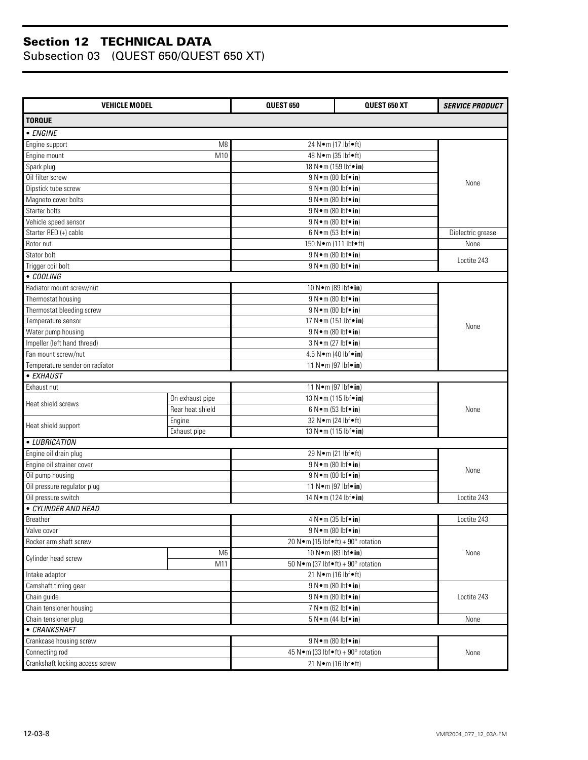## Section 12 TECHNICAL DATA

Subsection 03 (QUEST 650/QUEST 650 XT)

| VEHICLE MODEL | | QUEST 650 | QUEST 650 XT | *SERVICE PRODUCT* |
|---|---|---|---|---|
| **TORQUE** | | | | |
| *• ENGINE* | | | | |
| Engine support | M8 | 24 N•m (17 lbf•ft) | | None |
| Engine mount | M10 | 48 N•m (35 lbf•ft) | | |
| Spark plug | | 18 N•m (159 lbf•**in**) | | |
| Oil filter screw | | 9 N•m (80 lbf•**in**) | | |
| Dipstick tube screw | | 9 N•m (80 lbf•**in**) | | |
| Magneto cover bolts | | 9 N•m (80 lbf•**in**) | | |
| Starter bolts | | 9 N•m (80 lbf•**in**) | | |
| Vehicle speed sensor | | 9 N•m (80 lbf•**in**) | | |
| Starter RED (+) cable | | 6 N•m (53 lbf•**in**) | | Dielectric grease |
| Rotor nut | | 150 N•m (111 lbf•ft) | | None |
| Stator bolt | | 9 N•m (80 lbf•**in**) | | Loctite 243 |
| Trigger coil bolt | | 9 N•m (80 lbf•**in**) | | |
| *• COOLING* | | | | |
| Radiator mount screw/nut | | 10 N•m (89 lbf•**in**) | | None |
| Thermostat housing | | 9 N•m (80 lbf•**in**) | | |
| Thermostat bleeding screw | | 9 N•m (80 lbf•**in**) | | |
| Temperature sensor | | 17 N•m (151 lbf•**in**) | | |
| Water pump housing | | 9 N•m (80 lbf•**in**) | | |
| Impeller (left hand thread) | | 3 N•m (27 lbf•**in**) | | |
| Fan mount screw/nut | | 4.5 N•m (40 lbf•**in**) | | |
| Temperature sender on radiator | | 11 N•m (97 lbf•**in**) | | |
| *• EXHAUST* | | | | |
| Exhaust nut | | 11 N•m (97 lbf•**in**) | | None |
| Heat shield screws | On exhaust pipe | 13 N•m (115 lbf•**in**) | | |
| | Rear heat shield | 6 N•m (53 lbf•**in**) | | |
| Heat shield support | Engine | 32 N•m (24 lbf•ft) | | |
| | Exhaust pipe | 13 N•m (115 lbf•**in**) | | |
| *• LUBRICATION* | | | | |
| Engine oil drain plug | | 29 N•m (21 lbf•ft) | | None |
| Engine oil strainer cover | | 9 N•m (80 lbf•**in**) | | |
| Oil pump housing | | 9 N•m (80 lbf•**in**) | | |
| Oil pressure regulator plug | | 11 N•m (97 lbf•**in**) | | |
| Oil pressure switch | | 14 N•m (124 lbf•**in**) | | Loctite 243 |
| *• CYLINDER AND HEAD* | | | | |
| Breather | | 4 N•m (35 lbf•**in**) | | Loctite 243 |
| Valve cover | | 9 N•m (80 lbf•**in**) | | None |
| Rocker arm shaft screw | | 20 N•m (15 lbf•ft) + 90° rotation | | |
| Cylinder head screw | M6 | 10 N•m (89 lbf•**in**) | | |
| | M11 | 50 N•m (37 lbf•ft) + 90° rotation | | |
| Intake adaptor | | 21 N•m (16 lbf•ft) | | |
| Camshaft timing gear | | 9 N•m (80 lbf•**in**) | | Loctite 243 |
| Chain guide | | 9 N•m (80 lbf•**in**) | | |
| Chain tensioner housing | | 7 N•m (62 lbf•**in**) | | |
| Chain tensioner plug | | 5 N•m (44 lbf•**in**) | | None |
| *• CRANKSHAFT* | | | | |
| Crankcase housing screw | | 9 N•m (80 lbf•**in**) | | None |
| Connecting rod | | 45 N•m (33 lbf•ft) + 90° rotation | | |
| Crankshaft locking access screw | | 21 N•m (16 lbf•ft) | | |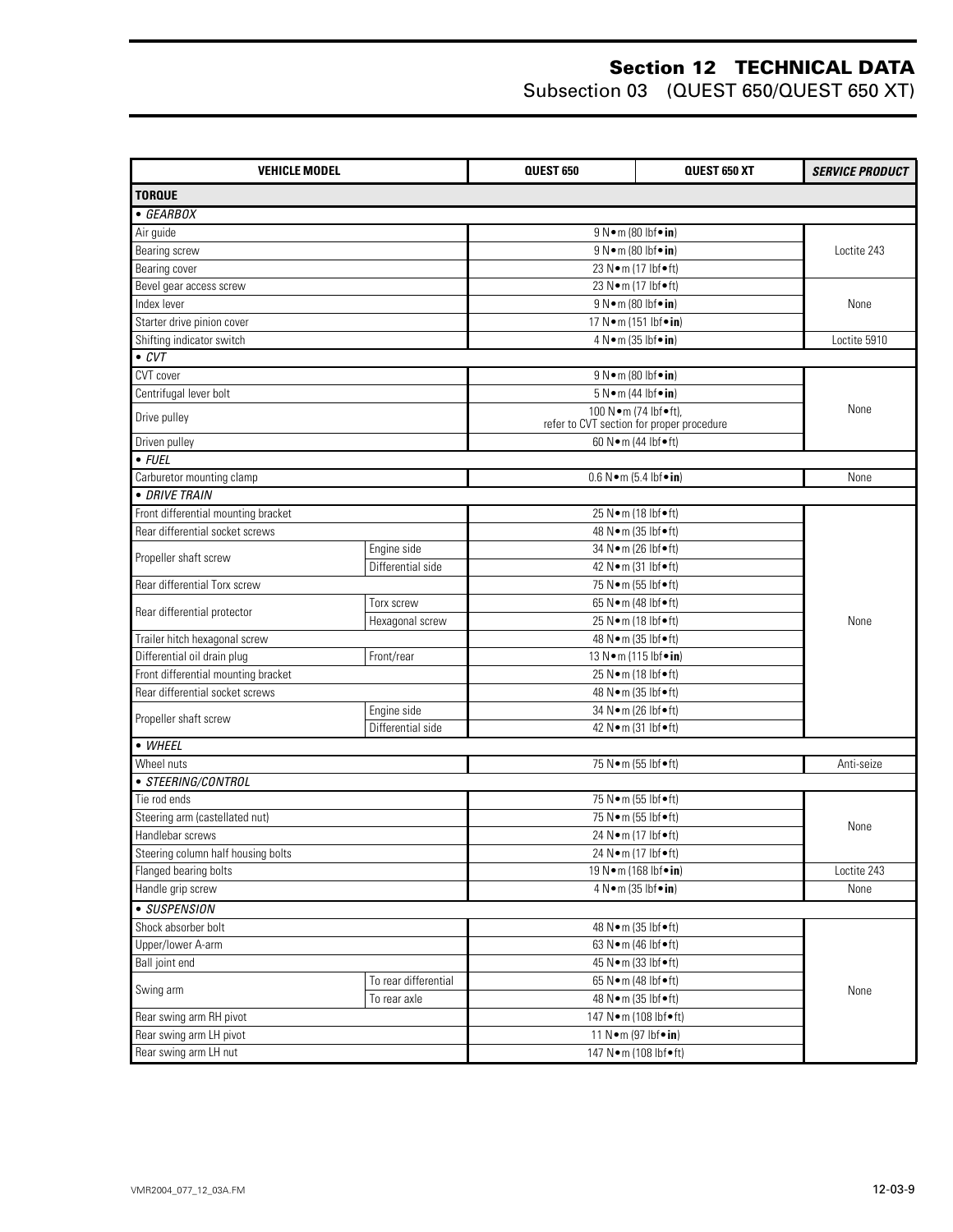# Section 12 TECHNICAL DATA
Subsection 03 (QUEST 650/QUEST 650 XT)

| VEHICLE MODEL | | QUEST 650 | QUEST 650 XT | *SERVICE PRODUCT* |
|---|---|---|---|---|
| **TORQUE** | | | | |
| • *GEARBOX* | | | | |
| Air guide | | 9 N•m (80 lbf•**in**) | | Loctite 243 |
| Bearing screw | | 9 N•m (80 lbf•**in**) | | |
| Bearing cover | | 23 N•m (17 lbf•ft) | | |
| Bevel gear access screw | | 23 N•m (17 lbf•ft) | | None |
| Index lever | | 9 N•m (80 lbf•**in**) | | |
| Starter drive pinion cover | | 17 N•m (151 lbf•**in**) | | |
| Shifting indicator switch | | 4 N•m (35 lbf•**in**) | | Loctite 5910 |
| • *CVT* | | | | |
| CVT cover | | 9 N•m (80 lbf•**in**) | | None |
| Centrifugal lever bolt | | 5 N•m (44 lbf•**in**) | | |
| Drive pulley | | 100 N•m (74 lbf•ft), refer to CVT section for proper procedure | | |
| Driven pulley | | 60 N•m (44 lbf•ft) | | |
| • *FUEL* | | | | |
| Carburetor mounting clamp | | 0.6 N•m (5.4 lbf•**in**) | | None |
| • *DRIVE TRAIN* | | | | |
| Front differential mounting bracket | | 25 N•m (18 lbf•ft) | | None |
| Rear differential socket screws | | 48 N•m (35 lbf•ft) | | |
| Propeller shaft screw | Engine side | 34 N•m (26 lbf•ft) | | |
| | Differential side | 42 N•m (31 lbf•ft) | | |
| Rear differential Torx screw | | 75 N•m (55 lbf•ft) | | |
| Rear differential protector | Torx screw | 65 N•m (48 lbf•ft) | | |
| | Hexagonal screw | 25 N•m (18 lbf•ft) | | |
| Trailer hitch hexagonal screw | | 48 N•m (35 lbf•ft) | | |
| Differential oil drain plug | Front/rear | 13 N•m (115 lbf•**in**) | | |
| Front differential mounting bracket | | 25 N•m (18 lbf•ft) | | |
| Rear differential socket screws | | 48 N•m (35 lbf•ft) | | |
| Propeller shaft screw | Engine side | 34 N•m (26 lbf•ft) | | |
| | Differential side | 42 N•m (31 lbf•ft) | | |
| • *WHEEL* | | | | |
| Wheel nuts | | 75 N•m (55 lbf•ft) | | Anti-seize |
| • *STEERING/CONTROL* | | | | |
| Tie rod ends | | 75 N•m (55 lbf•ft) | | None |
| Steering arm (castellated nut) | | 75 N•m (55 lbf•ft) | | |
| Handlebar screws | | 24 N•m (17 lbf•ft) | | |
| Steering column half housing bolts | | 24 N•m (17 lbf•ft) | | |
| Flanged bearing bolts | | 19 N•m (168 lbf•**in**) | | Loctite 243 |
| Handle grip screw | | 4 N•m (35 lbf•**in**) | | None |
| • *SUSPENSION* | | | | |
| Shock absorber bolt | | 48 N•m (35 lbf•ft) | | None |
| Upper/lower A-arm | | 63 N•m (46 lbf•ft) | | |
| Ball joint end | | 45 N•m (33 lbf•ft) | | |
| Swing arm | To rear differential | 65 N•m (48 lbf•ft) | | |
| | To rear axle | 48 N•m (35 lbf•ft) | | |
| Rear swing arm RH pivot | | 147 N•m (108 lbf•ft) | | |
| Rear swing arm LH pivot | | 11 N•m (97 lbf•**in**) | | |
| Rear swing arm LH nut | | 147 N•m (108 lbf•ft) | | |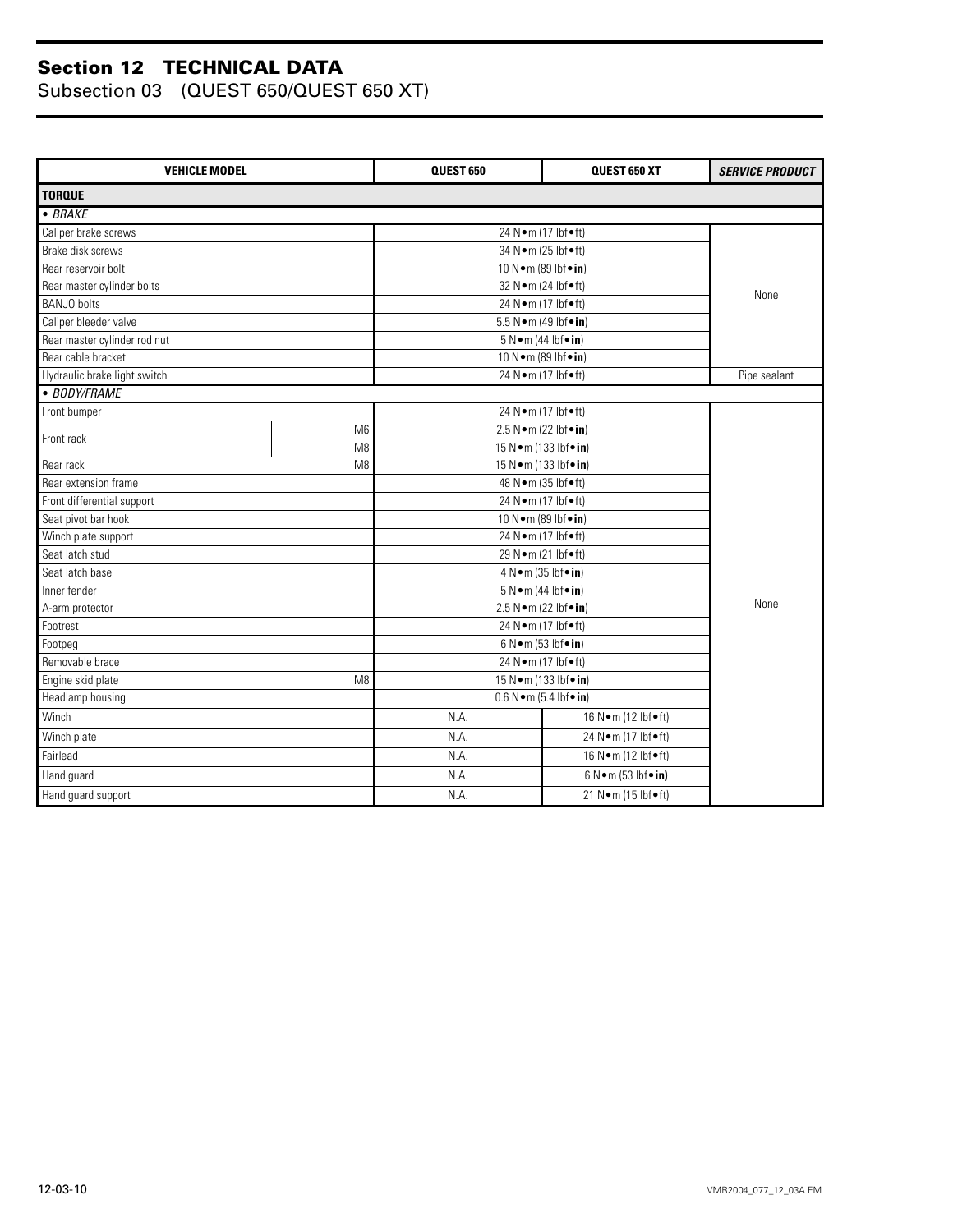## Section 12 TECHNICAL DATA
### Subsection 03 (QUEST 650/QUEST 650 XT)

| VEHICLE MODEL | | QUEST 650 | QUEST 650 XT | *SERVICE PRODUCT* |
|---|---|---|---|---|
| **TORQUE** | | | | |
| • *BRAKE* | | | | |
| Caliper brake screws | | 24 N•m (17 lbf•ft) | | None |
| Brake disk screws | | 34 N•m (25 lbf•ft) | | |
| Rear reservoir bolt | | 10 N•m (89 lbf•**in**) | | |
| Rear master cylinder bolts | | 32 N•m (24 lbf•ft) | | |
| BANJO bolts | | 24 N•m (17 lbf•ft) | | |
| Caliper bleeder valve | | 5.5 N•m (49 lbf•**in**) | | |
| Rear master cylinder rod nut | | 5 N•m (44 lbf•**in**) | | |
| Rear cable bracket | | 10 N•m (89 lbf•**in**) | | |
| Hydraulic brake light switch | | 24 N•m (17 lbf•ft) | | Pipe sealant |
| • *BODY/FRAME* | | | | |
| Front bumper | | 24 N•m (17 lbf•ft) | | None |
| Front rack | M6 | 2.5 N•m (22 lbf•**in**) | | |
| | M8 | 15 N•m (133 lbf•**in**) | | |
| Rear rack | M8 | 15 N•m (133 lbf•**in**) | | |
| Rear extension frame | | 48 N•m (35 lbf•ft) | | |
| Front differential support | | 24 N•m (17 lbf•ft) | | |
| Seat pivot bar hook | | 10 N•m (89 lbf•**in**) | | |
| Winch plate support | | 24 N•m (17 lbf•ft) | | |
| Seat latch stud | | 29 N•m (21 lbf•ft) | | |
| Seat latch base | | 4 N•m (35 lbf•**in**) | | |
| Inner fender | | 5 N•m (44 lbf•**in**) | | |
| A-arm protector | | 2.5 N•m (22 lbf•**in**) | | |
| Footrest | | 24 N•m (17 lbf•ft) | | |
| Footpeg | | 6 N•m (53 lbf•**in**) | | |
| Removable brace | | 24 N•m (17 lbf•ft) | | |
| Engine skid plate | M8 | 15 N•m (133 lbf•**in**) | | |
| Headlamp housing | | 0.6 N•m (5.4 lbf•**in**) | | |
| Winch | | N.A. | 16 N•m (12 lbf•ft) | |
| Winch plate | | N.A. | 24 N•m (17 lbf•ft) | |
| Fairlead | | N.A. | 16 N•m (12 lbf•ft) | |
| Hand guard | | N.A. | 6 N•m (53 lbf•**in**) | |
| Hand guard support | | N.A. | 21 N•m (15 lbf•ft) | |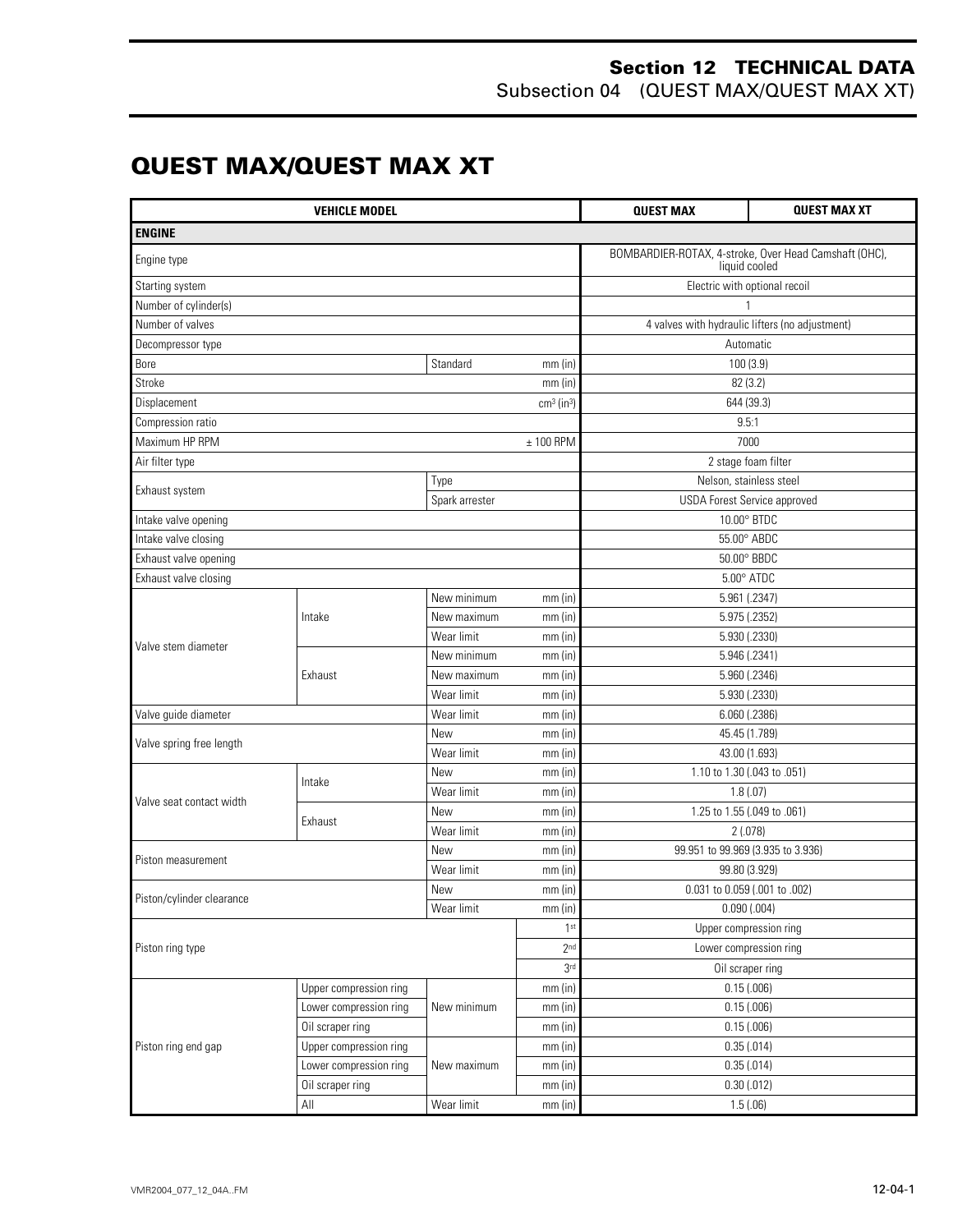# QUEST MAX/QUEST MAX XT

| VEHICLE MODEL | | | | QUEST MAX | QUEST MAX XT |
|---|---|---|---|---|---|
| **ENGINE** | | | | | |
| Engine type | | | | BOMBARDIER-ROTAX, 4-stroke, Over Head Camshaft (OHC), liquid cooled | |
| Starting system | | | | Electric with optional recoil | |
| Number of cylinder(s) | | | | 1 | |
| Number of valves | | | | 4 valves with hydraulic lifters (no adjustment) | |
| Decompressor type | | | | Automatic | |
| Bore | | Standard | mm (in) | 100 (3.9) | |
| Stroke | | | mm (in) | 82 (3.2) | |
| Displacement | | | $cm^3$ ($in^3$) | 644 (39.3) | |
| Compression ratio | | | | 9.5:1 | |
| Maximum HP RPM | | | ± 100 RPM | 7000 | |
| Air filter type | | | | 2 stage foam filter | |
| Exhaust system | | Type | | Nelson, stainless steel | |
| | | Spark arrester | | USDA Forest Service approved | |
| Intake valve opening | | | | 10.00° BTDC | |
| Intake valve closing | | | | 55.00° ABDC | |
| Exhaust valve opening | | | | 50.00° BBDC | |
| Exhaust valve closing | | | | 5.00° ATDC | |
| Valve stem diameter | Intake | New minimum | mm (in) | 5.961 (.2347) | |
| | | New maximum | mm (in) | 5.975 (.2352) | |
| | | Wear limit | mm (in) | 5.930 (.2330) | |
| | Exhaust | New minimum | mm (in) | 5.946 (.2341) | |
| | | New maximum | mm (in) | 5.960 (.2346) | |
| | | Wear limit | mm (in) | 5.930 (.2330) | |
| Valve guide diameter | | Wear limit | mm (in) | 6.060 (.2386) | |
| Valve spring free length | | New | mm (in) | 45.45 (1.789) | |
| | | Wear limit | mm (in) | 43.00 (1.693) | |
| Valve seat contact width | Intake | New | mm (in) | 1.10 to 1.30 (.043 to .051) | |
| | | Wear limit | mm (in) | 1.8 (.07) | |
| | Exhaust | New | mm (in) | 1.25 to 1.55 (.049 to .061) | |
| | | Wear limit | mm (in) | 2 (.078) | |
| Piston measurement | | New | mm (in) | 99.951 to 99.969 (3.935 to 3.936) | |
| | | Wear limit | mm (in) | 99.80 (3.929) | |
| Piston/cylinder clearance | | New | mm (in) | 0.031 to 0.059 (.001 to .002) | |
| | | Wear limit | mm (in) | 0.090 (.004) | |
| Piston ring type | | | 1st | Upper compression ring | |
| | | | 2nd | Lower compression ring | |
| | | | 3rd | Oil scraper ring | |
| Piston ring end gap | Upper compression ring | New minimum | mm (in) | 0.15 (.006) | |
| | Lower compression ring | | mm (in) | 0.15 (.006) | |
| | Oil scraper ring | | mm (in) | 0.15 (.006) | |
| | Upper compression ring | New maximum | mm (in) | 0.35 (.014) | |
| | Lower compression ring | | mm (in) | 0.35 (.014) | |
| | Oil scraper ring | | mm (in) | 0.30 (.012) | |
| | All | Wear limit | mm (in) | 1.5 (.06) | |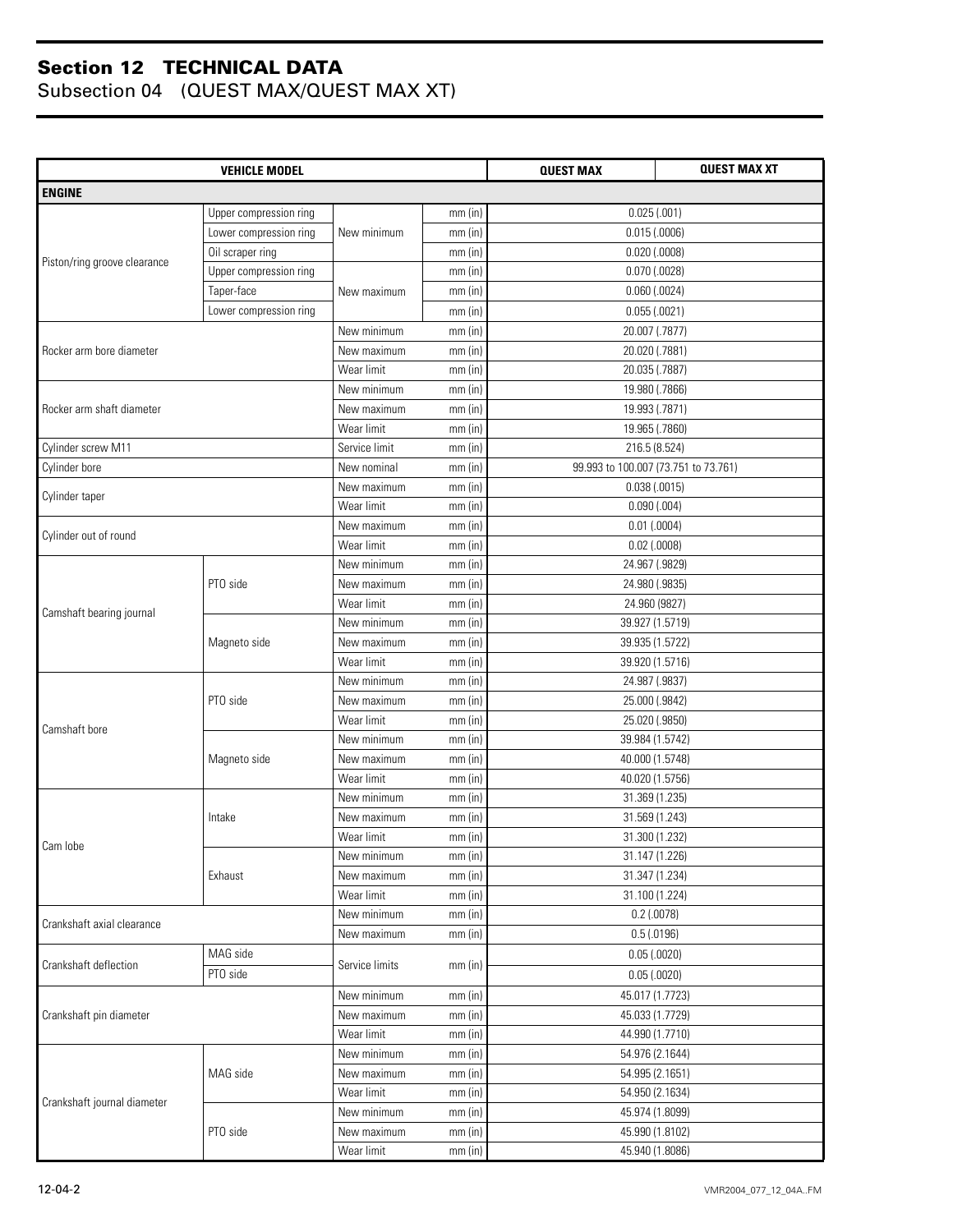# Section 12 TECHNICAL DATA
## Subsection 04 (QUEST MAX/QUEST MAX XT)

| VEHICLE MODEL | | | | QUEST MAX | QUEST MAX XT |
|---|---|---|---|---|---|
| **ENGINE** | | | | | |
| Piston/ring groove clearance | Upper compression ring | New minimum | mm (in) | 0.025 (.001) | |
| | Lower compression ring | | mm (in) | 0.015 (.0006) | |
| | Oil scraper ring | | mm (in) | 0.020 (.0008) | |
| | Upper compression ring | New maximum | mm (in) | 0.070 (.0028) | |
| | Taper-face | | mm (in) | 0.060 (.0024) | |
| | Lower compression ring | | mm (in) | 0.055 (.0021) | |
| Rocker arm bore diameter | | New minimum | mm (in) | 20.007 (.7877) | |
| | | New maximum | mm (in) | 20.020 (.7881) | |
| | | Wear limit | mm (in) | 20.035 (.7887) | |
| Rocker arm shaft diameter | | New minimum | mm (in) | 19.980 (.7866) | |
| | | New maximum | mm (in) | 19.993 (.7871) | |
| | | Wear limit | mm (in) | 19.965 (.7860) | |
| Cylinder screw M11 | | Service limit | mm (in) | 216.5 (8.524) | |
| Cylinder bore | | New nominal | mm (in) | 99.993 to 100.007 (73.751 to 73.761) | |
| Cylinder taper | | New maximum | mm (in) | 0.038 (.0015) | |
| | | Wear limit | mm (in) | 0.090 (.004) | |
| Cylinder out of round | | New maximum | mm (in) | 0.01 (.0004) | |
| | | Wear limit | mm (in) | 0.02 (.0008) | |
| Camshaft bearing journal | PTO side | New minimum | mm (in) | 24.967 (.9829) | |
| | | New maximum | mm (in) | 24.980 (.9835) | |
| | | Wear limit | mm (in) | 24.960 (9827) | |
| | Magneto side | New minimum | mm (in) | 39.927 (1.5719) | |
| | | New maximum | mm (in) | 39.935 (1.5722) | |
| | | Wear limit | mm (in) | 39.920 (1.5716) | |
| Camshaft bore | PTO side | New minimum | mm (in) | 24.987 (.9837) | |
| | | New maximum | mm (in) | 25.000 (.9842) | |
| | | Wear limit | mm (in) | 25.020 (.9850) | |
| | Magneto side | New minimum | mm (in) | 39.984 (1.5742) | |
| | | New maximum | mm (in) | 40.000 (1.5748) | |
| | | Wear limit | mm (in) | 40.020 (1.5756) | |
| Cam lobe | Intake | New minimum | mm (in) | 31.369 (1.235) | |
| | | New maximum | mm (in) | 31.569 (1.243) | |
| | | Wear limit | mm (in) | 31.300 (1.232) | |
| | Exhaust | New minimum | mm (in) | 31.147 (1.226) | |
| | | New maximum | mm (in) | 31.347 (1.234) | |
| | | Wear limit | mm (in) | 31.100 (1.224) | |
| Crankshaft axial clearance | | New minimum | mm (in) | 0.2 (.0078) | |
| | | New maximum | mm (in) | 0.5 (.0196) | |
| Crankshaft deflection | MAG side | Service limits | mm (in) | 0.05 (.0020) | |
| | PTO side | | | 0.05 (.0020) | |
| Crankshaft pin diameter | | New minimum | mm (in) | 45.017 (1.7723) | |
| | | New maximum | mm (in) | 45.033 (1.7729) | |
| | | Wear limit | mm (in) | 44.990 (1.7710) | |
| Crankshaft journal diameter | MAG side | New minimum | mm (in) | 54.976 (2.1644) | |
| | | New maximum | mm (in) | 54.995 (2.1651) | |
| | | Wear limit | mm (in) | 54.950 (2.1634) | |
| | PTO side | New minimum | mm (in) | 45.974 (1.8099) | |
| | | New maximum | mm (in) | 45.990 (1.8102) | |
| | | Wear limit | mm (in) | 45.940 (1.8086) | |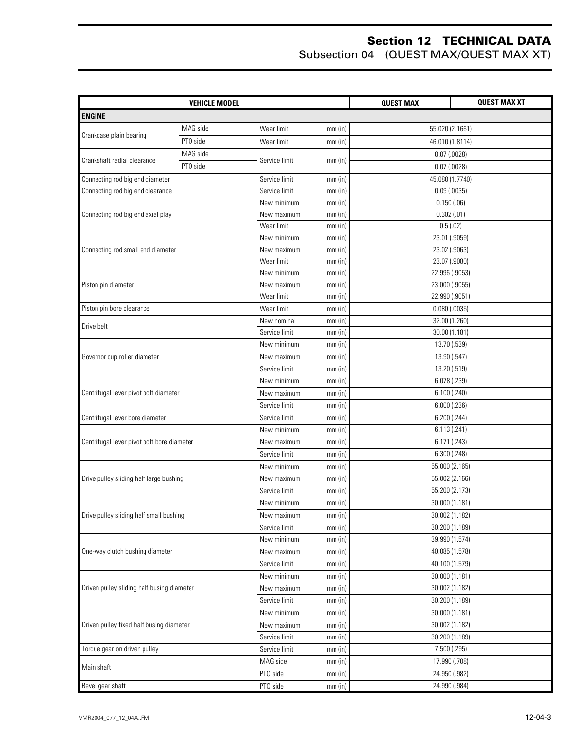| VEHICLE MODEL | | | | QUEST MAX | QUEST MAX XT |
|---|---|---|---|---|---|
| **ENGINE** | | | | | |
| Crankcase plain bearing | MAG side | Wear limit | mm (in) | 55.020 (2.1661) | |
| | PTO side | Wear limit | mm (in) | 46.010 (1.8114) | |
| Crankshaft radial clearance | MAG side | Service limit | mm (in) | 0.07 (.0028) | |
| | PTO side | | | 0.07 (.0028) | |
| Connecting rod big end diameter | | Service limit | mm (in) | 45.080 (1.7740) | |
| Connecting rod big end clearance | | Service limit | mm (in) | 0.09 (.0035) | |
| Connecting rod big end axial play | | New minimum | mm (in) | 0.150 (.06) | |
| | | New maximum | mm (in) | 0.302 (.01) | |
| | | Wear limit | mm (in) | 0.5 (.02) | |
| Connecting rod small end diameter | | New minimum | mm (in) | 23.01 (.9059) | |
| | | New maximum | mm (in) | 23.02 (.9063) | |
| | | Wear limit | mm (in) | 23.07 (.9080) | |
| Piston pin diameter | | New minimum | mm (in) | 22.996 (.9053) | |
| | | New maximum | mm (in) | 23.000 (.9055) | |
| | | Wear limit | mm (in) | 22.990 (.9051) | |
| Piston pin bore clearance | | Wear limit | mm (in) | 0.080 (.0035) | |
| Drive belt | | New nominal | mm (in) | 32.00 (1.260) | |
| | | Service limit | mm (in) | 30.00 (1.181) | |
| Governor cup roller diameter | | New minimum | mm (in) | 13.70 (.539) | |
| | | New maximum | mm (in) | 13.90 (.547) | |
| | | Service limit | mm (in) | 13.20 (.519) | |
| Centrifugal lever pivot bolt diameter | | New minimum | mm (in) | 6.078 (.239) | |
| | | New maximum | mm (in) | 6.100 (.240) | |
| | | Service limit | mm (in) | 6.000 (.236) | |
| Centrifugal lever bore diameter | | Service limit | mm (in) | 6.200 (.244) | |
| Centrifugal lever pivot bolt bore diameter | | New minimum | mm (in) | 6.113 (.241) | |
| | | New maximum | mm (in) | 6.171 (.243) | |
| | | Service limit | mm (in) | 6.300 (.248) | |
| Drive pulley sliding half large bushing | | New minimum | mm (in) | 55.000 (2.165) | |
| | | New maximum | mm (in) | 55.002 (2.166) | |
| | | Service limit | mm (in) | 55.200 (2.173) | |
| Drive pulley sliding half small bushing | | New minimum | mm (in) | 30.000 (1.181) | |
| | | New maximum | mm (in) | 30.002 (1.182) | |
| | | Service limit | mm (in) | 30.200 (1.189) | |
| One-way clutch bushing diameter | | New minimum | mm (in) | 39.990 (1.574) | |
| | | New maximum | mm (in) | 40.085 (1.578) | |
| | | Service limit | mm (in) | 40.100 (1.579) | |
| Driven pulley sliding half busing diameter | | New minimum | mm (in) | 30.000 (1.181) | |
| | | New maximum | mm (in) | 30.002 (1.182) | |
| | | Service limit | mm (in) | 30.200 (1.189) | |
| Driven pulley fixed half busing diameter | | New minimum | mm (in) | 30.000 (1.181) | |
| | | New maximum | mm (in) | 30.002 (1.182) | |
| | | Service limit | mm (in) | 30.200 (1.189) | |
| Torque gear on driven pulley | | Service limit | mm (in) | 7.500 (.295) | |
| Main shaft | | MAG side | mm (in) | 17.990 (.708) | |
| | | PTO side | mm (in) | 24.950 (.982) | |
| Bevel gear shaft | | PTO side | mm (in) | 24.990 (.984) | |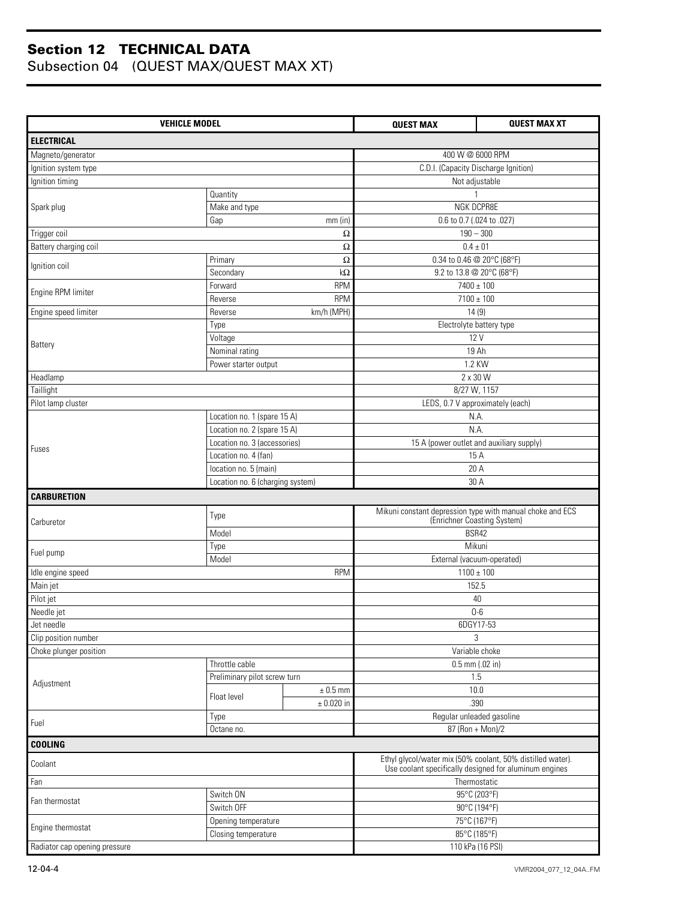## Section 12 TECHNICAL DATA

Subsection 04 (QUEST MAX/QUEST MAX XT)

| VEHICLE MODEL | | | QUEST MAX | QUEST MAX XT |
|---|---|---|---|---|
| **ELECTRICAL** | | | | |
| Magneto/generator | | | 400 W @ 6000 RPM | |
| Ignition system type | | | C.D.I. (Capacity Discharge Ignition) | |
| Ignition timing | | | Not adjustable | |
| Spark plug | Quantity | | 1 | |
| | Make and type | | NGK DCPR8E | |
| | Gap | mm (in) | 0.6 to 0.7 (.024 to .027) | |
| Trigger coil | | Ω | 190 – 300 | |
| Battery charging coil | | Ω | 0.4 ± 01 | |
| Ignition coil | Primary | Ω | 0.34 to 0.46 @ 20°C (68°F) | |
| | Secondary | kΩ | 9.2 to 13.8 @ 20°C (68°F) | |
| Engine RPM limiter | Forward | RPM | 7400 ± 100 | |
| | Reverse | RPM | 7100 ± 100 | |
| Engine speed limiter | Reverse | km/h (MPH) | 14 (9) | |
| Battery | Type | | Electrolyte battery type | |
| | Voltage | | 12 V | |
| | Nominal rating | | 19 Ah | |
| | Power starter output | | 1.2 KW | |
| Headlamp | | | 2 x 30 W | |
| Taillight | | | 8/27 W, 1157 | |
| Pilot lamp cluster | | | LEDS, 0.7 V approximately (each) | |
| Fuses | Location no. 1 (spare 15 A) | | N.A. | |
| | Location no. 2 (spare 15 A) | | N.A. | |
| | Location no. 3 (accessories) | | 15 A (power outlet and auxiliary supply) | |
| | Location no. 4 (fan) | | 15 A | |
| | location no. 5 (main) | | 20 A | |
| | Location no. 6 (charging system) | | 30 A | |
| **CARBURETION** | | | | |
| Carburetor | Type | | Mikuni constant depression type with manual choke and ECS (Enrichner Coasting System) | |
| | Model | | BSR42 | |
| Fuel pump | Type | | Mikuni | |
| | Model | | External (vacuum-operated) | |
| Idle engine speed | | RPM | 1100 ± 100 | |
| Main jet | | | 152.5 | |
| Pilot jet | | | 40 | |
| Needle jet | | | O-6 | |
| Jet needle | | | 6DGY17-53 | |
| Clip position number | | | 3 | |
| Choke plunger position | | | Variable choke | |
| Adjustment | Throttle cable | | 0.5 mm (.02 in) | |
| | Preliminary pilot screw turn | | 1.5 | |
| | Float level | ± 0.5 mm | 10.0 | |
| | | ± 0.020 in | .390 | |
| Fuel | Type | | Regular unleaded gasoline | |
| | Octane no. | | 87 (Ron + Mon)/2 | |
| **COOLING** | | | | |
| Coolant | | | Ethyl glycol/water mix (50% coolant, 50% distilled water). Use coolant specifically designed for aluminum engines | |
| Fan | | | Thermostatic | |
| Fan thermostat | Switch ON | | 95°C (203°F) | |
| | Switch OFF | | 90°C (194°F) | |
| Engine thermostat | Opening temperature | | 75°C (167°F) | |
| | Closing temperature | | 85°C (185°F) | |
| Radiator cap opening pressure | | | 110 kPa (16 PSI) | |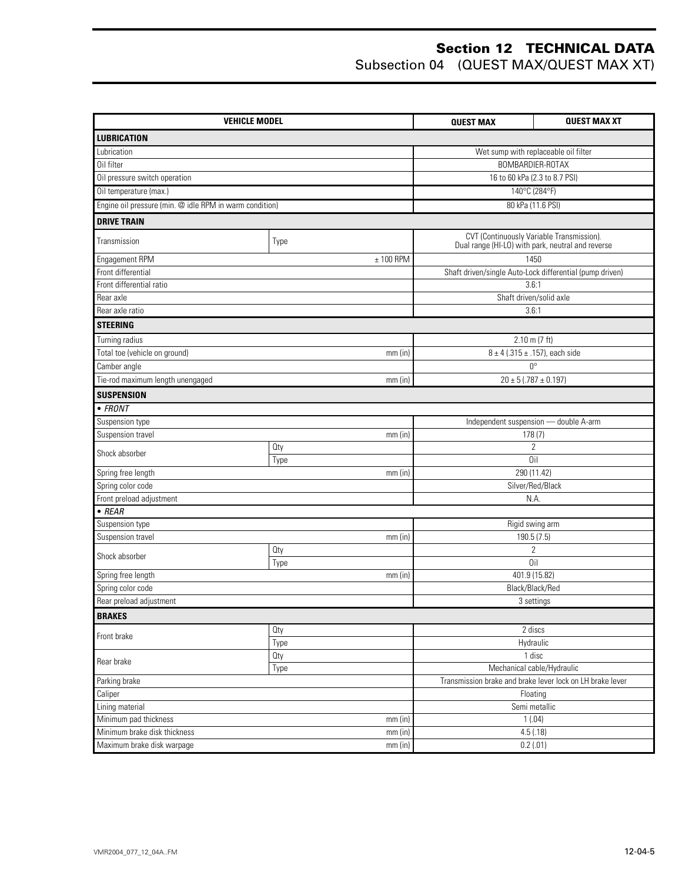# Section 12 TECHNICAL DATA

## Subsection 04 (QUEST MAX/QUEST MAX XT)

| VEHICLE MODEL | | | QUEST MAX | QUEST MAX XT |
|---|---|---|---|---|
| **LUBRICATION** | | | | |
| Lubrication | | | Wet sump with replaceable oil filter | |
| Oil filter | | | BOMBARDIER-ROTAX | |
| Oil pressure switch operation | | | 16 to 60 kPa (2.3 to 8.7 PSI) | |
| Oil temperature (max.) | | | 140°C (284°F) | |
| Engine oil pressure (min. @ idle RPM in warm condition) | | | 80 kPa (11.6 PSI) | |
| **DRIVE TRAIN** | | | | |
| Transmission | Type | | CVT (Continuously Variable Transmission). Dual range (HI-LO) with park, neutral and reverse | |
| Engagement RPM | | ± 100 RPM | 1450 | |
| Front differential | | | Shaft driven/single Auto-Lock differential (pump driven) | |
| Front differential ratio | | | 3.6:1 | |
| Rear axle | | | Shaft driven/solid axle | |
| Rear axle ratio | | | 3.6:1 | |
| **STEERING** | | | | |
| Turning radius | | | 2.10 m (7 ft) | |
| Total toe (vehicle on ground) | | mm (in) | 8 ± 4 (.315 ± .157), each side | |
| Camber angle | | | 0° | |
| Tie-rod maximum length unengaged | | mm (in) | 20 ± 5 (.787 ± 0.197) | |
| **SUSPENSION** | | | | |
| • *FRONT* | | | | |
| Suspension type | | | Independent suspension — double A-arm | |
| Suspension travel | | mm (in) | 178 (7) | |
| Shock absorber | Qty | | 2 | |
| | Type | | Oil | |
| Spring free length | | mm (in) | 290 (11.42) | |
| Spring color code | | | Silver/Red/Black | |
| Front preload adjustment | | | N.A. | |
| • *REAR* | | | | |
| Suspension type | | | Rigid swing arm | |
| Suspension travel | | mm (in) | 190.5 (7.5) | |
| Shock absorber | Qty | | 2 | |
| | Type | | Oil | |
| Spring free length | | mm (in) | 401.9 (15.82) | |
| Spring color code | | | Black/Black/Red | |
| Rear preload adjustment | | | 3 settings | |
| **BRAKES** | | | | |
| Front brake | Qty | | 2 discs | |
| | Type | | Hydraulic | |
| Rear brake | Qty | | 1 disc | |
| | Type | | Mechanical cable/Hydraulic | |
| Parking brake | | | Transmission brake and brake lever lock on LH brake lever | |
| Caliper | | | Floating | |
| Lining material | | | Semi metallic | |
| Minimum pad thickness | | mm (in) | 1 (.04) | |
| Minimum brake disk thickness | | mm (in) | 4.5 (.18) | |
| Maximum brake disk warpage | | mm (in) | 0.2 (.01) | |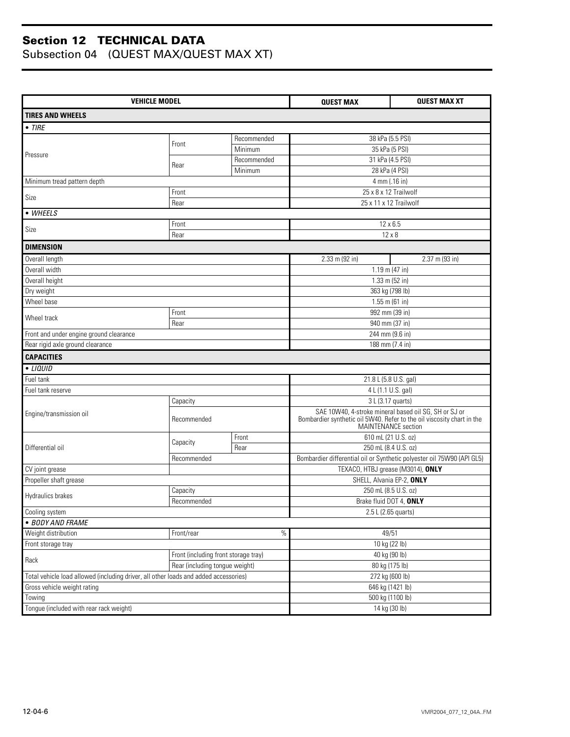# Section 12 TECHNICAL DATA

## Subsection 04 (QUEST MAX/QUEST MAX XT)

| VEHICLE MODEL | | | QUEST MAX | QUEST MAX XT |
|---|---|---|---|---|
| **TIRES AND WHEELS** | | | | |
| *• TIRE* | | | | |
| Pressure | Front | Recommended | 38 kPa (5.5 PSI) | |
| | | Minimum | 35 kPa (5 PSI) | |
| | Rear | Recommended | 31 kPa (4.5 PSI) | |
| | | Minimum | 28 kPa (4 PSI) | |
| Minimum tread pattern depth | | | 4 mm (.16 in) | |
| Size | Front | | 25 x 8 x 12 Trailwolf | |
| | Rear | | 25 x 11 x 12 Trailwolf | |
| *• WHEELS* | | | | |
| Size | Front | | 12 x 6.5 | |
| | Rear | | 12 x 8 | |
| **DIMENSION** | | | | |
| Overall length | | | 2.33 m (92 in) | 2.37 m (93 in) |
| Overall width | | | 1.19 m (47 in) | |
| Overall height | | | 1.33 m (52 in) | |
| Dry weight | | | 363 kg (798 lb) | |
| Wheel base | | | 1.55 m (61 in) | |
| Wheel track | Front | | 992 mm (39 in) | |
| | Rear | | 940 mm (37 in) | |
| Front and under engine ground clearance | | | 244 mm (9.6 in) | |
| Rear rigid axle ground clearance | | | 188 mm (7.4 in) | |
| **CAPACITIES** | | | | |
| *• LIQUID* | | | | |
| Fuel tank | | | 21.8 L (5.8 U.S. gal) | |
| Fuel tank reserve | | | 4 L (1.1 U.S. gal) | |
| Engine/transmission oil | Capacity | | 3 L (3.17 quarts) | |
| | Recommended | | SAE 10W40, 4-stroke mineral based oil SG, SH or SJ or Bombardier synthetic oil 5W40. Refer to the oil viscosity chart in the MAINTENANCE section | |
| Differential oil | Capacity | Front | 610 mL (21 U.S. oz) | |
| | | Rear | 250 mL (8.4 U.S. oz) | |
| | Recommended | | Bombardier differential oil or Synthetic polyester oil 75W90 (API GL5) | |
| CV joint grease | | | TEXACO, HTBJ grease (M3014), **ONLY** | |
| Propeller shaft grease | | | SHELL, Alvania EP-2, **ONLY** | |
| Hydraulics brakes | Capacity | | 250 mL (8.5 U.S. oz) | |
| | Recommended | | Brake fluid DOT 4, **ONLY** | |
| Cooling system | | | 2.5 L (2.65 quarts) | |
| *• BODY AND FRAME* | | | | |
| Weight distribution | Front/rear | % | 49/51 | |
| Front storage tray | | | 10 kg (22 lb) | |
| Rack | Front (including front storage tray) | | 40 kg (90 lb) | |
| | Rear (including tongue weight) | | 80 kg (175 lb) | |
| Total vehicle load allowed (including driver, all other loads and added accessories) | | | 272 kg (600 lb) | |
| Gross vehicle weight rating | | | 646 kg (1421 lb) | |
| Towing | | | 500 kg (1100 lb) | |
| Tongue (included with rear rack weight) | | | 14 kg (30 lb) | |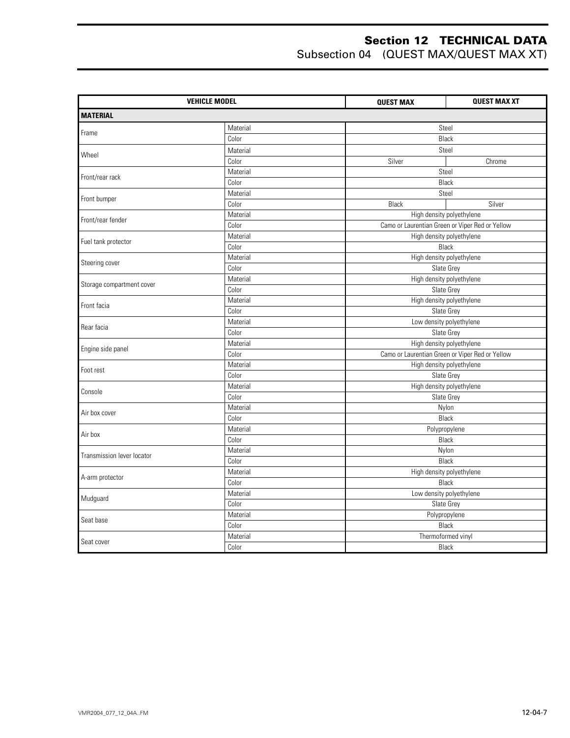| VEHICLE MODEL | | QUEST MAX | QUEST MAX XT |
|---|---|---|---|
| **MATERIAL** | | | |
| Frame | Material | Steel | |
| | Color | Black | |
| Wheel | Material | Steel | |
| | Color | Silver | Chrome |
| Front/rear rack | Material | Steel | |
| | Color | Black | |
| Front bumper | Material | Steel | |
| | Color | Black | Silver |
| Front/rear fender | Material | High density polyethylene | |
| | Color | Camo or Laurentian Green or Viper Red or Yellow | |
| Fuel tank protector | Material | High density polyethylene | |
| | Color | Black | |
| Steering cover | Material | High density polyethylene | |
| | Color | Slate Grey | |
| Storage compartment cover | Material | High density polyethylene | |
| | Color | Slate Grey | |
| Front facia | Material | High density polyethylene | |
| | Color | Slate Grey | |
| Rear facia | Material | Low density polyethylene | |
| | Color | Slate Grey | |
| Engine side panel | Material | High density polyethylene | |
| | Color | Camo or Laurentian Green or Viper Red or Yellow | |
| Foot rest | Material | High density polyethylene | |
| | Color | Slate Grey | |
| Console | Material | High density polyethylene | |
| | Color | Slate Grey | |
| Air box cover | Material | Nylon | |
| | Color | Black | |
| Air box | Material | Polypropylene | |
| | Color | Black | |
| Transmission lever locator | Material | Nylon | |
| | Color | Black | |
| A-arm protector | Material | High density polyethylene | |
| | Color | Black | |
| Mudguard | Material | Low density polyethylene | |
| | Color | Slate Grey | |
| Seat base | Material | Polypropylene | |
| | Color | Black | |
| Seat cover | Material | Thermoformed vinyl | |
| | Color | Black | |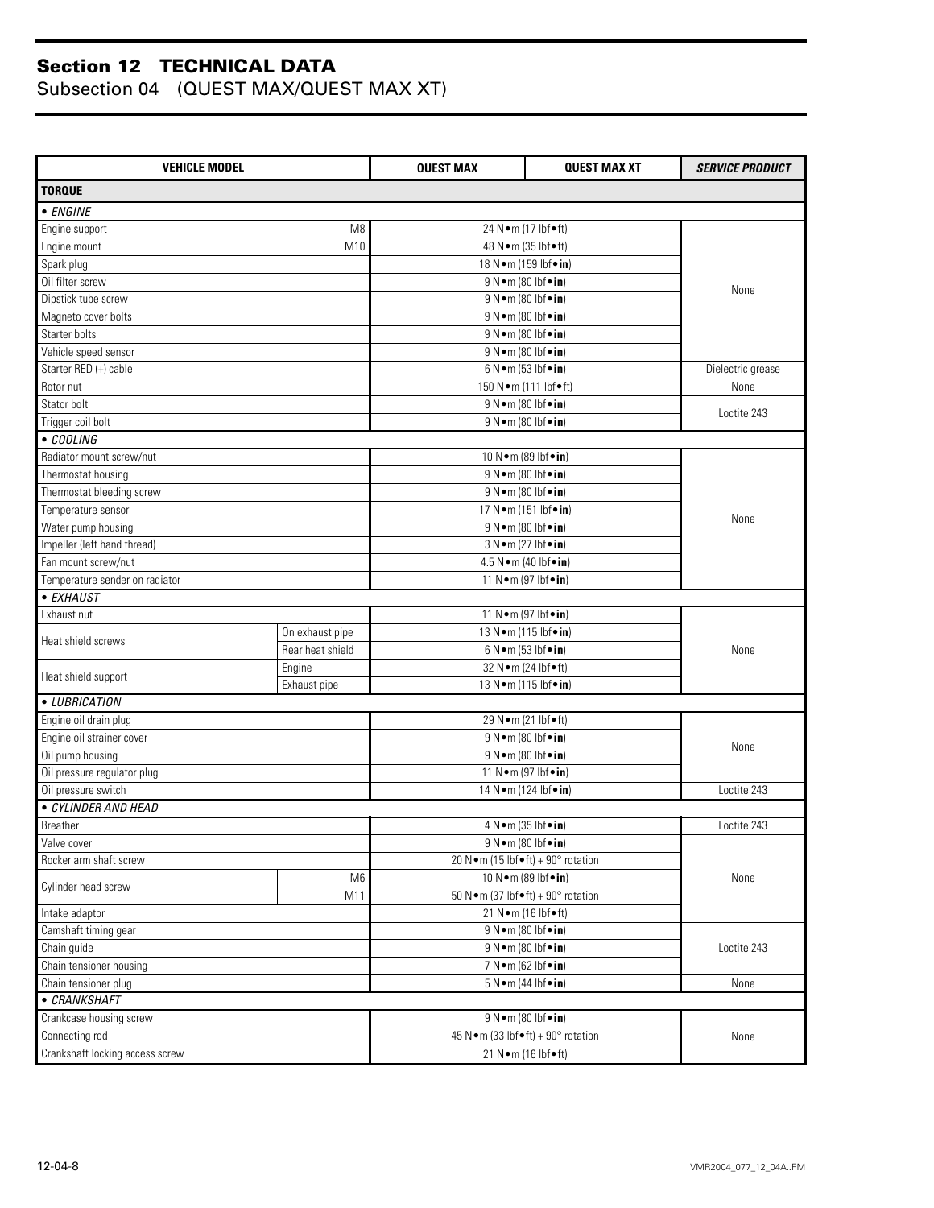# Section 12 TECHNICAL DATA
## Subsection 04 (QUEST MAX/QUEST MAX XT)

| VEHICLE MODEL | | QUEST MAX | QUEST MAX XT | *SERVICE PRODUCT* |
|---|---|---|---|---|
| **TORQUE** | | | | |
| • *ENGINE* | | | | |
| Engine support | M8 | 24 N•m (17 lbf•ft) | | None |
| Engine mount | M10 | 48 N•m (35 lbf•ft) | | |
| Spark plug | | 18 N•m (159 lbf•**in**) | | |
| Oil filter screw | | 9 N•m (80 lbf•**in**) | | |
| Dipstick tube screw | | 9 N•m (80 lbf•**in**) | | |
| Magneto cover bolts | | 9 N•m (80 lbf•**in**) | | |
| Starter bolts | | 9 N•m (80 lbf•**in**) | | |
| Vehicle speed sensor | | 9 N•m (80 lbf•**in**) | | |
| Starter RED (+) cable | | 6 N•m (53 lbf•**in**) | | Dielectric grease |
| Rotor nut | | 150 N•m (111 lbf•ft) | | None |
| Stator bolt | | 9 N•m (80 lbf•**in**) | | Loctite 243 |
| Trigger coil bolt | | 9 N•m (80 lbf•**in**) | | |
| • *COOLING* | | | | |
| Radiator mount screw/nut | | 10 N•m (89 lbf•**in**) | | None |
| Thermostat housing | | 9 N•m (80 lbf•**in**) | | |
| Thermostat bleeding screw | | 9 N•m (80 lbf•**in**) | | |
| Temperature sensor | | 17 N•m (151 lbf•**in**) | | |
| Water pump housing | | 9 N•m (80 lbf•**in**) | | |
| Impeller (left hand thread) | | 3 N•m (27 lbf•**in**) | | |
| Fan mount screw/nut | | 4.5 N•m (40 lbf•**in**) | | |
| Temperature sender on radiator | | 11 N•m (97 lbf•**in**) | | |
| • *EXHAUST* | | | | |
| Exhaust nut | | 11 N•m (97 lbf•**in**) | | None |
| Heat shield screws | On exhaust pipe | 13 N•m (115 lbf•**in**) | | |
| | Rear heat shield | 6 N•m (53 lbf•**in**) | | |
| Heat shield support | Engine | 32 N•m (24 lbf•ft) | | |
| | Exhaust pipe | 13 N•m (115 lbf•**in**) | | |
| • *LUBRICATION* | | | | |
| Engine oil drain plug | | 29 N•m (21 lbf•ft) | | None |
| Engine oil strainer cover | | 9 N•m (80 lbf•**in**) | | |
| Oil pump housing | | 9 N•m (80 lbf•**in**) | | |
| Oil pressure regulator plug | | 11 N•m (97 lbf•**in**) | | |
| Oil pressure switch | | 14 N•m (124 lbf•**in**) | | Loctite 243 |
| • *CYLINDER AND HEAD* | | | | |
| Breather | | 4 N•m (35 lbf•**in**) | | Loctite 243 |
| Valve cover | | 9 N•m (80 lbf•**in**) | | None |
| Rocker arm shaft screw | | 20 N•m (15 lbf•ft) + 90° rotation | | |
| Cylinder head screw | M6 | 10 N•m (89 lbf•**in**) | | |
| | M11 | 50 N•m (37 lbf•ft) + 90° rotation | | |
| Intake adaptor | | 21 N•m (16 lbf•ft) | | |
| Camshaft timing gear | | 9 N•m (80 lbf•**in**) | | Loctite 243 |
| Chain guide | | 9 N•m (80 lbf•**in**) | | |
| Chain tensioner housing | | 7 N•m (62 lbf•**in**) | | |
| Chain tensioner plug | | 5 N•m (44 lbf•**in**) | | None |
| • *CRANKSHAFT* | | | | |
| Crankcase housing screw | | 9 N•m (80 lbf•**in**) | | None |
| Connecting rod | | 45 N•m (33 lbf•ft) + 90° rotation | | |
| Crankshaft locking access screw | | 21 N•m (16 lbf•ft) | | |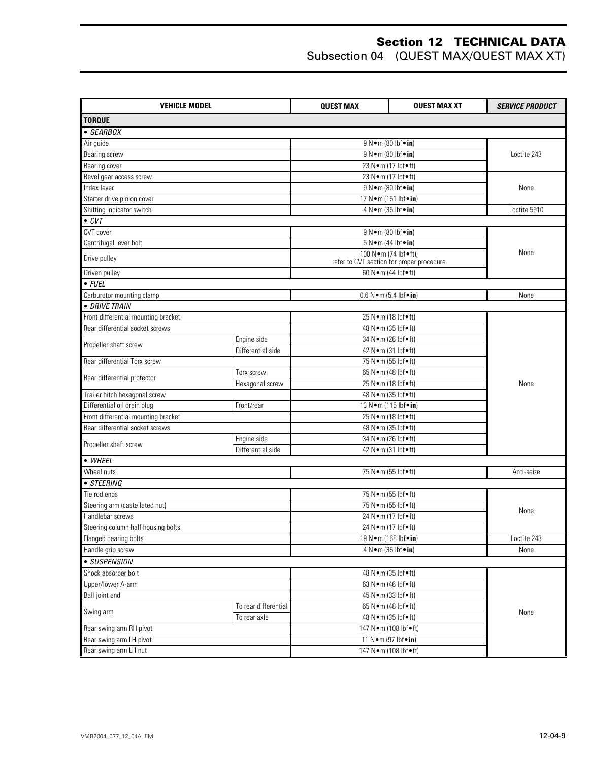# Section 12 TECHNICAL DATA

Subsection 04 (QUEST MAX/QUEST MAX XT)

| VEHICLE MODEL | | QUEST MAX | QUEST MAX XT | *SERVICE PRODUCT* |
|---|---|---|---|---|
| **TORQUE** | | | | |
| *• GEARBOX* | | | | |
| Air guide | | 9 N•m (80 lbf•**in**) | | Loctite 243 |
| Bearing screw | | 9 N•m (80 lbf•**in**) | | |
| Bearing cover | | 23 N•m (17 lbf•ft) | | |
| Bevel gear access screw | | 23 N•m (17 lbf•ft) | | None |
| Index lever | | 9 N•m (80 lbf•**in**) | | |
| Starter drive pinion cover | | 17 N•m (151 lbf•**in**) | | |
| Shifting indicator switch | | 4 N•m (35 lbf•**in**) | | Loctite 5910 |
| *• CVT* | | | | |
| CVT cover | | 9 N•m (80 lbf•**in**) | | None |
| Centrifugal lever bolt | | 5 N•m (44 lbf•**in**) | | |
| Drive pulley | | 100 N•m (74 lbf•ft), refer to CVT section for proper procedure | | |
| Driven pulley | | 60 N•m (44 lbf•ft) | | |
| *• FUEL* | | | | |
| Carburetor mounting clamp | | 0.6 N•m (5.4 lbf•**in**) | | None |
| *• DRIVE TRAIN* | | | | |
| Front differential mounting bracket | | 25 N•m (18 lbf•ft) | | None |
| Rear differential socket screws | | 48 N•m (35 lbf•ft) | | |
| Propeller shaft screw | Engine side | 34 N•m (26 lbf•ft) | | |
| | Differential side | 42 N•m (31 lbf•ft) | | |
| Rear differential Torx screw | | 75 N•m (55 lbf•ft) | | |
| Rear differential protector | Torx screw | 65 N•m (48 lbf•ft) | | |
| | Hexagonal screw | 25 N•m (18 lbf•ft) | | |
| Trailer hitch hexagonal screw | | 48 N•m (35 lbf•ft) | | |
| Differential oil drain plug | Front/rear | 13 N•m (115 lbf•**in**) | | |
| Front differential mounting bracket | | 25 N•m (18 lbf•ft) | | |
| Rear differential socket screws | | 48 N•m (35 lbf•ft) | | |
| Propeller shaft screw | Engine side | 34 N•m (26 lbf•ft) | | |
| | Differential side | 42 N•m (31 lbf•ft) | | |
| *• WHEEL* | | | | |
| Wheel nuts | | 75 N•m (55 lbf•ft) | | Anti-seize |
| *• STEERING* | | | | |
| Tie rod ends | | 75 N•m (55 lbf•ft) | | None |
| Steering arm (castellated nut) | | 75 N•m (55 lbf•ft) | | |
| Handlebar screws | | 24 N•m (17 lbf•ft) | | |
| Steering column half housing bolts | | 24 N•m (17 lbf•ft) | | |
| Flanged bearing bolts | | 19 N•m (168 lbf•**in**) | | Loctite 243 |
| Handle grip screw | | 4 N•m (35 lbf•**in**) | | None |
| *• SUSPENSION* | | | | |
| Shock absorber bolt | | 48 N•m (35 lbf•ft) | | None |
| Upper/lower A-arm | | 63 N•m (46 lbf•ft) | | |
| Ball joint end | | 45 N•m (33 lbf•ft) | | |
| Swing arm | To rear differential | 65 N•m (48 lbf•ft) | | |
| | To rear axle | 48 N•m (35 lbf•ft) | | |
| Rear swing arm RH pivot | | 147 N•m (108 lbf•ft) | | |
| Rear swing arm LH pivot | | 11 N•m (97 lbf•**in**) | | |
| Rear swing arm LH nut | | 147 N•m (108 lbf•ft) | | |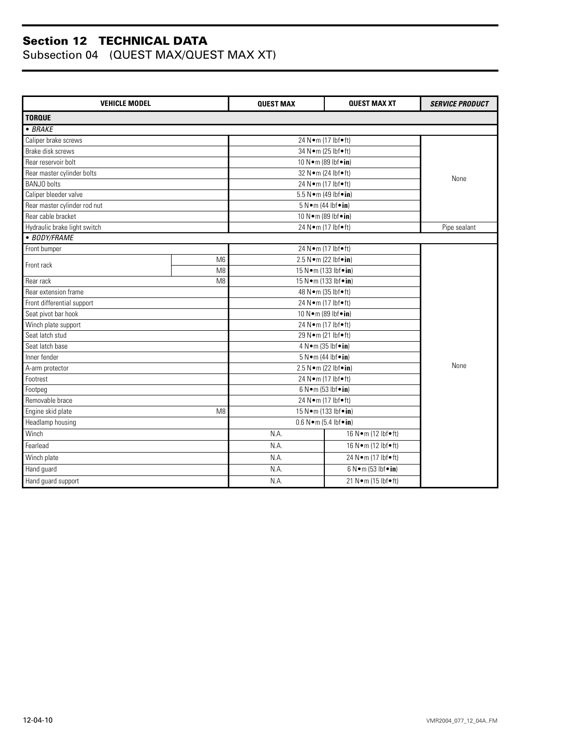# Section 12 TECHNICAL DATA
## Subsection 04 (QUEST MAX/QUEST MAX XT)

| VEHICLE MODEL | | QUEST MAX | QUEST MAX XT | SERVICE PRODUCT |
|---|---|---|---|---|
| **TORQUE** | | | | |
| *• BRAKE* | | | | |
| Caliper brake screws | | 24 N•m (17 lbf•ft) | | None |
| Brake disk screws | | 34 N•m (25 lbf•ft) | | |
| Rear reservoir bolt | | 10 N•m (89 lbf•**in**) | | |
| Rear master cylinder bolts | | 32 N•m (24 lbf•ft) | | |
| BANJO bolts | | 24 N•m (17 lbf•ft) | | |
| Caliper bleeder valve | | 5.5 N•m (49 lbf•**in**) | | |
| Rear master cylinder rod nut | | 5 N•m (44 lbf•**in**) | | |
| Rear cable bracket | | 10 N•m (89 lbf•**in**) | | |
| Hydraulic brake light switch | | 24 N•m (17 lbf•ft) | | Pipe sealant |
| *• BODY/FRAME* | | | | |
| Front bumper | | 24 N•m (17 lbf•ft) | | None |
| Front rack | M6 | 2.5 N•m (22 lbf•**in**) | | |
| | M8 | 15 N•m (133 lbf•**in**) | | |
| Rear rack | M8 | 15 N•m (133 lbf•**in**) | | |
| Rear extension frame | | 48 N•m (35 lbf•ft) | | |
| Front differential support | | 24 N•m (17 lbf•ft) | | |
| Seat pivot bar hook | | 10 N•m (89 lbf•**in**) | | |
| Winch plate support | | 24 N•m (17 lbf•ft) | | |
| Seat latch stud | | 29 N•m (21 lbf•ft) | | |
| Seat latch base | | 4 N•m (35 lbf•**in**) | | |
| Inner fender | | 5 N•m (44 lbf•**in**) | | |
| A-arm protector | | 2.5 N•m (22 lbf•**in**) | | |
| Footrest | | 24 N•m (17 lbf•ft) | | |
| Footpeg | | 6 N•m (53 lbf•**in**) | | |
| Removable brace | | 24 N•m (17 lbf•ft) | | |
| Engine skid plate | M8 | 15 N•m (133 lbf•**in**) | | |
| Headlamp housing | | 0.6 N•m (5.4 lbf•**in**) | | |
| Winch | | N.A. | 16 N•m (12 lbf•ft) | |
| Fearlead | | N.A. | 16 N•m (12 lbf•ft) | |
| Winch plate | | N.A. | 24 N•m (17 lbf•ft) | |
| Hand guard | | N.A. | 6 N•m (53 lbf•**in**) | |
| Hand guard support | | N.A. | 21 N•m (15 lbf•ft) | |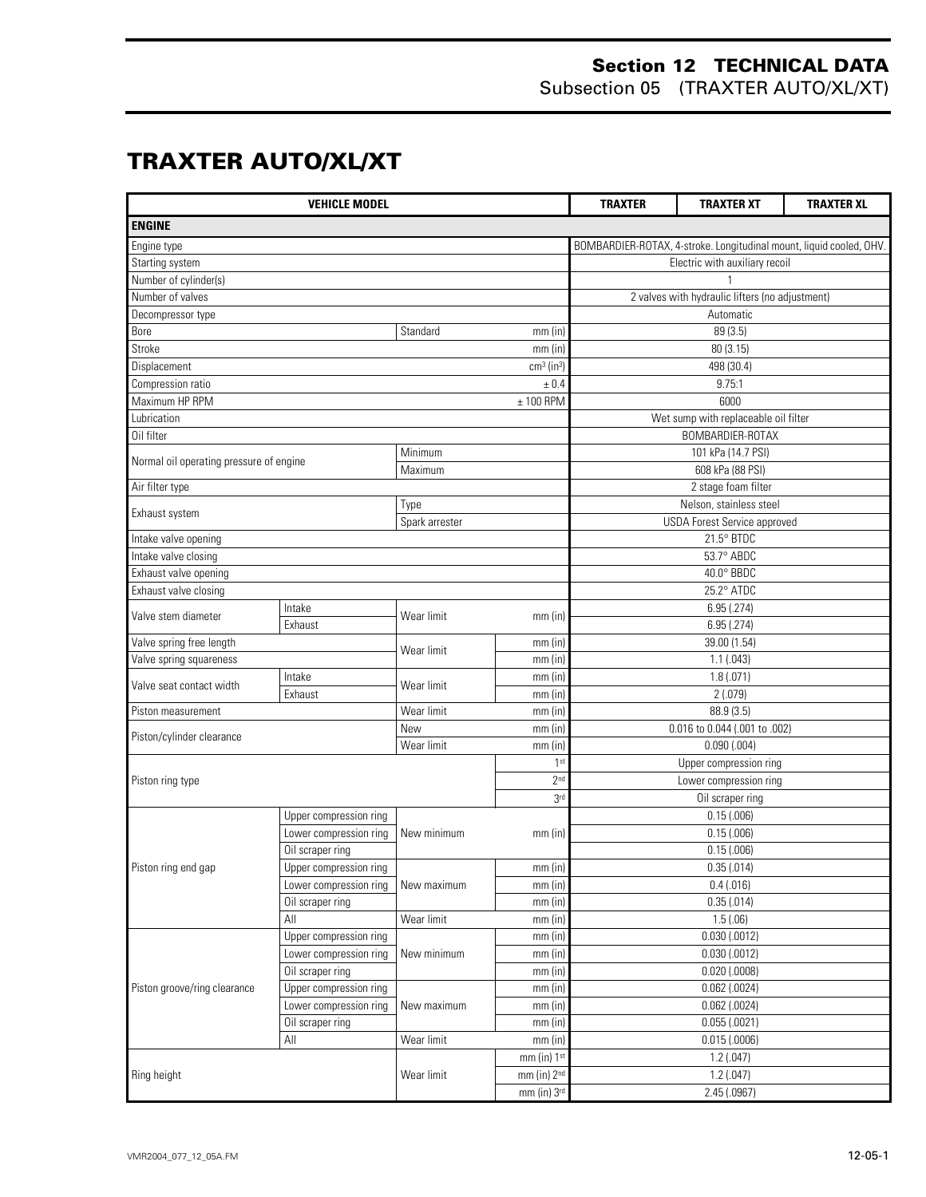# TRAXTER AUTO/XL/XT

| VEHICLE MODEL | | | | TRAXTER | TRAXTER XT | TRAXTER XL |
|---|---|---|---|---|---|---|
| **ENGINE** | | | | | | |
| Engine type | | | | BOMBARDIER-ROTAX, 4-stroke. Longitudinal mount, liquid cooled, OHV. | | |
| Starting system | | | | Electric with auxiliary recoil | | |
| Number of cylinder(s) | | | | 1 | | |
| Number of valves | | | | 2 valves with hydraulic lifters (no adjustment) | | |
| Decompressor type | | | | Automatic | | |
| Bore | | Standard | mm (in) | 89 (3.5) | | |
| Stroke | | | mm (in) | 80 (3.15) | | |
| Displacement | | | $cm^3$ ($in^3$) | 498 (30.4) | | |
| Compression ratio | | | ± 0.4 | 9.75:1 | | |
| Maximum HP RPM | | | ± 100 RPM | 6000 | | |
| Lubrication | | | | Wet sump with replaceable oil filter | | |
| Oil filter | | | | BOMBARDIER-ROTAX | | |
| Normal oil operating pressure of engine | | Minimum | | 101 kPa (14.7 PSI) | | |
| | | Maximum | | 608 kPa (88 PSI) | | |
| Air filter type | | | | 2 stage foam filter | | |
| Exhaust system | | Type | | Nelson, stainless steel | | |
| | | Spark arrester | | USDA Forest Service approved | | |
| Intake valve opening | | | | 21.5° BTDC | | |
| Intake valve closing | | | | 53.7° ABDC | | |
| Exhaust valve opening | | | | 40.0° BBDC | | |
| Exhaust valve closing | | | | 25.2° ATDC | | |
| Valve stem diameter | Intake | Wear limit | mm (in) | 6.95 (.274) | | |
| | Exhaust | | | 6.95 (.274) | | |
| Valve spring free length | | Wear limit | mm (in) | 39.00 (1.54) | | |
| Valve spring squareness | | | mm (in) | 1.1 (.043) | | |
| Valve seat contact width | Intake | Wear limit | mm (in) | 1.8 (.071) | | |
| | Exhaust | | mm (in) | 2 (.079) | | |
| Piston measurement | | Wear limit | mm (in) | 88.9 (3.5) | | |
| Piston/cylinder clearance | | New | mm (in) | 0.016 to 0.044 (.001 to .002) | | |
| | | Wear limit | mm (in) | 0.090 (.004) | | |
| Piston ring type | | | 1st | Upper compression ring | | |
| | | | 2nd | Lower compression ring | | |
| | | | 3rd | Oil scraper ring | | |
| Piston ring end gap | Upper compression ring | New minimum | mm (in) | 0.15 (.006) | | |
| | Lower compression ring | | | 0.15 (.006) | | |
| | Oil scraper ring | | | 0.15 (.006) | | |
| | Upper compression ring | New maximum | mm (in) | 0.35 (.014) | | |
| | Lower compression ring | | mm (in) | 0.4 (.016) | | |
| | Oil scraper ring | | mm (in) | 0.35 (.014) | | |
| | All | Wear limit | mm (in) | 1.5 (.06) | | |
| Piston groove/ring clearance | Upper compression ring | New minimum | mm (in) | 0.030 (.0012) | | |
| | Lower compression ring | | mm (in) | 0.030 (.0012) | | |
| | Oil scraper ring | | mm (in) | 0.020 (.0008) | | |
| | Upper compression ring | New maximum | mm (in) | 0.062 (.0024) | | |
| | Lower compression ring | | mm (in) | 0.062 (.0024) | | |
| | Oil scraper ring | | mm (in) | 0.055 (.0021) | | |
| | All | Wear limit | mm (in) | 0.015 (.0006) | | |
| Ring height | | Wear limit | mm (in) 1st | 1.2 (.047) | | |
| | | | mm (in) 2nd | 1.2 (.047) | | |
| | | | mm (in) 3rd | 2.45 (.0967) | | |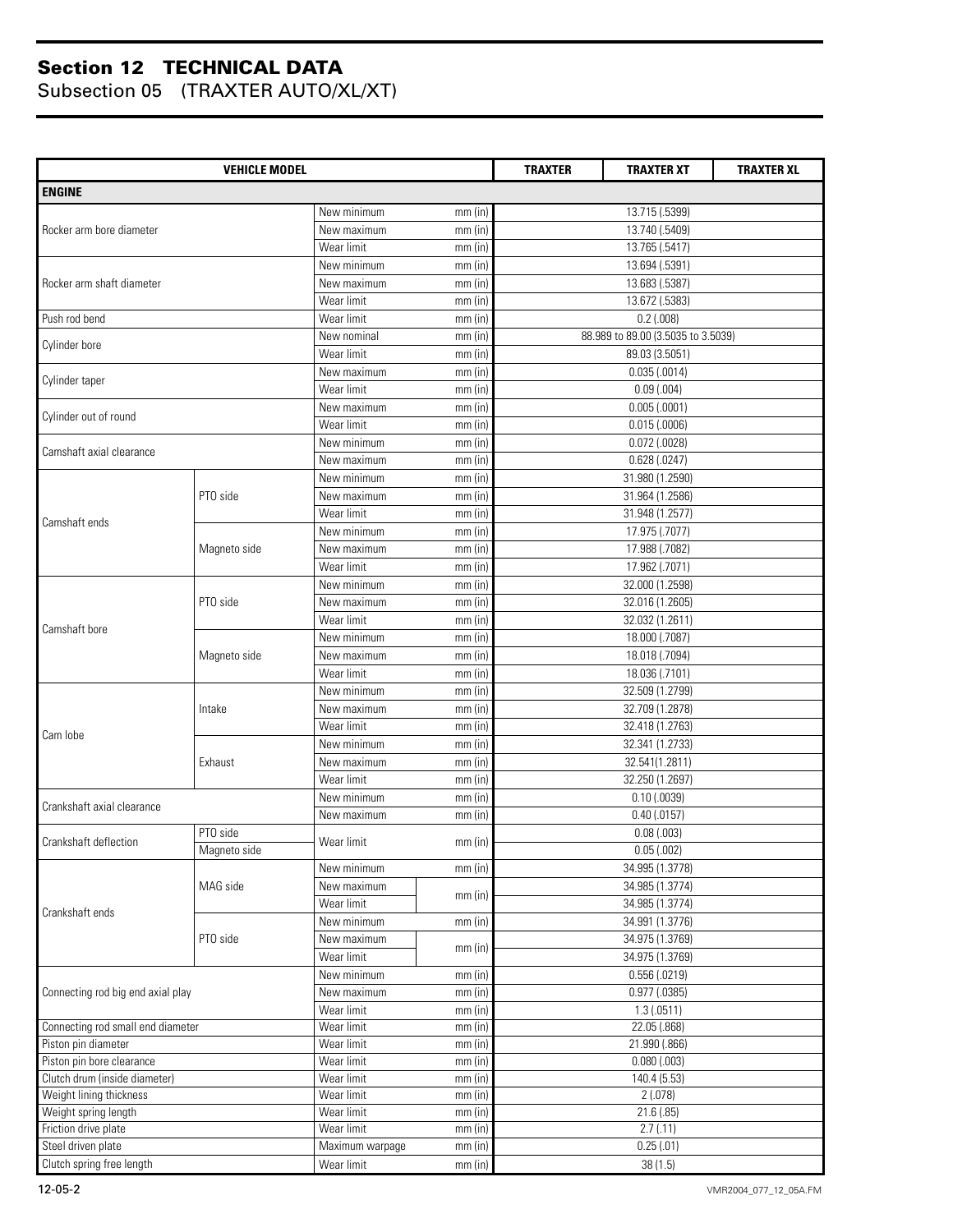## Section 12 TECHNICAL DATA
Subsection 05 (TRAXTER AUTO/XL/XT)

| VEHICLE MODEL | | | | TRAXTER | TRAXTER XT | TRAXTER XL |
|---|---|---|---|---|---|---|
| **ENGINE** | | | | | | |
| Rocker arm bore diameter | | New minimum | mm (in) | 13.715 (.5399) | | |
| | | New maximum | mm (in) | 13.740 (.5409) | | |
| | | Wear limit | mm (in) | 13.765 (.5417) | | |
| Rocker arm shaft diameter | | New minimum | mm (in) | 13.694 (.5391) | | |
| | | New maximum | mm (in) | 13.683 (.5387) | | |
| | | Wear limit | mm (in) | 13.672 (.5383) | | |
| Push rod bend | | Wear limit | mm (in) | 0.2 (.008) | | |
| Cylinder bore | | New nominal | mm (in) | 88.989 to 89.00 (3.5035 to 3.5039) | | |
| | | Wear limit | mm (in) | 89.03 (3.5051) | | |
| Cylinder taper | | New maximum | mm (in) | 0.035 (.0014) | | |
| | | Wear limit | mm (in) | 0.09 (.004) | | |
| Cylinder out of round | | New maximum | mm (in) | 0.005 (.0001) | | |
| | | Wear limit | mm (in) | 0.015 (.0006) | | |
| Camshaft axial clearance | | New minimum | mm (in) | 0.072 (.0028) | | |
| | | New maximum | mm (in) | 0.628 (.0247) | | |
| Camshaft ends | PTO side | New minimum | mm (in) | 31.980 (1.2590) | | |
| | | New maximum | mm (in) | 31.964 (1.2586) | | |
| | | Wear limit | mm (in) | 31.948 (1.2577) | | |
| | Magneto side | New minimum | mm (in) | 17.975 (.7077) | | |
| | | New maximum | mm (in) | 17.988 (.7082) | | |
| | | Wear limit | mm (in) | 17.962 (.7071) | | |
| Camshaft bore | PTO side | New minimum | mm (in) | 32.000 (1.2598) | | |
| | | New maximum | mm (in) | 32.016 (1.2605) | | |
| | | Wear limit | mm (in) | 32.032 (1.2611) | | |
| | Magneto side | New minimum | mm (in) | 18.000 (.7087) | | |
| | | New maximum | mm (in) | 18.018 (.7094) | | |
| | | Wear limit | mm (in) | 18.036 (.7101) | | |
| Cam lobe | Intake | New minimum | mm (in) | 32.509 (1.2799) | | |
| | | New maximum | mm (in) | 32.709 (1.2878) | | |
| | | Wear limit | mm (in) | 32.418 (1.2763) | | |
| | Exhaust | New minimum | mm (in) | 32.341 (1.2733) | | |
| | | New maximum | mm (in) | 32.541(1.2811) | | |
| | | Wear limit | mm (in) | 32.250 (1.2697) | | |
| Crankshaft axial clearance | | New minimum | mm (in) | 0.10 (.0039) | | |
| | | New maximum | mm (in) | 0.40 (.0157) | | |
| Crankshaft deflection | PTO side | Wear limit | mm (in) | 0.08 (.003) | | |
| | Magneto side | | | 0.05 (.002) | | |
| Crankshaft ends | MAG side | New minimum | mm (in) | 34.995 (1.3778) | | |
| | | New maximum | mm (in) | 34.985 (1.3774) | | |
| | | Wear limit | | 34.985 (1.3774) | | |
| | PTO side | New minimum | mm (in) | 34.991 (1.3776) | | |
| | | New maximum | mm (in) | 34.975 (1.3769) | | |
| | | Wear limit | | 34.975 (1.3769) | | |
| Connecting rod big end axial play | | New minimum | mm (in) | 0.556 (.0219) | | |
| | | New maximum | mm (in) | 0.977 (.0385) | | |
| | | Wear limit | mm (in) | 1.3 (.0511) | | |
| Connecting rod small end diameter | | Wear limit | mm (in) | 22.05 (.868) | | |
| Piston pin diameter | | Wear limit | mm (in) | 21.990 (.866) | | |
| Piston pin bore clearance | | Wear limit | mm (in) | 0.080 (.003) | | |
| Clutch drum (inside diameter) | | Wear limit | mm (in) | 140.4 (5.53) | | |
| Weight lining thickness | | Wear limit | mm (in) | 2 (.078) | | |
| Weight spring length | | Wear limit | mm (in) | 21.6 (.85) | | |
| Friction drive plate | | Wear limit | mm (in) | 2.7 (.11) | | |
| Steel driven plate | | Maximum warpage | mm (in) | 0.25 (.01) | | |
| Clutch spring free length | | Wear limit | mm (in) | 38 (1.5) | | |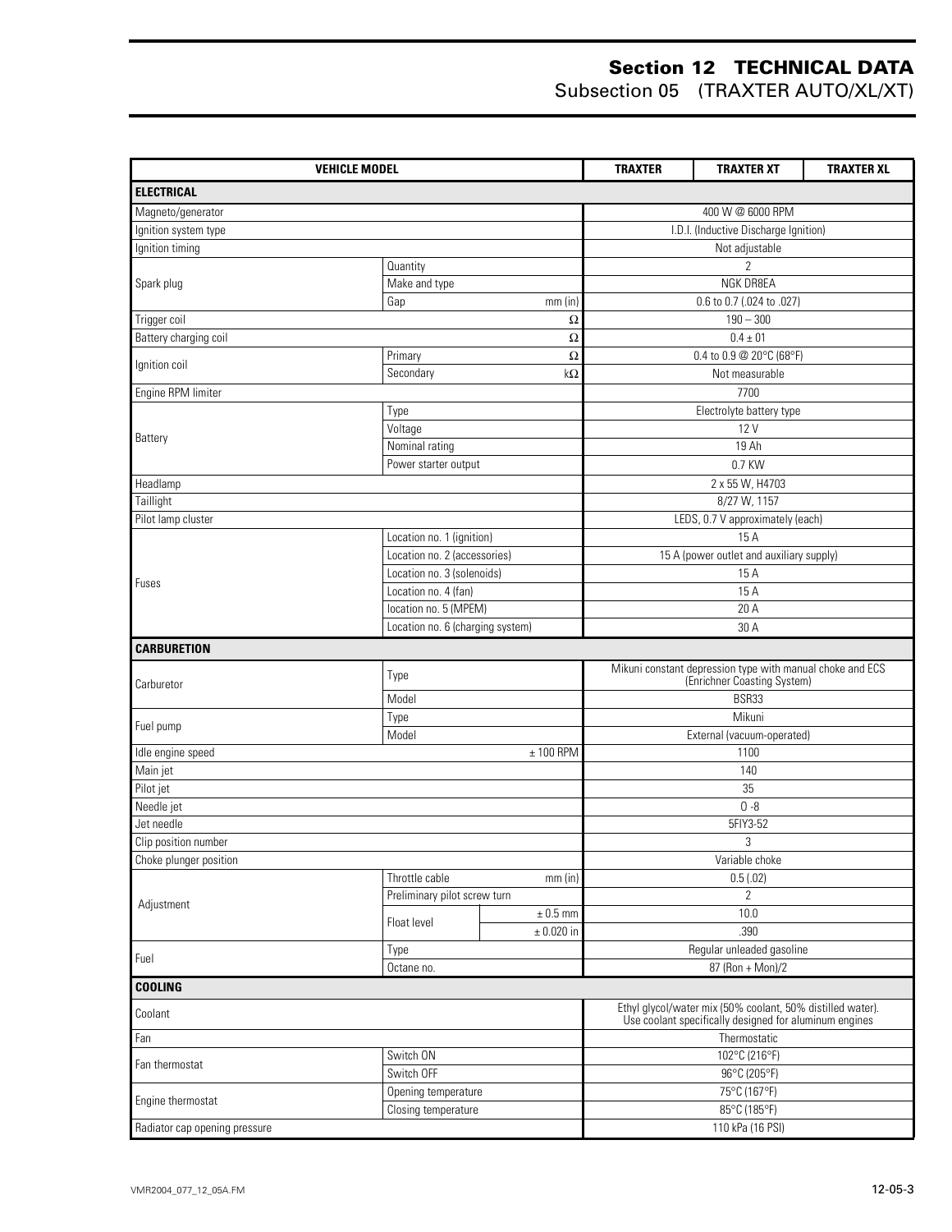# Section 12 TECHNICAL DATA
## Subsection 05 (TRAXTER AUTO/XL/XT)

| VEHICLE MODEL | | | TRAXTER | TRAXTER XT | TRAXTER XL |
|---|---|---|---|---|---|
| **ELECTRICAL** | | | | | |
| Magneto/generator | | | 400 W @ 6000 RPM | | |
| Ignition system type | | | I.D.I. (Inductive Discharge Ignition) | | |
| Ignition timing | | | Not adjustable | | |
| Spark plug | Quantity | | 2 | | |
| | Make and type | | NGK DR8EA | | |
| | Gap | mm (in) | 0.6 to 0.7 (.024 to .027) | | |
| Trigger coil | | Ω | 190 – 300 | | |
| Battery charging coil | | Ω | 0.4 ± 01 | | |
| Ignition coil | Primary | Ω | 0.4 to 0.9 @ 20°C (68°F) | | |
| | Secondary | kΩ | Not measurable | | |
| Engine RPM limiter | | | 7700 | | |
| Battery | Type | | Electrolyte battery type | | |
| | Voltage | | 12 V | | |
| | Nominal rating | | 19 Ah | | |
| | Power starter output | | 0.7 KW | | |
| Headlamp | | | 2 x 55 W, H4703 | | |
| Taillight | | | 8/27 W, 1157 | | |
| Pilot lamp cluster | | | LEDS, 0.7 V approximately (each) | | |
| Fuses | Location no. 1 (ignition) | | 15 A | | |
| | Location no. 2 (accessories) | | 15 A (power outlet and auxiliary supply) | | |
| | Location no. 3 (solenoids) | | 15 A | | |
| | Location no. 4 (fan) | | 15 A | | |
| | location no. 5 (MPEM) | | 20 A | | |
| | Location no. 6 (charging system) | | 30 A | | |
| **CARBURETION** | | | | | |
| Carburetor | Type | | Mikuni constant depression type with manual choke and ECS (Enrichner Coasting System) | | |
| | Model | | BSR33 | | |
| Fuel pump | Type | | Mikuni | | |
| | Model | | External (vacuum-operated) | | |
| Idle engine speed | | ± 100 RPM | 1100 | | |
| Main jet | | | 140 | | |
| Pilot jet | | | 35 | | |
| Needle jet | | | O -8 | | |
| Jet needle | | | 5FIY3-52 | | |
| Clip position number | | | 3 | | |
| Choke plunger position | | | Variable choke | | |
| Adjustment | Throttle cable | mm (in) | 0.5 (.02) | | |
| | Preliminary pilot screw turn | | 2 | | |
| | Float level | ± 0.5 mm | 10.0 | | |
| | | ± 0.020 in | .390 | | |
| Fuel | Type | | Regular unleaded gasoline | | |
| | Octane no. | | 87 (Ron + Mon)/2 | | |
| **COOLING** | | | | | |
| Coolant | | | Ethyl glycol/water mix (50% coolant, 50% distilled water). Use coolant specifically designed for aluminum engines | | |
| Fan | | | Thermostatic | | |
| Fan thermostat | Switch ON | | 102°C (216°F) | | |
| | Switch OFF | | 96°C (205°F) | | |
| Engine thermostat | Opening temperature | | 75°C (167°F) | | |
| | Closing temperature | | 85°C (185°F) | | |
| Radiator cap opening pressure | | | 110 kPa (16 PSI) | | |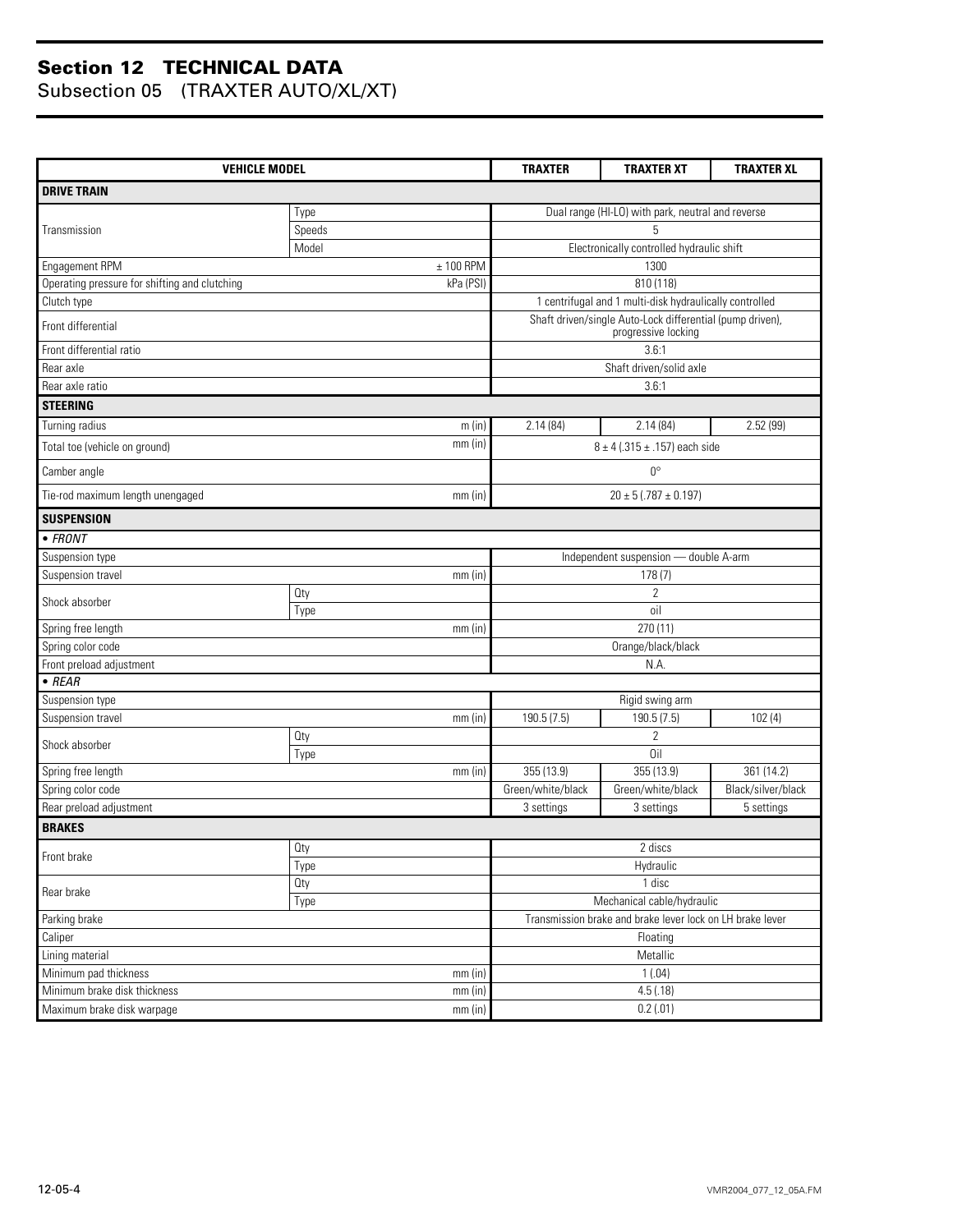## Section 12 TECHNICAL DATA
### Subsection 05 (TRAXTER AUTO/XL/XT)

| VEHICLE MODEL | | | TRAXTER | TRAXTER XT | TRAXTER XL |
|---|---|---|---|---|---|
| **DRIVE TRAIN** | | | | | |
| Transmission | Type | | Dual range (HI-LO) with park, neutral and reverse | | |
| | Speeds | | 5 | | |
| | Model | | Electronically controlled hydraulic shift | | |
| Engagement RPM | | ± 100 RPM | 1300 | | |
| Operating pressure for shifting and clutching | | kPa (PSI) | 810 (118) | | |
| Clutch type | | | 1 centrifugal and 1 multi-disk hydraulically controlled | | |
| Front differential | | | Shaft driven/single Auto-Lock differential (pump driven), progressive locking | | |
| Front differential ratio | | | 3.6:1 | | |
| Rear axle | | | Shaft driven/solid axle | | |
| Rear axle ratio | | | 3.6:1 | | |
| **STEERING** | | | | | |
| Turning radius | | m (in) | 2.14 (84) | 2.14 (84) | 2.52 (99) |
| Total toe (vehicle on ground) | | mm (in) | 8 ± 4 (.315 ± .157) each side | | |
| Camber angle | | | 0° | | |
| Tie-rod maximum length unengaged | | mm (in) | 20 ± 5 (.787 ± 0.197) | | |
| **SUSPENSION** | | | | | |
| *• FRONT* | | | | | |
| Suspension type | | | Independent suspension — double A-arm | | |
| Suspension travel | | mm (in) | 178 (7) | | |
| Shock absorber | Qty | | 2 | | |
| | Type | | oil | | |
| Spring free length | | mm (in) | 270 (11) | | |
| Spring color code | | | Orange/black/black | | |
| Front preload adjustment | | | N.A. | | |
| *• REAR* | | | | | |
| Suspension type | | | Rigid swing arm | | |
| Suspension travel | | mm (in) | 190.5 (7.5) | 190.5 (7.5) | 102 (4) |
| Shock absorber | Qty | | 2 | | |
| | Type | | Oil | | |
| Spring free length | | mm (in) | 355 (13.9) | 355 (13.9) | 361 (14.2) |
| Spring color code | | | Green/white/black | Green/white/black | Black/silver/black |
| Rear preload adjustment | | | 3 settings | 3 settings | 5 settings |
| **BRAKES** | | | | | |
| Front brake | Qty | | 2 discs | | |
| | Type | | Hydraulic | | |
| Rear brake | Qty | | 1 disc | | |
| | Type | | Mechanical cable/hydraulic | | |
| Parking brake | | | Transmission brake and brake lever lock on LH brake lever | | |
| Caliper | | | Floating | | |
| Lining material | | | Metallic | | |
| Minimum pad thickness | | mm (in) | 1 (.04) | | |
| Minimum brake disk thickness | | mm (in) | 4.5 (.18) | | |
| Maximum brake disk warpage | | mm (in) | 0.2 (.01) | | |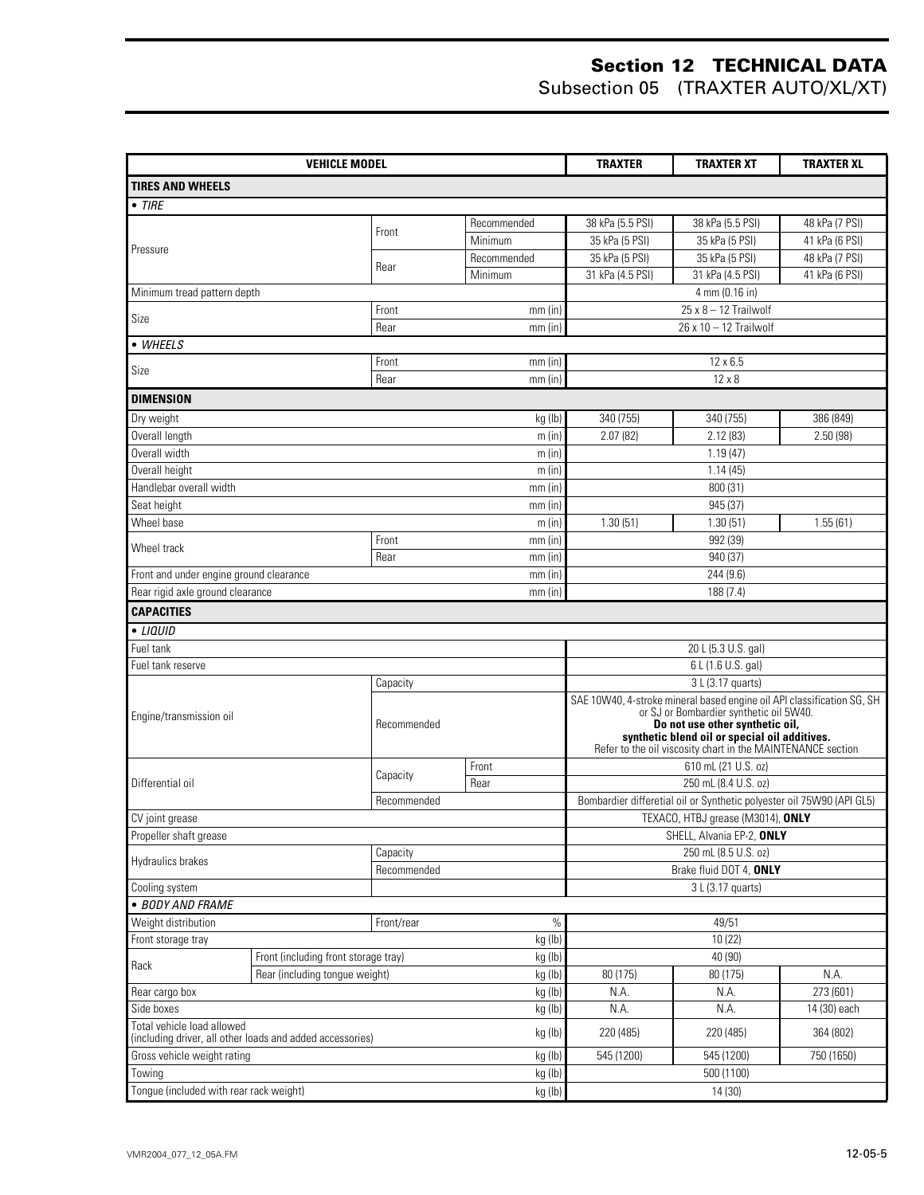# Section 12 TECHNICAL DATA

## Subsection 05 (TRAXTER AUTO/XL/XT)

| VEHICLE MODEL | | | TRAXTER | TRAXTER XT | TRAXTER XL |
|---|---|---|---|---|---|
| **TIRES AND WHEELS** | | | | | |
| *• TIRE* | | | | | |
| Pressure | Front | Recommended | 38 kPa (5.5 PSI) | 38 kPa (5.5 PSI) | 48 kPa (7 PSI) |
| | | Minimum | 35 kPa (5 PSI) | 35 kPa (5 PSI) | 41 kPa (6 PSI) |
| | Rear | Recommended | 35 kPa (5 PSI) | 35 kPa (5 PSI) | 48 kPa (7 PSI) |
| | | Minimum | 31 kPa (4.5 PSI) | 31 kPa (4.5 PSI) | 41 kPa (6 PSI) |
| Minimum tread pattern depth | | | 4 mm (0.16 in) | | |
| Size | Front | mm (in) | 25 x 8 – 12 Trailwolf | | |
| | Rear | mm (in) | 26 x 10 – 12 Trailwolf | | |
| *• WHEELS* | | | | | |
| Size | Front | mm (in) | 12 x 6.5 | | |
| | Rear | mm (in) | 12 x 8 | | |
| **DIMENSION** | | | | | |
| Dry weight | | kg (lb) | 340 (755) | 340 (755) | 386 (849) |
| Overall length | | m (in) | 2.07 (82) | 2.12 (83) | 2.50 (98) |
| Overall width | | m (in) | 1.19 (47) | | |
| Overall height | | m (in) | 1.14 (45) | | |
| Handlebar overall width | | mm (in) | 800 (31) | | |
| Seat height | | mm (in) | 945 (37) | | |
| Wheel base | | m (in) | 1.30 (51) | 1.30 (51) | 1.55 (61) |
| Wheel track | Front | mm (in) | 992 (39) | | |
| | Rear | mm (in) | 940 (37) | | |
| Front and under engine ground clearance | | mm (in) | 244 (9.6) | | |
| Rear rigid axle ground clearance | | mm (in) | 188 (7.4) | | |
| **CAPACITIES** | | | | | |
| *• LIQUID* | | | | | |
| Fuel tank | | | 20 L (5.3 U.S. gal) | | |
| Fuel tank reserve | | | 6 L (1.6 U.S. gal) | | |
| Engine/transmission oil | Capacity | | 3 L (3.17 quarts) | | |
| | Recommended | | SAE 10W40, 4-stroke mineral based engine oil API classification SG, SH or SJ or Bombardier synthetic oil 5W40. **Do not use other synthetic oil, synthetic blend oil or special oil additives.** Refer to the oil viscosity chart in the MAINTENANCE section | | |
| Differential oil | Capacity | Front | 610 mL (21 U.S. oz) | | |
| | | Rear | 250 mL (8.4 U.S. oz) | | |
| | Recommended | | Bombardier differetial oil or Synthetic polyester oil 75W90 (API GL5) | | |
| CV joint grease | | | TEXACO, HTBJ grease (M3014), **ONLY** | | |
| Propeller shaft grease | | | SHELL, Alvania EP-2, **ONLY** | | |
| Hydraulics brakes | Capacity | | 250 mL (8.5 U.S. oz) | | |
| | Recommended | | Brake fluid DOT 4, **ONLY** | | |
| Cooling system | | | 3 L (3.17 quarts) | | |
| *• BODY AND FRAME* | | | | | |
| Weight distribution | Front/rear | % | 49/51 | | |
| Front storage tray | | kg (lb) | 10 (22) | | |
| Rack | Front (including front storage tray) | kg (lb) | 40 (90) | | |
| | Rear (including tongue weight) | kg (lb) | 80 (175) | 80 (175) | N.A. |
| Rear cargo box | | kg (lb) | N.A. | N.A. | 273 (601) |
| Side boxes | | kg (lb) | N.A. | N.A. | 14 (30) each |
| Total vehicle load allowed (including driver, all other loads and added accessories) | | kg (lb) | 220 (485) | 220 (485) | 364 (802) |
| Gross vehicle weight rating | | kg (lb) | 545 (1200) | 545 (1200) | 750 (1650) |
| Towing | | kg (lb) | 500 (1100) | | |
| Tongue (included with rear rack weight) | | kg (lb) | 14 (30) | | |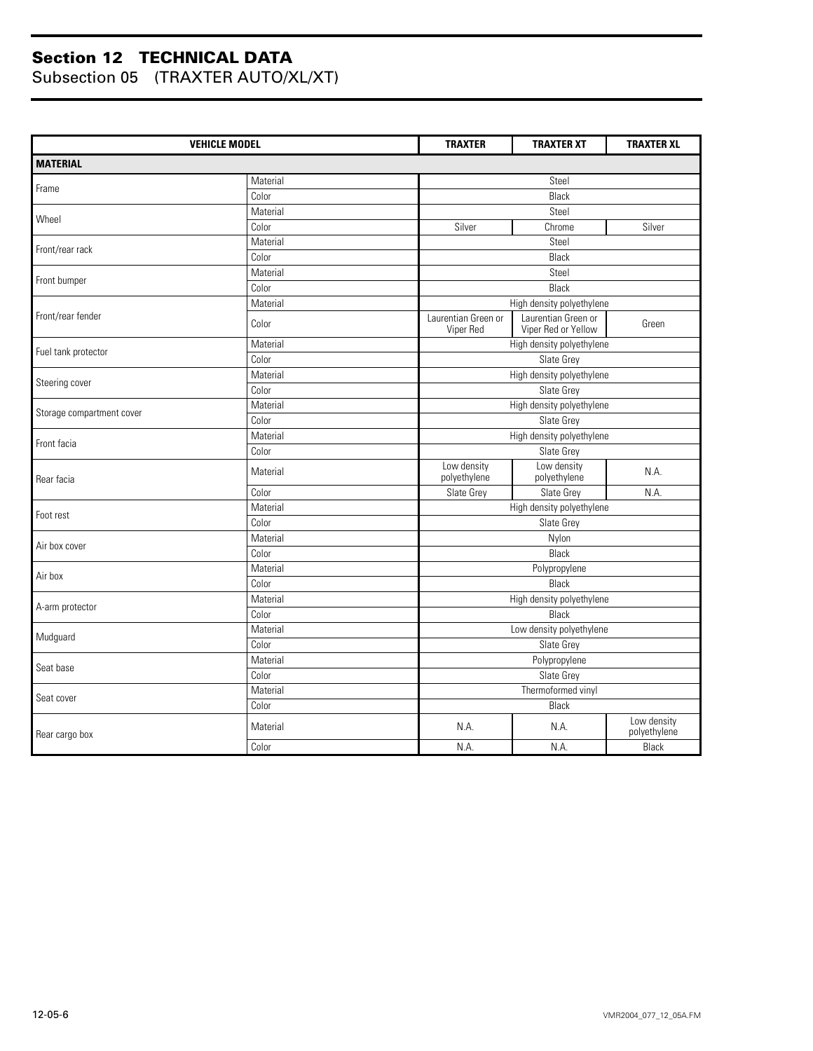# Section 12 TECHNICAL DATA

## Subsection 05 (TRAXTER AUTO/XL/XT)

| VEHICLE MODEL | | TRAXTER | TRAXTER XT | TRAXTER XL |
|---|---|---|---|---|
| **MATERIAL** | | | | |
| Frame | Material | Steel | | |
| | Color | Black | | |
| Wheel | Material | Steel | | |
| | Color | Silver | Chrome | Silver |
| Front/rear rack | Material | Steel | | |
| | Color | Black | | |
| Front bumper | Material | Steel | | |
| | Color | Black | | |
| Front/rear fender | Material | High density polyethylene | | |
| | Color | Laurentian Green or Viper Red | Laurentian Green or Viper Red or Yellow | Green |
| Fuel tank protector | Material | High density polyethylene | | |
| | Color | Slate Grey | | |
| Steering cover | Material | High density polyethylene | | |
| | Color | Slate Grey | | |
| Storage compartment cover | Material | High density polyethylene | | |
| | Color | Slate Grey | | |
| Front facia | Material | High density polyethylene | | |
| | Color | Slate Grey | | |
| Rear facia | Material | Low density polyethylene | Low density polyethylene | N.A. |
| | Color | Slate Grey | Slate Grey | N.A. |
| Foot rest | Material | High density polyethylene | | |
| | Color | Slate Grey | | |
| Air box cover | Material | Nylon | | |
| | Color | Black | | |
| Air box | Material | Polypropylene | | |
| | Color | Black | | |
| A-arm protector | Material | High density polyethylene | | |
| | Color | Black | | |
| Mudguard | Material | Low density polyethylene | | |
| | Color | Slate Grey | | |
| Seat base | Material | Polypropylene | | |
| | Color | Slate Grey | | |
| Seat cover | Material | Thermoformed vinyl | | |
| | Color | Black | | |
| Rear cargo box | Material | N.A. | N.A. | Low density polyethylene |
| | Color | N.A. | N.A. | Black |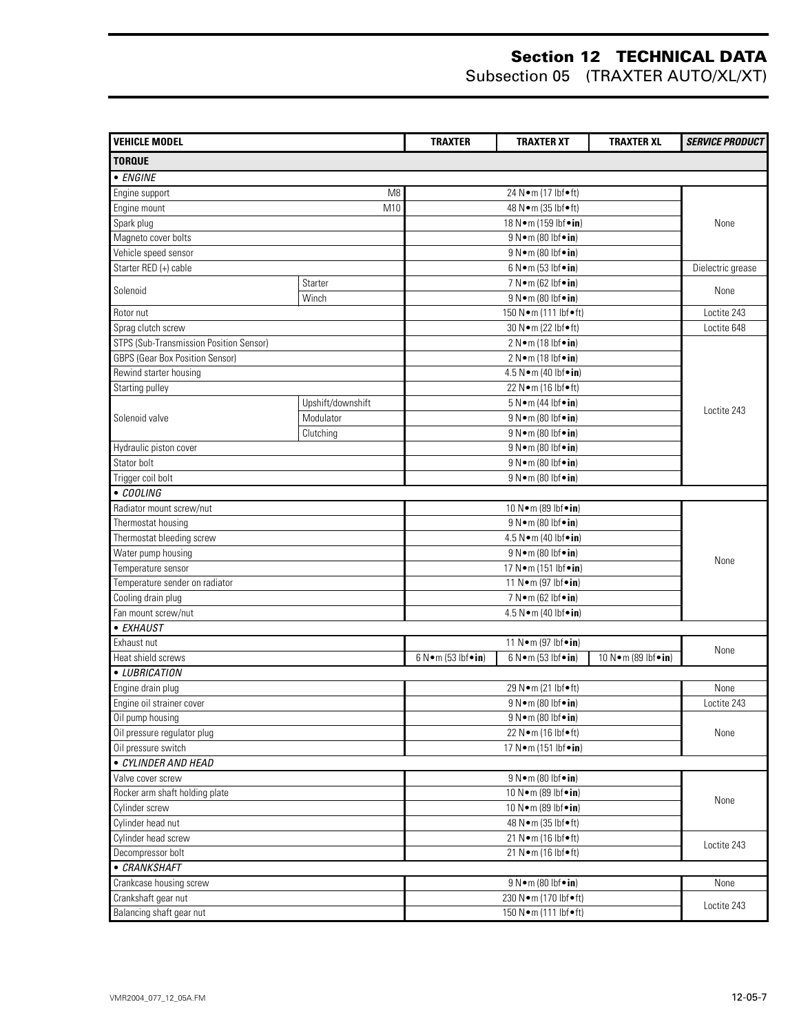# Section 12 TECHNICAL DATA

## Subsection 05 (TRAXTER AUTO/XL/XT)

| VEHICLE MODEL | | TRAXTER | TRAXTER XT | TRAXTER XL | *SERVICE PRODUCT* |
|---|---|---|---|---|---|
| **TORQUE** | | | | | |
| • *ENGINE* | | | | | |
| Engine support | M8 | | 24 N•m (17 lbf•ft) | | None |
| Engine mount | M10 | | 48 N•m (35 lbf•ft) | | None |
| Spark plug | | | 18 N•m (159 lbf•in) | | None |
| Magneto cover bolts | | | 9 N•m (80 lbf•in) | | None |
| Vehicle speed sensor | | | 9 N•m (80 lbf•in) | | None |
| Starter RED (+) cable | | | 6 N•m (53 lbf•in) | | Dielectric grease |
| Solenoid | Starter | | 7 N•m (62 lbf•in) | | None |
| | Winch | | 9 N•m (80 lbf•in) | | None |
| Rotor nut | | | 150 N•m (111 lbf•ft) | | Loctite 243 |
| Sprag clutch screw | | | 30 N•m (22 lbf•ft) | | Loctite 648 |
| STPS (Sub-Transmission Position Sensor) | | | 2 N•m (18 lbf•in) | | Loctite 243 |
| GBPS (Gear Box Position Sensor) | | | 2 N•m (18 lbf•in) | | Loctite 243 |
| Rewind starter housing | | | 4.5 N•m (40 lbf•in) | | Loctite 243 |
| Starting pulley | | | 22 N•m (16 lbf•ft) | | Loctite 243 |
| Solenoid valve | Upshift/downshift | | 5 N•m (44 lbf•in) | | Loctite 243 |
| | Modulator | | 9 N•m (80 lbf•in) | | Loctite 243 |
| | Clutching | | 9 N•m (80 lbf•in) | | Loctite 243 |
| Hydraulic piston cover | | | 9 N•m (80 lbf•in) | | Loctite 243 |
| Stator bolt | | | 9 N•m (80 lbf•in) | | Loctite 243 |
| Trigger coil bolt | | | 9 N•m (80 lbf•in) | | Loctite 243 |
| • *COOLING* | | | | | |
| Radiator mount screw/nut | | | 10 N•m (89 lbf•in) | | None |
| Thermostat housing | | | 9 N•m (80 lbf•in) | | None |
| Thermostat bleeding screw | | | 4.5 N•m (40 lbf•in) | | None |
| Water pump housing | | | 9 N•m (80 lbf•in) | | None |
| Temperature sensor | | | 17 N•m (151 lbf•in) | | None |
| Temperature sender on radiator | | | 11 N•m (97 lbf•in) | | None |
| Cooling drain plug | | | 7 N•m (62 lbf•in) | | None |
| Fan mount screw/nut | | | 4.5 N•m (40 lbf•in) | | None |
| • *EXHAUST* | | | | | |
| Exhaust nut | | | 11 N•m (97 lbf•in) | | None |
| Heat shield screws | | 6 N•m (53 lbf•in) | 6 N•m (53 lbf•in) | 10 N•m (89 lbf•in) | None |
| • *LUBRICATION* | | | | | |
| Engine drain plug | | | 29 N•m (21 lbf•ft) | | None |
| Engine oil strainer cover | | | 9 N•m (80 lbf•in) | | Loctite 243 |
| Oil pump housing | | | 9 N•m (80 lbf•in) | | None |
| Oil pressure regulator plug | | | 22 N•m (16 lbf•ft) | | None |
| Oil pressure switch | | | 17 N•m (151 lbf•in) | | None |
| • *CYLINDER AND HEAD* | | | | | |
| Valve cover screw | | | 9 N•m (80 lbf•in) | | None |
| Rocker arm shaft holding plate | | | 10 N•m (89 lbf•in) | | None |
| Cylinder screw | | | 10 N•m (89 lbf•in) | | None |
| Cylinder head nut | | | 48 N•m (35 lbf•ft) | | None |
| Cylinder head screw | | | 21 N•m (16 lbf•ft) | | Loctite 243 |
| Decompressor bolt | | | 21 N•m (16 lbf•ft) | | Loctite 243 |
| • *CRANKSHAFT* | | | | | |
| Crankcase housing screw | | | 9 N•m (80 lbf•in) | | None |
| Crankshaft gear nut | | | 230 N•m (170 lbf•ft) | | Loctite 243 |
| Balancing shaft gear nut | | | 150 N•m (111 lbf•ft) | | Loctite 243 |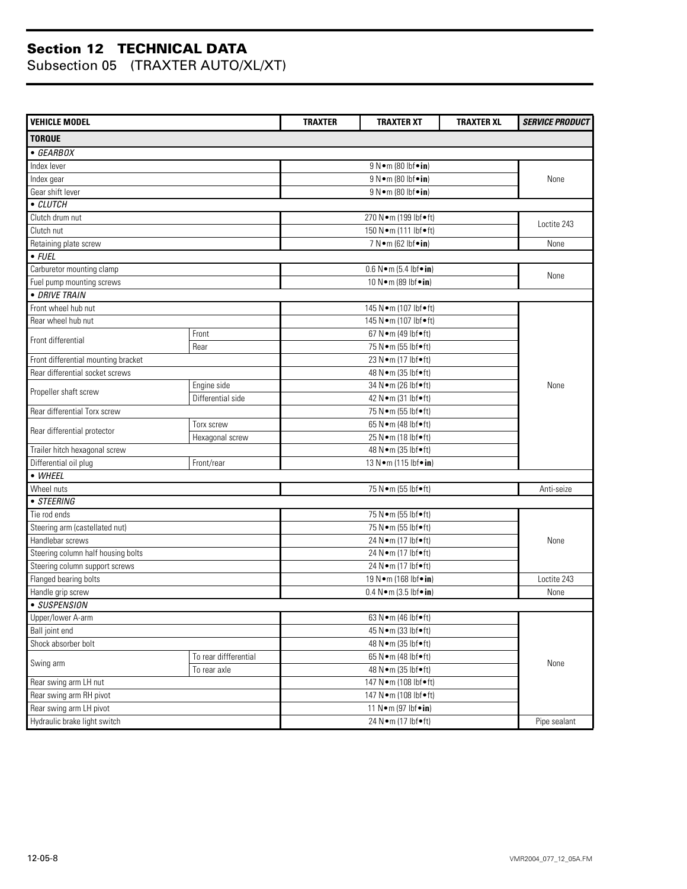# Section 12 TECHNICAL DATA
## Subsection 05 (TRAXTER AUTO/XL/XT)

| VEHICLE MODEL | | TRAXTER | TRAXTER XT | TRAXTER XL | *SERVICE PRODUCT* |
|---|---|---|---|---|---|
| **TORQUE** | | | | | |
| *• GEARBOX* | | | | | |
| Index lever | | | 9 N•m (80 lbf•**in**) | | None |
| Index gear | | | 9 N•m (80 lbf•**in**) | | |
| Gear shift lever | | | 9 N•m (80 lbf•**in**) | | |
| *• CLUTCH* | | | | | |
| Clutch drum nut | | | 270 N•m (199 lbf•ft) | | Loctite 243 |
| Clutch nut | | | 150 N•m (111 lbf•ft) | | |
| Retaining plate screw | | | 7 N•m (62 lbf•**in**) | | None |
| *• FUEL* | | | | | |
| Carburetor mounting clamp | | | 0.6 N•m (5.4 lbf•**in**) | | None |
| Fuel pump mounting screws | | | 10 N•m (89 lbf•**in**) | | |
| *• DRIVE TRAIN* | | | | | |
| Front wheel hub nut | | | 145 N•m (107 lbf•ft) | | None |
| Rear wheel hub nut | | | 145 N•m (107 lbf•ft) | | |
| Front differential | Front | | 67 N•m (49 lbf•ft) | | |
| | Rear | | 75 N•m (55 lbf•ft) | | |
| Front differential mounting bracket | | | 23 N•m (17 lbf•ft) | | |
| Rear differential socket screws | | | 48 N•m (35 lbf•ft) | | |
| Propeller shaft screw | Engine side | | 34 N•m (26 lbf•ft) | | |
| | Differential side | | 42 N•m (31 lbf•ft) | | |
| Rear differential Torx screw | | | 75 N•m (55 lbf•ft) | | |
| Rear differential protector | Torx screw | | 65 N•m (48 lbf•ft) | | |
| | Hexagonal screw | | 25 N•m (18 lbf•ft) | | |
| Trailer hitch hexagonal screw | | | 48 N•m (35 lbf•ft) | | |
| Differential oil plug | Front/rear | | 13 N•m (115 lbf•**in**) | | |
| *• WHEEL* | | | | | |
| Wheel nuts | | | 75 N•m (55 lbf•ft) | | Anti-seize |
| *• STEERING* | | | | | |
| Tie rod ends | | | 75 N•m (55 lbf•ft) | | None |
| Steering arm (castellated nut) | | | 75 N•m (55 lbf•ft) | | |
| Handlebar screws | | | 24 N•m (17 lbf•ft) | | |
| Steering column half housing bolts | | | 24 N•m (17 lbf•ft) | | |
| Steering column support screws | | | 24 N•m (17 lbf•ft) | | |
| Flanged bearing bolts | | | 19 N•m (168 lbf•**in**) | | Loctite 243 |
| Handle grip screw | | | 0.4 N•m (3.5 lbf•**in**) | | None |
| *• SUSPENSION* | | | | | |
| Upper/lower A-arm | | | 63 N•m (46 lbf•ft) | | None |
| Ball joint end | | | 45 N•m (33 lbf•ft) | | |
| Shock absorber bolt | | | 48 N•m (35 lbf•ft) | | |
| Swing arm | To rear diffferential | | 65 N•m (48 lbf•ft) | | |
| | To rear axle | | 48 N•m (35 lbf•ft) | | |
| Rear swing arm LH nut | | | 147 N•m (108 lbf•ft) | | |
| Rear swing arm RH pivot | | | 147 N•m (108 lbf•ft) | | |
| Rear swing arm LH pivot | | | 11 N•m (97 lbf•**in**) | | |
| Hydraulic brake light switch | | | 24 N•m (17 lbf•ft) | | Pipe sealant |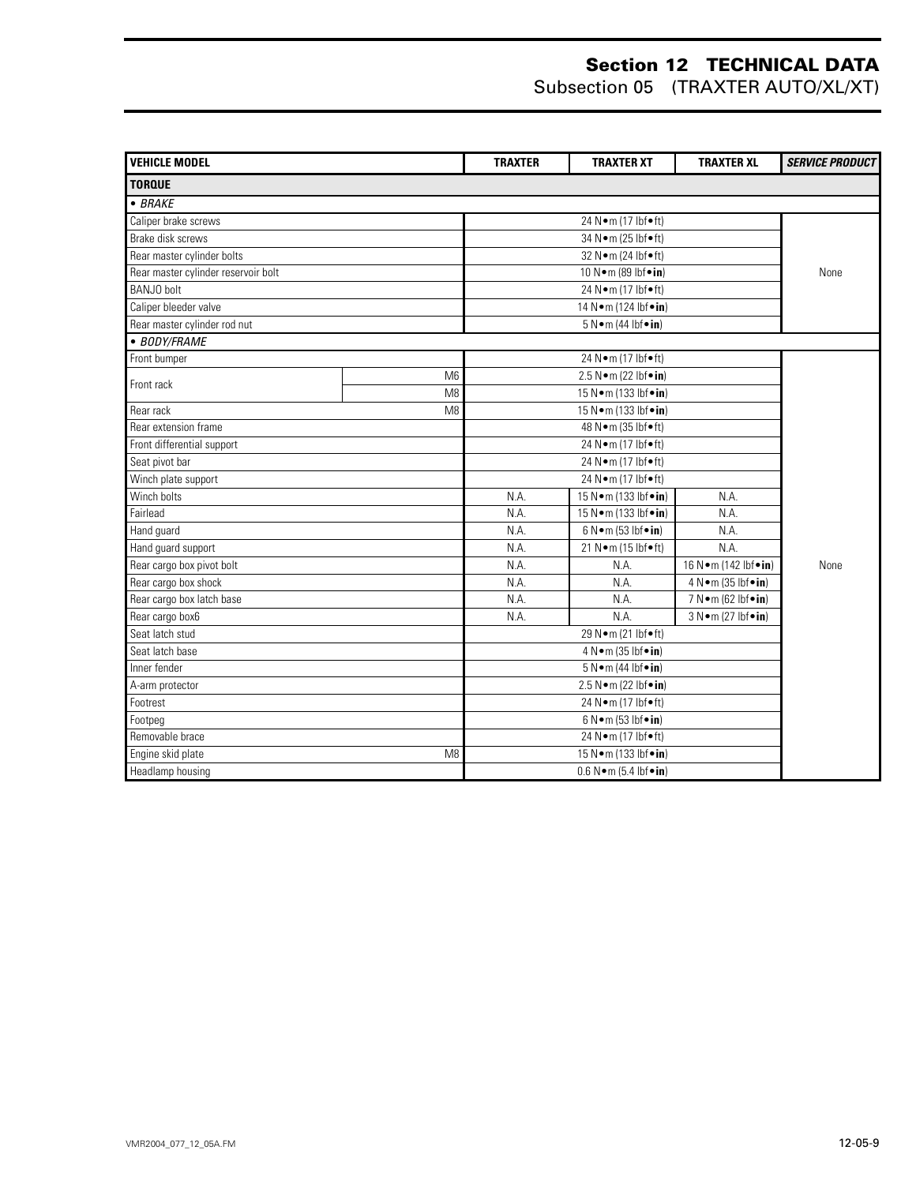| VEHICLE MODEL | | TRAXTER | TRAXTER XT | TRAXTER XL | *SERVICE PRODUCT* |
|---|---|---|---|---|---|
| **TORQUE** | | | | | |
| • *BRAKE* | | | | | |
| Caliper brake screws | | | 24 N•m (17 lbf•ft) | | |
| Brake disk screws | | | 34 N•m (25 lbf•ft) | | |
| Rear master cylinder bolts | | | 32 N•m (24 lbf•ft) | | |
| Rear master cylinder reservoir bolt | | | 10 N•m (89 lbf•**in**) | | None |
| BANJO bolt | | | 24 N•m (17 lbf•ft) | | |
| Caliper bleeder valve | | | 14 N•m (124 lbf•**in**) | | |
| Rear master cylinder rod nut | | | 5 N•m (44 lbf•**in**) | | |
| • *BODY/FRAME* | | | | | |
| Front bumper | | | 24 N•m (17 lbf•ft) | | |
| Front rack | M6 | | 2.5 N•m (22 lbf•**in**) | | |
| | M8 | | 15 N•m (133 lbf•**in**) | | |
| Rear rack | M8 | | 15 N•m (133 lbf•**in**) | | |
| Rear extension frame | | | 48 N•m (35 lbf•ft) | | |
| Front differential support | | | 24 N•m (17 lbf•ft) | | |
| Seat pivot bar | | | 24 N•m (17 lbf•ft) | | |
| Winch plate support | | | 24 N•m (17 lbf•ft) | | |
| Winch bolts | | N.A. | 15 N•m (133 lbf•**in**) | N.A. | |
| Fairlead | | N.A. | 15 N•m (133 lbf•**in**) | N.A. | |
| Hand guard | | N.A. | 6 N•m (53 lbf•**in**) | N.A. | |
| Hand guard support | | N.A. | 21 N•m (15 lbf•ft) | N.A. | |
| Rear cargo box pivot bolt | | N.A. | N.A. | 16 N•m (142 lbf•**in**) | None |
| Rear cargo box shock | | N.A. | N.A. | 4 N•m (35 lbf•**in**) | |
| Rear cargo box latch base | | N.A. | N.A. | 7 N•m (62 lbf•**in**) | |
| Rear cargo box6 | | N.A. | N.A. | 3 N•m (27 lbf•**in**) | |
| Seat latch stud | | | 29 N•m (21 lbf•ft) | | |
| Seat latch base | | | 4 N•m (35 lbf•**in**) | | |
| Inner fender | | | 5 N•m (44 lbf•**in**) | | |
| A-arm protector | | | 2.5 N•m (22 lbf•**in**) | | |
| Footrest | | | 24 N•m (17 lbf•ft) | | |
| Footpeg | | | 6 N•m (53 lbf•**in**) | | |
| Removable brace | | | 24 N•m (17 lbf•ft) | | |
| Engine skid plate | M8 | | 15 N•m (133 lbf•**in**) | | |
| Headlamp housing | | | 0.6 N•m (5.4 lbf•**in**) | | |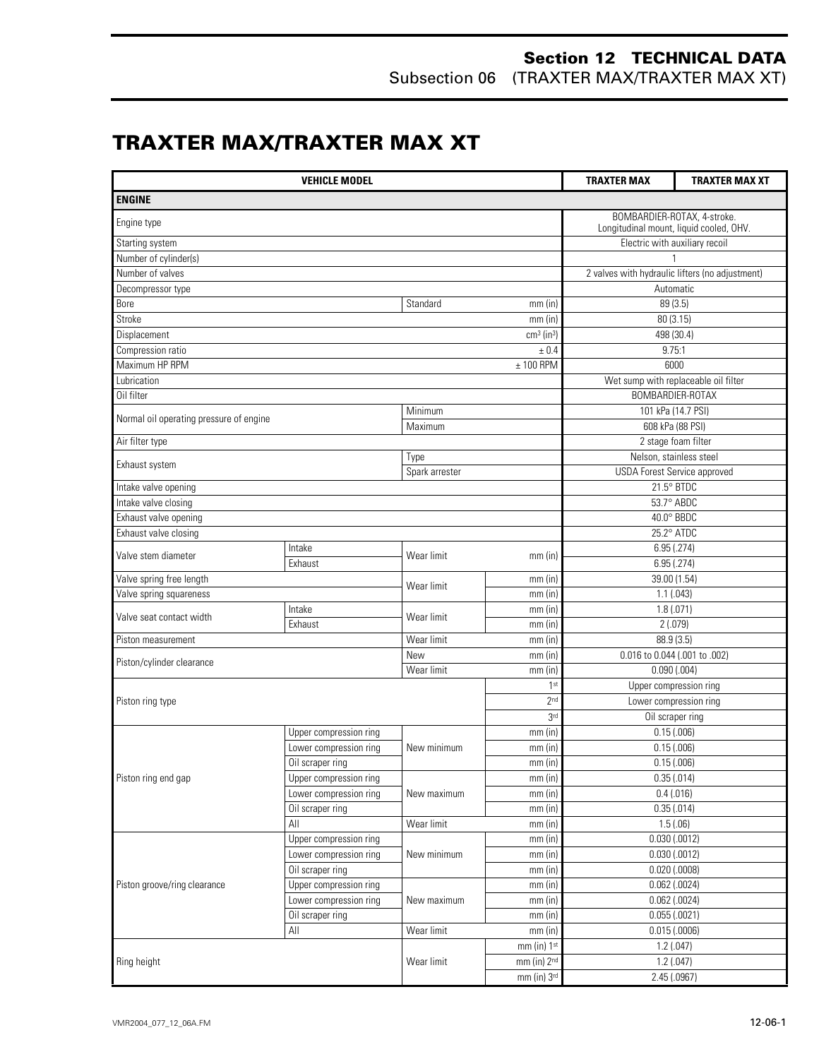# TRAXTER MAX/TRAXTER MAX XT

| VEHICLE MODEL | | | | TRAXTER MAX | TRAXTER MAX XT |
|---|---|---|---|---|---|
| **ENGINE** | | | | | |
| Engine type | | | | BOMBARDIER-ROTAX, 4-stroke. Longitudinal mount, liquid cooled, OHV. | |
| Starting system | | | | Electric with auxiliary recoil | |
| Number of cylinder(s) | | | | 1 | |
| Number of valves | | | | 2 valves with hydraulic lifters (no adjustment) | |
| Decompressor type | | | | Automatic | |
| Bore | | Standard | mm (in) | 89 (3.5) | |
| Stroke | | | mm (in) | 80 (3.15) | |
| Displacement | | | $cm^3$ ($in^3$) | 498 (30.4) | |
| Compression ratio | | | ± 0.4 | 9.75:1 | |
| Maximum HP RPM | | | ± 100 RPM | 6000 | |
| Lubrication | | | | Wet sump with replaceable oil filter | |
| Oil filter | | | | BOMBARDIER-ROTAX | |
| Normal oil operating pressure of engine | | Minimum | | 101 kPa (14.7 PSI) | |
| | | Maximum | | 608 kPa (88 PSI) | |
| Air filter type | | | | 2 stage foam filter | |
| Exhaust system | | Type | | Nelson, stainless steel | |
| | | Spark arrester | | USDA Forest Service approved | |
| Intake valve opening | | | | 21.5° BTDC | |
| Intake valve closing | | | | 53.7° ABDC | |
| Exhaust valve opening | | | | 40.0° BBDC | |
| Exhaust valve closing | | | | 25.2° ATDC | |
| Valve stem diameter | Intake | Wear limit | mm (in) | 6.95 (.274) | |
| | Exhaust | | | 6.95 (.274) | |
| Valve spring free length | | Wear limit | mm (in) | 39.00 (1.54) | |
| Valve spring squareness | | | mm (in) | 1.1 (.043) | |
| Valve seat contact width | Intake | Wear limit | mm (in) | 1.8 (.071) | |
| | Exhaust | | mm (in) | 2 (.079) | |
| Piston measurement | | Wear limit | mm (in) | 88.9 (3.5) | |
| Piston/cylinder clearance | | New | mm (in) | 0.016 to 0.044 (.001 to .002) | |
| | | Wear limit | mm (in) | 0.090 (.004) | |
| Piston ring type | | | 1st | Upper compression ring | |
| | | | 2nd | Lower compression ring | |
| | | | 3rd | Oil scraper ring | |
| Piston ring end gap | Upper compression ring | New minimum | mm (in) | 0.15 (.006) | |
| | Lower compression ring | | mm (in) | 0.15 (.006) | |
| | Oil scraper ring | | mm (in) | 0.15 (.006) | |
| | Upper compression ring | New maximum | mm (in) | 0.35 (.014) | |
| | Lower compression ring | | mm (in) | 0.4 (.016) | |
| | Oil scraper ring | | mm (in) | 0.35 (.014) | |
| | All | Wear limit | mm (in) | 1.5 (.06) | |
| Piston groove/ring clearance | Upper compression ring | New minimum | mm (in) | 0.030 (.0012) | |
| | Lower compression ring | | mm (in) | 0.030 (.0012) | |
| | Oil scraper ring | | mm (in) | 0.020 (.0008) | |
| | Upper compression ring | New maximum | mm (in) | 0.062 (.0024) | |
| | Lower compression ring | | mm (in) | 0.062 (.0024) | |
| | Oil scraper ring | | mm (in) | 0.055 (.0021) | |
| | All | Wear limit | mm (in) | 0.015 (.0006) | |
| Ring height | | Wear limit | mm (in) 1st | 1.2 (.047) | |
| | | | mm (in) 2nd | 1.2 (.047) | |
| | | | mm (in) 3rd | 2.45 (.0967) | |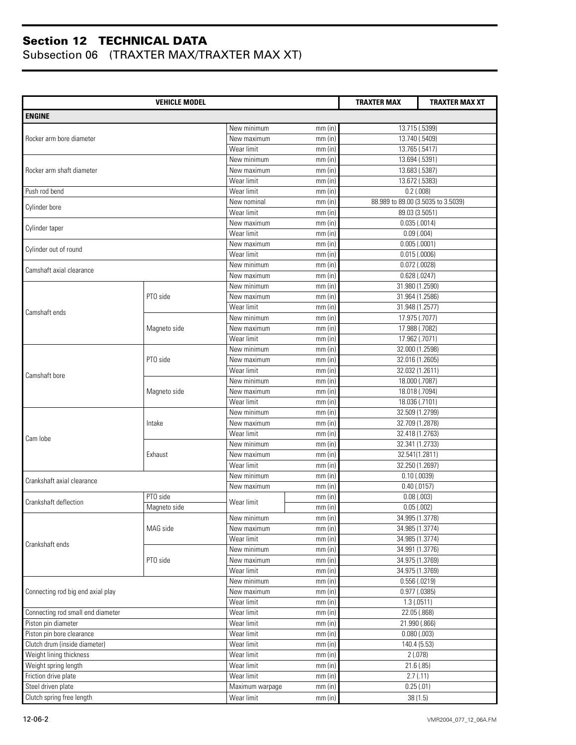# Section 12 TECHNICAL DATA

## Subsection 06 (TRAXTER MAX/TRAXTER MAX XT)

| VEHICLE MODEL | | | | TRAXTER MAX | TRAXTER MAX XT |
|---|---|---|---|---|---|
| **ENGINE** | | | | | |
| Rocker arm bore diameter | | New minimum | mm (in) | 13.715 (.5399) | |
| | | New maximum | mm (in) | 13.740 (.5409) | |
| | | Wear limit | mm (in) | 13.765 (.5417) | |
| Rocker arm shaft diameter | | New minimum | mm (in) | 13.694 (.5391) | |
| | | New maximum | mm (in) | 13.683 (.5387) | |
| | | Wear limit | mm (in) | 13.672 (.5383) | |
| Push rod bend | | Wear limit | mm (in) | 0.2 (.008) | |
| Cylinder bore | | New nominal | mm (in) | 88.989 to 89.00 (3.5035 to 3.5039) | |
| | | Wear limit | mm (in) | 89.03 (3.5051) | |
| Cylinder taper | | New maximum | mm (in) | 0.035 (.0014) | |
| | | Wear limit | mm (in) | 0.09 (.004) | |
| Cylinder out of round | | New maximum | mm (in) | 0.005 (.0001) | |
| | | Wear limit | mm (in) | 0.015 (.0006) | |
| Camshaft axial clearance | | New minimum | mm (in) | 0.072 (.0028) | |
| | | New maximum | mm (in) | 0.628 (.0247) | |
| Camshaft ends | PTO side | New minimum | mm (in) | 31.980 (1.2590) | |
| | | New maximum | mm (in) | 31.964 (1.2586) | |
| | | Wear limit | mm (in) | 31.948 (1.2577) | |
| | Magneto side | New minimum | mm (in) | 17.975 (.7077) | |
| | | New maximum | mm (in) | 17.988 (.7082) | |
| | | Wear limit | mm (in) | 17.962 (.7071) | |
| Camshaft bore | PTO side | New minimum | mm (in) | 32.000 (1.2598) | |
| | | New maximum | mm (in) | 32.016 (1.2605) | |
| | | Wear limit | mm (in) | 32.032 (1.2611) | |
| | Magneto side | New minimum | mm (in) | 18.000 (.7087) | |
| | | New maximum | mm (in) | 18.018 (.7094) | |
| | | Wear limit | mm (in) | 18.036 (.7101) | |
| Cam lobe | Intake | New minimum | mm (in) | 32.509 (1.2799) | |
| | | New maximum | mm (in) | 32.709 (1.2878) | |
| | | Wear limit | mm (in) | 32.418 (1.2763) | |
| | Exhaust | New minimum | mm (in) | 32.341 (1.2733) | |
| | | New maximum | mm (in) | 32.541(1.2811) | |
| | | Wear limit | mm (in) | 32.250 (1.2697) | |
| Crankshaft axial clearance | | New minimum | mm (in) | 0.10 (.0039) | |
| | | New maximum | mm (in) | 0.40 (.0157) | |
| Crankshaft deflection | PTO side | Wear limit | mm (in) | 0.08 (.003) | |
| | Magneto side | | mm (in) | 0.05 (.002) | |
| Crankshaft ends | MAG side | New minimum | mm (in) | 34.995 (1.3778) | |
| | | New maximum | mm (in) | 34.985 (1.3774) | |
| | | Wear limit | mm (in) | 34.985 (1.3774) | |
| | PTO side | New minimum | mm (in) | 34.991 (1.3776) | |
| | | New maximum | mm (in) | 34.975 (1.3769) | |
| | | Wear limit | mm (in) | 34.975 (1.3769) | |
| Connecting rod big end axial play | | New minimum | mm (in) | 0.556 (.0219) | |
| | | New maximum | mm (in) | 0.977 (.0385) | |
| | | Wear limit | mm (in) | 1.3 (.0511) | |
| Connecting rod small end diameter | | Wear limit | mm (in) | 22.05 (.868) | |
| Piston pin diameter | | Wear limit | mm (in) | 21.990 (.866) | |
| Piston pin bore clearance | | Wear limit | mm (in) | 0.080 (.003) | |
| Clutch drum (inside diameter) | | Wear limit | mm (in) | 140.4 (5.53) | |
| Weight lining thickness | | Wear limit | mm (in) | 2 (.078) | |
| Weight spring length | | Wear limit | mm (in) | 21.6 (.85) | |
| Friction drive plate | | Wear limit | mm (in) | 2.7 (.11) | |
| Steel driven plate | | Maximum warpage | mm (in) | 0.25 (.01) | |
| Clutch spring free length | | Wear limit | mm (in) | 38 (1.5) | |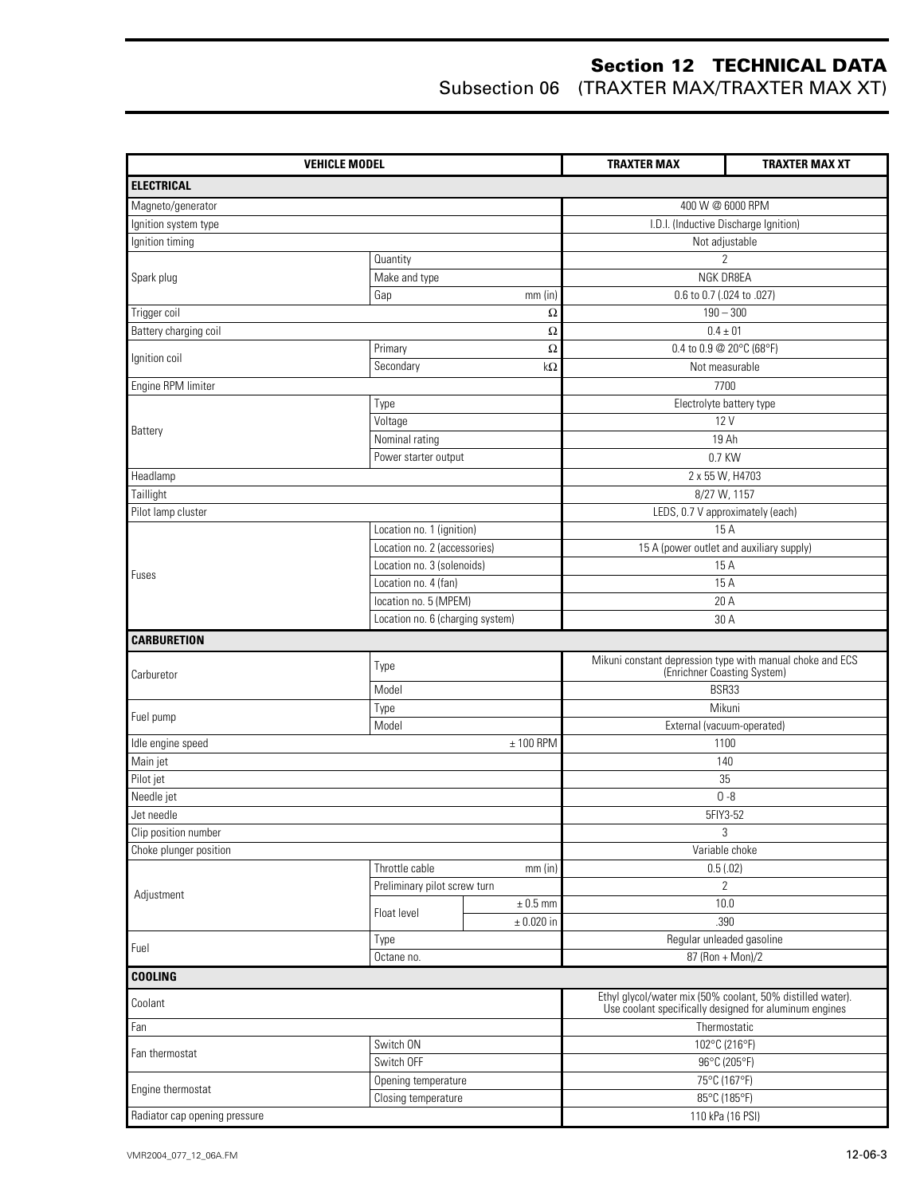# Section 12 TECHNICAL DATA
## Subsection 06 (TRAXTER MAX/TRAXTER MAX XT)

| VEHICLE MODEL | | | TRAXTER MAX | TRAXTER MAX XT |
|---|---|---|---|---|
| **ELECTRICAL** | | | | |
| Magneto/generator | | | 400 W @ 6000 RPM | |
| Ignition system type | | | I.D.I. (Inductive Discharge Ignition) | |
| Ignition timing | | | Not adjustable | |
| Spark plug | Quantity | | 2 | |
| | Make and type | | NGK DR8EA | |
| | Gap | mm (in) | 0.6 to 0.7 (.024 to .027) | |
| Trigger coil | | Ω | 190 – 300 | |
| Battery charging coil | | Ω | 0.4 ± 01 | |
| Ignition coil | Primary | Ω | 0.4 to 0.9 @ 20°C (68°F) | |
| | Secondary | kΩ | Not measurable | |
| Engine RPM limiter | | | 7700 | |
| Battery | Type | | Electrolyte battery type | |
| | Voltage | | 12 V | |
| | Nominal rating | | 19 Ah | |
| | Power starter output | | 0.7 KW | |
| Headlamp | | | 2 x 55 W, H4703 | |
| Taillight | | | 8/27 W, 1157 | |
| Pilot lamp cluster | | | LEDS, 0.7 V approximately (each) | |
| Fuses | Location no. 1 (ignition) | | 15 A | |
| | Location no. 2 (accessories) | | 15 A (power outlet and auxiliary supply) | |
| | Location no. 3 (solenoids) | | 15 A | |
| | Location no. 4 (fan) | | 15 A | |
| | location no. 5 (MPEM) | | 20 A | |
| | Location no. 6 (charging system) | | 30 A | |
| **CARBURETION** | | | | |
| Carburetor | Type | | Mikuni constant depression type with manual choke and ECS (Enrichner Coasting System) | |
| | Model | | BSR33 | |
| Fuel pump | Type | | Mikuni | |
| | Model | | External (vacuum-operated) | |
| Idle engine speed | | ± 100 RPM | 1100 | |
| Main jet | | | 140 | |
| Pilot jet | | | 35 | |
| Needle jet | | | O -8 | |
| Jet needle | | | 5FIY3-52 | |
| Clip position number | | | 3 | |
| Choke plunger position | | | Variable choke | |
| Adjustment | Throttle cable | mm (in) | 0.5 (.02) | |
| | Preliminary pilot screw turn | | 2 | |
| | Float level | ± 0.5 mm | 10.0 | |
| | | ± 0.020 in | .390 | |
| Fuel | Type | | Regular unleaded gasoline | |
| | Octane no. | | 87 (Ron + Mon)/2 | |
| **COOLING** | | | | |
| Coolant | | | Ethyl glycol/water mix (50% coolant, 50% distilled water). Use coolant specifically designed for aluminum engines | |
| Fan | | | Thermostatic | |
| Fan thermostat | Switch ON | | 102°C (216°F) | |
| | Switch OFF | | 96°C (205°F) | |
| Engine thermostat | Opening temperature | | 75°C (167°F) | |
| | Closing temperature | | 85°C (185°F) | |
| Radiator cap opening pressure | | | 110 kPa (16 PSI) | |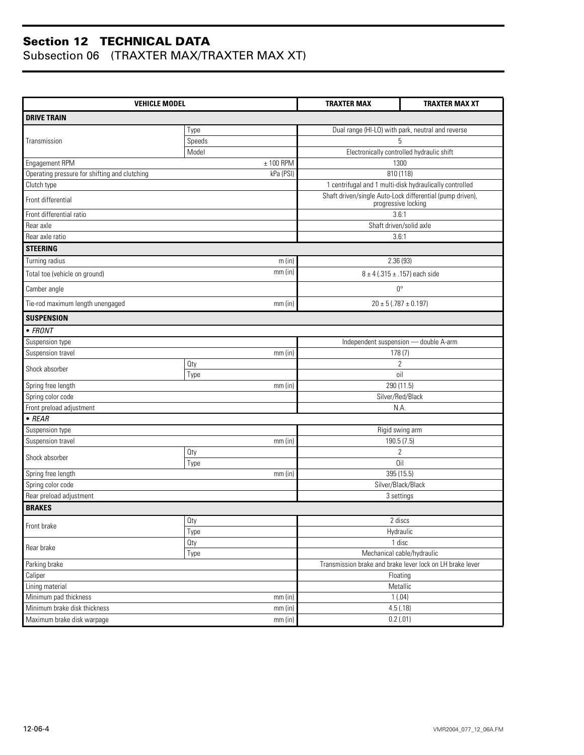# Section 12 TECHNICAL DATA
## Subsection 06 (TRAXTER MAX/TRAXTER MAX XT)

| VEHICLE MODEL | | | TRAXTER MAX | TRAXTER MAX XT |
|---|---|---|---|---|
| **DRIVE TRAIN** | | | | |
| Transmission | Type | | Dual range (HI-LO) with park, neutral and reverse | |
| | Speeds | | 5 | |
| | Model | | Electronically controlled hydraulic shift | |
| Engagement RPM | | ± 100 RPM | 1300 | |
| Operating pressure for shifting and clutching | | kPa (PSI) | 810 (118) | |
| Clutch type | | | 1 centrifugal and 1 multi-disk hydraulically controlled | |
| Front differential | | | Shaft driven/single Auto-Lock differential (pump driven), progressive locking | |
| Front differential ratio | | | 3.6:1 | |
| Rear axle | | | Shaft driven/solid axle | |
| Rear axle ratio | | | 3.6:1 | |
| **STEERING** | | | | |
| Turning radius | | m (in) | 2.36 (93) | |
| Total toe (vehicle on ground) | | mm (in) | 8 ± 4 (.315 ± .157) each side | |
| Camber angle | | | 0° | |
| Tie-rod maximum length unengaged | | mm (in) | 20 ± 5 (.787 ± 0.197) | |
| **SUSPENSION** | | | | |
| *• FRONT* | | | | |
| Suspension type | | | Independent suspension — double A-arm | |
| Suspension travel | | mm (in) | 178 (7) | |
| Shock absorber | Qty | | 2 | |
| | Type | | oil | |
| Spring free length | | mm (in) | 290 (11.5) | |
| Spring color code | | | Silver/Red/Black | |
| Front preload adjustment | | | N.A. | |
| *• REAR* | | | | |
| Suspension type | | | Rigid swing arm | |
| Suspension travel | | mm (in) | 190.5 (7.5) | |
| Shock absorber | Qty | | 2 | |
| | Type | | Oil | |
| Spring free length | | mm (in) | 395 (15.5) | |
| Spring color code | | | Silver/Black/Black | |
| Rear preload adjustment | | | 3 settings | |
| **BRAKES** | | | | |
| Front brake | Qty | | 2 discs | |
| | Type | | Hydraulic | |
| Rear brake | Qty | | 1 disc | |
| | Type | | Mechanical cable/hydraulic | |
| Parking brake | | | Transmission brake and brake lever lock on LH brake lever | |
| Caliper | | | Floating | |
| Lining material | | | Metallic | |
| Minimum pad thickness | | mm (in) | 1 (.04) | |
| Minimum brake disk thickness | | mm (in) | 4.5 (.18) | |
| Maximum brake disk warpage | | mm (in) | 0.2 (.01) | |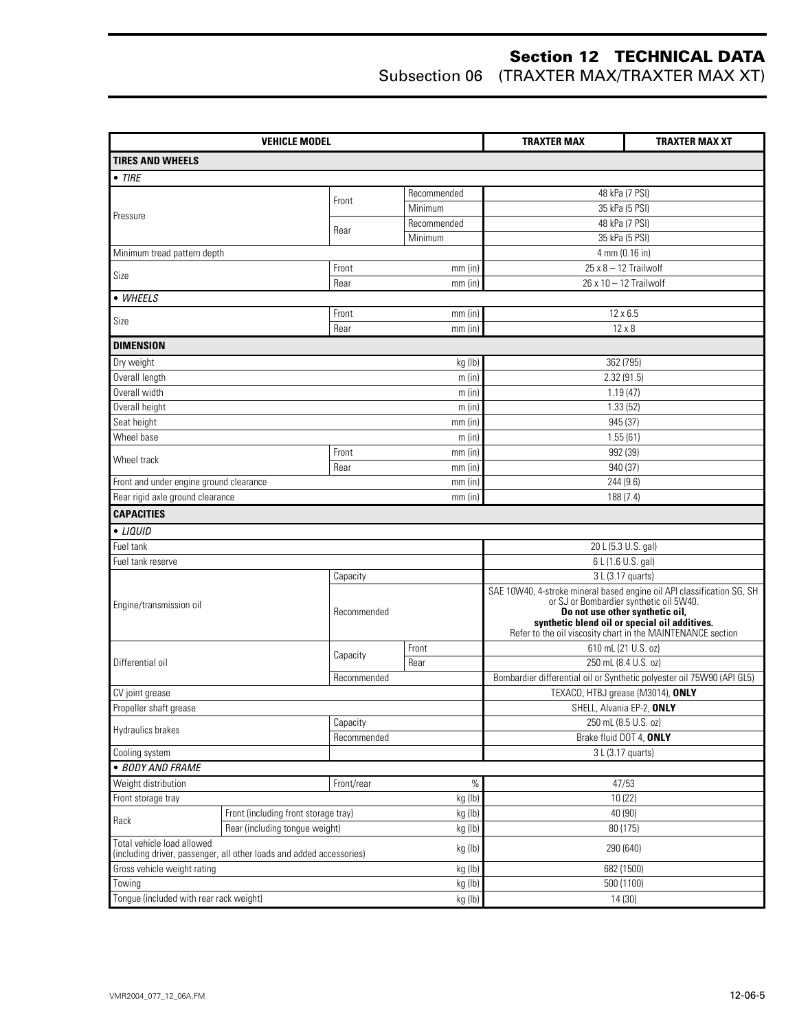## Section 12 TECHNICAL DATA
### Subsection 06 (TRAXTER MAX/TRAXTER MAX XT)

| VEHICLE MODEL | | | | TRAXTER MAX | TRAXTER MAX XT |
|---|---|---|---|---|---|
| **TIRES AND WHEELS** | | | | | |
| • *TIRE* | | | | | |
| Pressure | | Front | Recommended | 48 kPa (7 PSI) | |
| | | | Minimum | 35 kPa (5 PSI) | |
| | | Rear | Recommended | 48 kPa (7 PSI) | |
| | | | Minimum | 35 kPa (5 PSI) | |
| Minimum tread pattern depth | | | | 4 mm (0.16 in) | |
| Size | | Front | mm (in) | 25 x 8 – 12 Trailwolf | |
| | | Rear | mm (in) | 26 x 10 – 12 Trailwolf | |
| • *WHEELS* | | | | | |
| Size | | Front | mm (in) | 12 x 6.5 | |
| | | Rear | mm (in) | 12 x 8 | |
| **DIMENSION** | | | | | |
| Dry weight | | | kg (lb) | 362 (795) | |
| Overall length | | | m (in) | 2.32 (91.5) | |
| Overall width | | | m (in) | 1.19 (47) | |
| Overall height | | | m (in) | 1.33 (52) | |
| Seat height | | | mm (in) | 945 (37) | |
| Wheel base | | | m (in) | 1.55 (61) | |
| Wheel track | | Front | mm (in) | 992 (39) | |
| | | Rear | mm (in) | 940 (37) | |
| Front and under engine ground clearance | | | mm (in) | 244 (9.6) | |
| Rear rigid axle ground clearance | | | mm (in) | 188 (7.4) | |
| **CAPACITIES** | | | | | |
| • *LIQUID* | | | | | |
| Fuel tank | | | | 20 L (5.3 U.S. gal) | |
| Fuel tank reserve | | | | 6 L (1.6 U.S. gal) | |
| Engine/transmission oil | | Capacity | | 3 L (3.17 quarts) | |
| | | Recommended | | SAE 10W40, 4-stroke mineral based engine oil API classification SG, SH or SJ or Bombardier synthetic oil 5W40. **Do not use other synthetic oil, synthetic blend oil or special oil additives.** Refer to the oil viscosity chart in the MAINTENANCE section | |
| Differential oil | | Capacity | Front | 610 mL (21 U.S. oz) | |
| | | | Rear | 250 mL (8.4 U.S. oz) | |
| | | Recommended | | Bombardier differential oil or Synthetic polyester oil 75W90 (API GL5) | |
| CV joint grease | | | | TEXACO, HTBJ grease (M3014), **ONLY** | |
| Propeller shaft grease | | | | SHELL, Alvania EP-2, **ONLY** | |
| Hydraulics brakes | | Capacity | | 250 mL (8.5 U.S. oz) | |
| | | Recommended | | Brake fluid DOT 4, **ONLY** | |
| Cooling system | | | | 3 L (3.17 quarts) | |
| • *BODY AND FRAME* | | | | | |
| Weight distribution | | Front/rear | % | 47/53 | |
| Front storage tray | | | kg (lb) | 10 (22) | |
| Rack | Front (including front storage tray) | | kg (lb) | 40 (90) | |
| | Rear (including tongue weight) | | kg (lb) | 80 (175) | |
| Total vehicle load allowed (including driver, passenger, all other loads and added accessories) | | | kg (lb) | 290 (640) | |
| Gross vehicle weight rating | | | kg (lb) | 682 (1500) | |
| Towing | | | kg (lb) | 500 (1100) | |
| Tongue (included with rear rack weight) | | | kg (lb) | 14 (30) | |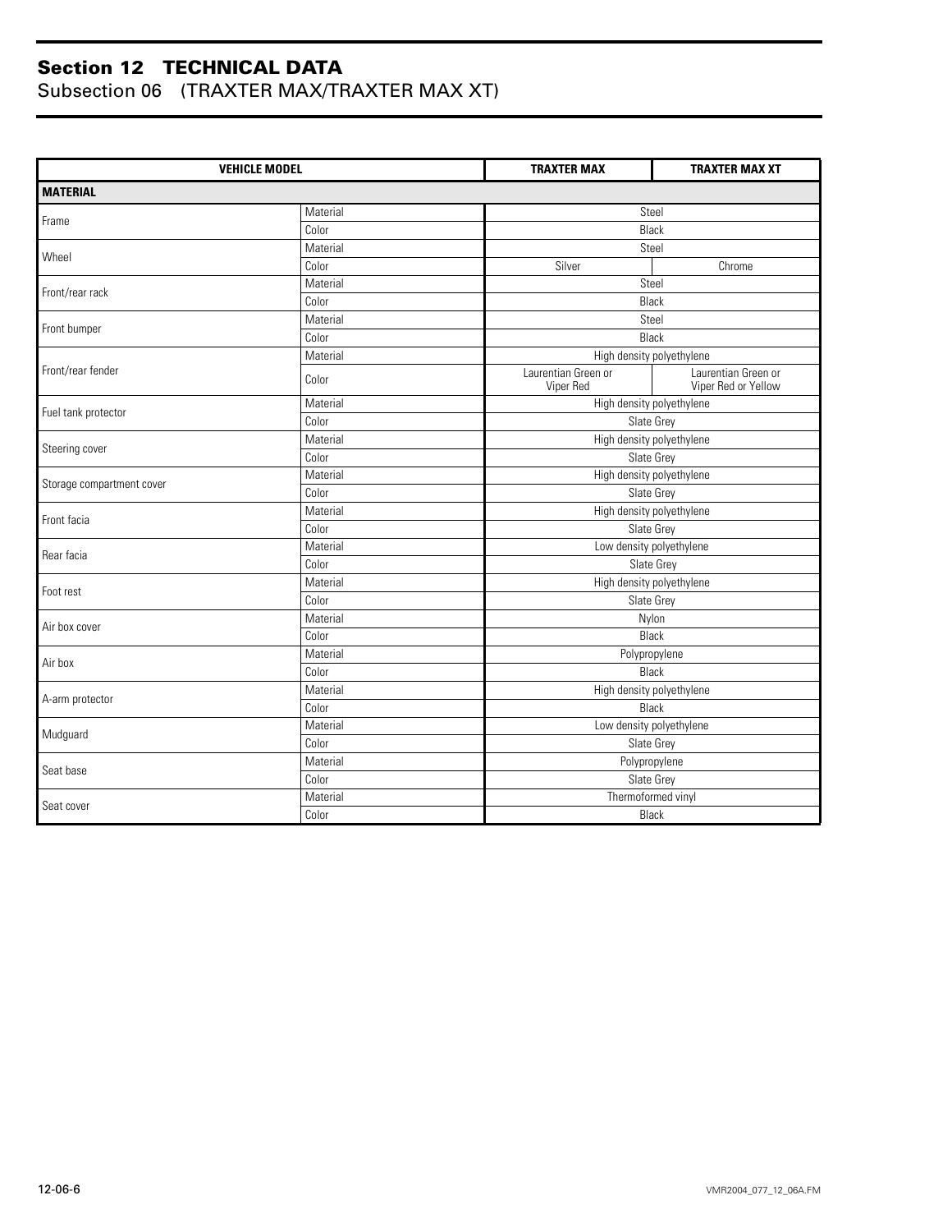## Section 12 TECHNICAL DATA
Subsection 06 (TRAXTER MAX/TRAXTER MAX XT)

| VEHICLE MODEL | | TRAXTER MAX | TRAXTER MAX XT |
|---|---|---|---|
| **MATERIAL** | | | |
| Frame | Material | Steel | |
| | Color | Black | |
| Wheel | Material | Steel | |
| | Color | Silver | Chrome |
| Front/rear rack | Material | Steel | |
| | Color | Black | |
| Front bumper | Material | Steel | |
| | Color | Black | |
| Front/rear fender | Material | High density polyethylene | |
| | Color | Laurentian Green or Viper Red | Laurentian Green or Viper Red or Yellow |
| Fuel tank protector | Material | High density polyethylene | |
| | Color | Slate Grey | |
| Steering cover | Material | High density polyethylene | |
| | Color | Slate Grey | |
| Storage compartment cover | Material | High density polyethylene | |
| | Color | Slate Grey | |
| Front facia | Material | High density polyethylene | |
| | Color | Slate Grey | |
| Rear facia | Material | Low density polyethylene | |
| | Color | Slate Grey | |
| Foot rest | Material | High density polyethylene | |
| | Color | Slate Grey | |
| Air box cover | Material | Nylon | |
| | Color | Black | |
| Air box | Material | Polypropylene | |
| | Color | Black | |
| A-arm protector | Material | High density polyethylene | |
| | Color | Black | |
| Mudguard | Material | Low density polyethylene | |
| | Color | Slate Grey | |
| Seat base | Material | Polypropylene | |
| | Color | Slate Grey | |
| Seat cover | Material | Thermoformed vinyl | |
| | Color | Black | |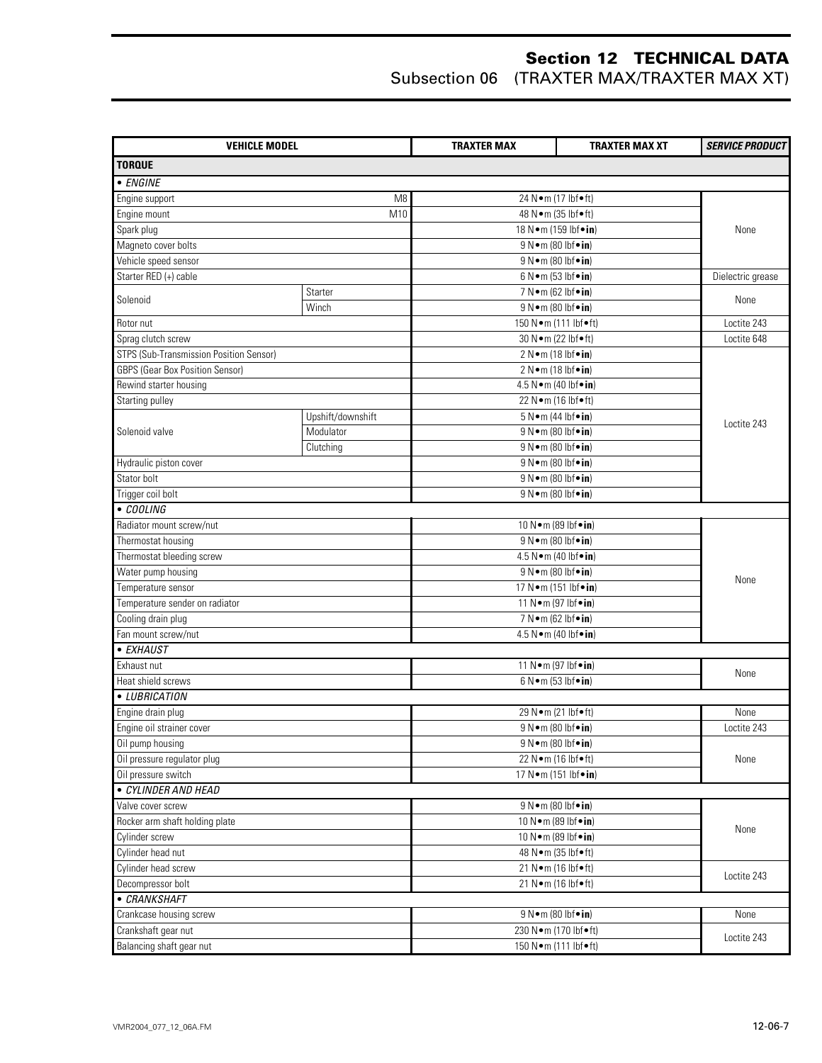## Section 12 TECHNICAL DATA
Subsection 06 (TRAXTER MAX/TRAXTER MAX XT)

| VEHICLE MODEL | | TRAXTER MAX | TRAXTER MAX XT | *SERVICE PRODUCT* |
|---|---|---|---|---|
| **TORQUE** | | | | |
| • *ENGINE* | | | | |
| Engine support | M8 | 24 N•m (17 lbf•ft) | | None |
| Engine mount | M10 | 48 N•m (35 lbf•ft) | | |
| Spark plug | | 18 N•m (159 lbf•**in**) | | |
| Magneto cover bolts | | 9 N•m (80 lbf•**in**) | | |
| Vehicle speed sensor | | 9 N•m (80 lbf•**in**) | | |
| Starter RED (+) cable | | 6 N•m (53 lbf•**in**) | | Dielectric grease |
| Solenoid | Starter | 7 N•m (62 lbf•**in**) | | None |
| | Winch | 9 N•m (80 lbf•**in**) | | |
| Rotor nut | | 150 N•m (111 lbf•ft) | | Loctite 243 |
| Sprag clutch screw | | 30 N•m (22 lbf•ft) | | Loctite 648 |
| STPS (Sub-Transmission Position Sensor) | | 2 N•m (18 lbf•**in**) | | Loctite 243 |
| GBPS (Gear Box Position Sensor) | | 2 N•m (18 lbf•**in**) | | |
| Rewind starter housing | | 4.5 N•m (40 lbf•**in**) | | |
| Starting pulley | | 22 N•m (16 lbf•ft) | | |
| Solenoid valve | Upshift/downshift | 5 N•m (44 lbf•**in**) | | |
| | Modulator | 9 N•m (80 lbf•**in**) | | |
| | Clutching | 9 N•m (80 lbf•**in**) | | |
| Hydraulic piston cover | | 9 N•m (80 lbf•**in**) | | |
| Stator bolt | | 9 N•m (80 lbf•**in**) | | |
| Trigger coil bolt | | 9 N•m (80 lbf•**in**) | | |
| • *COOLING* | | | | |
| Radiator mount screw/nut | | 10 N•m (89 lbf•**in**) | | None |
| Thermostat housing | | 9 N•m (80 lbf•**in**) | | |
| Thermostat bleeding screw | | 4.5 N•m (40 lbf•**in**) | | |
| Water pump housing | | 9 N•m (80 lbf•**in**) | | |
| Temperature sensor | | 17 N•m (151 lbf•**in**) | | |
| Temperature sender on radiator | | 11 N•m (97 lbf•**in**) | | |
| Cooling drain plug | | 7 N•m (62 lbf•**in**) | | |
| Fan mount screw/nut | | 4.5 N•m (40 lbf•**in**) | | |
| • *EXHAUST* | | | | |
| Exhaust nut | | 11 N•m (97 lbf•**in**) | | None |
| Heat shield screws | | 6 N•m (53 lbf•**in**) | | |
| • *LUBRICATION* | | | | |
| Engine drain plug | | 29 N•m (21 lbf•ft) | | None |
| Engine oil strainer cover | | 9 N•m (80 lbf•**in**) | | Loctite 243 |
| Oil pump housing | | 9 N•m (80 lbf•**in**) | | None |
| Oil pressure regulator plug | | 22 N•m (16 lbf•ft) | | |
| Oil pressure switch | | 17 N•m (151 lbf•**in**) | | |
| • *CYLINDER AND HEAD* | | | | |
| Valve cover screw | | 9 N•m (80 lbf•**in**) | | None |
| Rocker arm shaft holding plate | | 10 N•m (89 lbf•**in**) | | |
| Cylinder screw | | 10 N•m (89 lbf•**in**) | | |
| Cylinder head nut | | 48 N•m (35 lbf•ft) | | |
| Cylinder head screw | | 21 N•m (16 lbf•ft) | | Loctite 243 |
| Decompressor bolt | | 21 N•m (16 lbf•ft) | | |
| • *CRANKSHAFT* | | | | |
| Crankcase housing screw | | 9 N•m (80 lbf•**in**) | | None |
| Crankshaft gear nut | | 230 N•m (170 lbf•ft) | | Loctite 243 |
| Balancing shaft gear nut | | 150 N•m (111 lbf•ft) | | |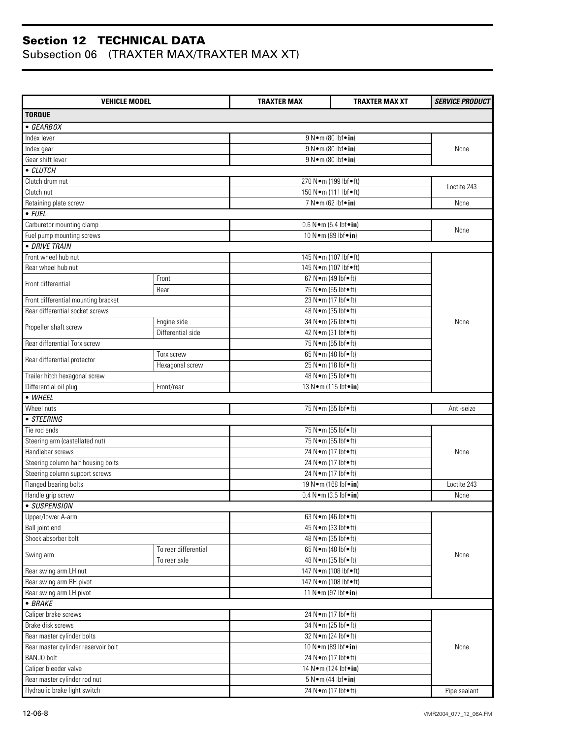## Section 12 TECHNICAL DATA
Subsection 06 (TRAXTER MAX/TRAXTER MAX XT)

| VEHICLE MODEL | | TRAXTER MAX | TRAXTER MAX XT | *SERVICE PRODUCT* |
|---|---|---|---|---|
| **TORQUE** | | | | |
| • *GEARBOX* | | | | |
| Index lever | | 9 N•m (80 lbf•**in**) | | None |
| Index gear | | 9 N•m (80 lbf•**in**) | | |
| Gear shift lever | | 9 N•m (80 lbf•**in**) | | |
| • *CLUTCH* | | | | |
| Clutch drum nut | | 270 N•m (199 lbf•ft) | | Loctite 243 |
| Clutch nut | | 150 N•m (111 lbf•ft) | | |
| Retaining plate screw | | 7 N•m (62 lbf•**in**) | | None |
| • *FUEL* | | | | |
| Carburetor mounting clamp | | 0.6 N•m (5.4 lbf•**in**) | | None |
| Fuel pump mounting screws | | 10 N•m (89 lbf•**in**) | | |
| • *DRIVE TRAIN* | | | | |
| Front wheel hub nut | | 145 N•m (107 lbf•ft) | | None |
| Rear wheel hub nut | | 145 N•m (107 lbf•ft) | | |
| Front differential | Front | 67 N•m (49 lbf•ft) | | |
| | Rear | 75 N•m (55 lbf•ft) | | |
| Front differential mounting bracket | | 23 N•m (17 lbf•ft) | | |
| Rear differential socket screws | | 48 N•m (35 lbf•ft) | | |
| Propeller shaft screw | Engine side | 34 N•m (26 lbf•ft) | | |
| | Differential side | 42 N•m (31 lbf•ft) | | |
| Rear differential Torx screw | | 75 N•m (55 lbf•ft) | | |
| Rear differential protector | Torx screw | 65 N•m (48 lbf•ft) | | |
| | Hexagonal screw | 25 N•m (18 lbf•ft) | | |
| Trailer hitch hexagonal screw | | 48 N•m (35 lbf•ft) | | |
| Differential oil plug | Front/rear | 13 N•m (115 lbf•**in**) | | |
| • *WHEEL* | | | | |
| Wheel nuts | | 75 N•m (55 lbf•ft) | | Anti-seize |
| • *STEERING* | | | | |
| Tie rod ends | | 75 N•m (55 lbf•ft) | | None |
| Steering arm (castellated nut) | | 75 N•m (55 lbf•ft) | | |
| Handlebar screws | | 24 N•m (17 lbf•ft) | | |
| Steering column half housing bolts | | 24 N•m (17 lbf•ft) | | |
| Steering column support screws | | 24 N•m (17 lbf•ft) | | |
| Flanged bearing bolts | | 19 N•m (168 lbf•**in**) | | Loctite 243 |
| Handle grip screw | | 0.4 N•m (3.5 lbf•**in**) | | None |
| • *SUSPENSION* | | | | |
| Upper/lower A-arm | | 63 N•m (46 lbf•ft) | | None |
| Ball joint end | | 45 N•m (33 lbf•ft) | | |
| Shock absorber bolt | | 48 N•m (35 lbf•ft) | | |
| Swing arm | To rear differential | 65 N•m (48 lbf•ft) | | |
| | To rear axle | 48 N•m (35 lbf•ft) | | |
| Rear swing arm LH nut | | 147 N•m (108 lbf•ft) | | |
| Rear swing arm RH pivot | | 147 N•m (108 lbf•ft) | | |
| Rear swing arm LH pivot | | 11 N•m (97 lbf•**in**) | | |
| • *BRAKE* | | | | |
| Caliper brake screws | | 24 N•m (17 lbf•ft) | | None |
| Brake disk screws | | 34 N•m (25 lbf•ft) | | |
| Rear master cylinder bolts | | 32 N•m (24 lbf•ft) | | |
| Rear master cylinder reservoir bolt | | 10 N•m (89 lbf•**in**) | | |
| BANJO bolt | | 24 N•m (17 lbf•ft) | | |
| Caliper bleeder valve | | 14 N•m (124 lbf•**in**) | | |
| Rear master cylinder rod nut | | 5 N•m (44 lbf•**in**) | | |
| Hydraulic brake light switch | | 24 N•m (17 lbf•ft) | | Pipe sealant |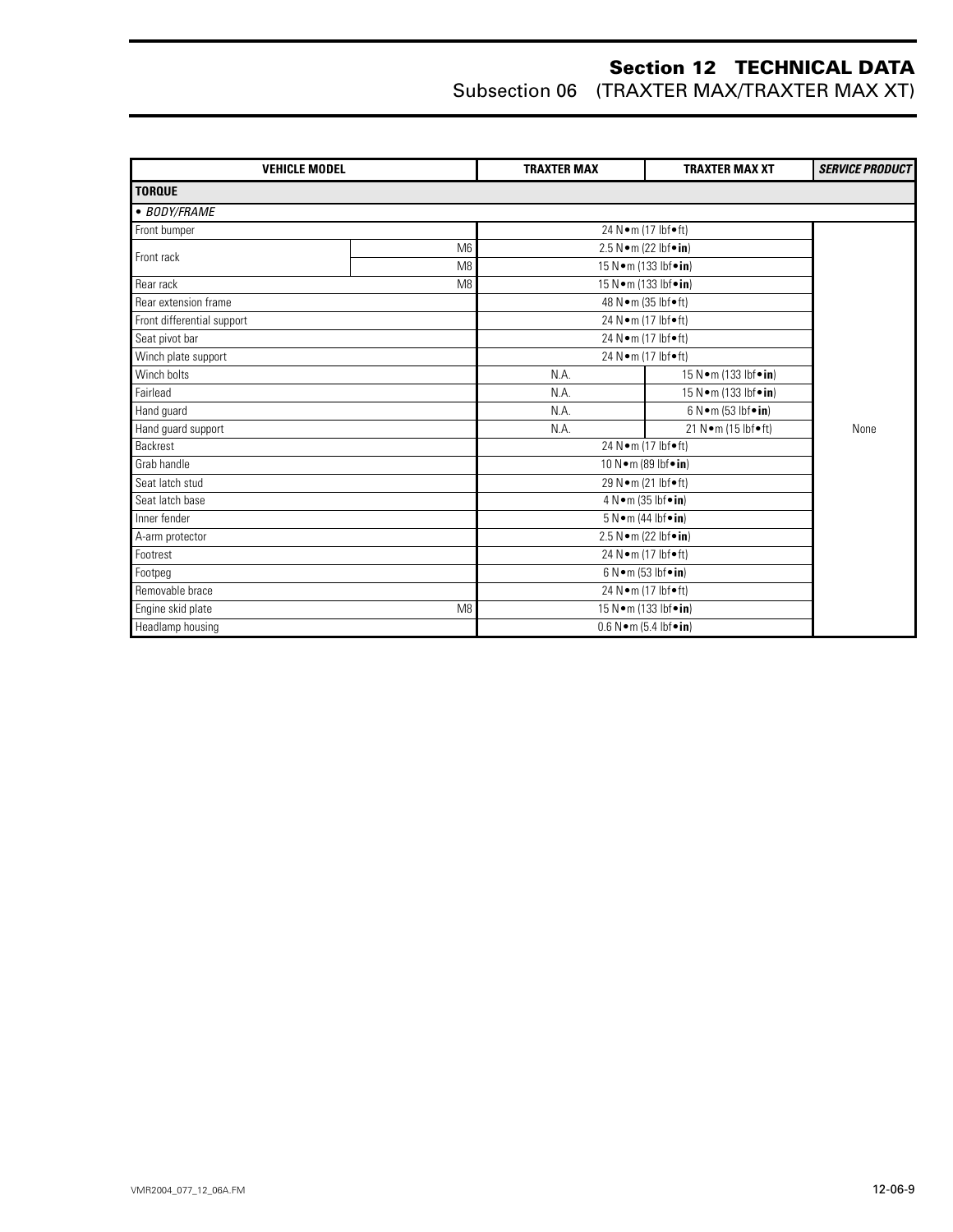| VEHICLE MODEL | | TRAXTER MAX | TRAXTER MAX XT | *SERVICE PRODUCT* |
|---|---|---|---|---|
| **TORQUE** | | | | |
| • *BODY/FRAME* | | | | |
| Front bumper | | 24 N•m (17 lbf•ft) | | None |
| Front rack | M6 | 2.5 N•m (22 lbf•**in**) | | |
| | M8 | 15 N•m (133 lbf•**in**) | | |
| Rear rack | M8 | 15 N•m (133 lbf•**in**) | | |
| Rear extension frame | | 48 N•m (35 lbf•ft) | | |
| Front differential support | | 24 N•m (17 lbf•ft) | | |
| Seat pivot bar | | 24 N•m (17 lbf•ft) | | |
| Winch plate support | | 24 N•m (17 lbf•ft) | | |
| Winch bolts | | N.A. | 15 N•m (133 lbf•**in**) | |
| Fairlead | | N.A. | 15 N•m (133 lbf•**in**) | |
| Hand guard | | N.A. | 6 N•m (53 lbf•**in**) | |
| Hand guard support | | N.A. | 21 N•m (15 lbf•ft) | |
| Backrest | | 24 N•m (17 lbf•ft) | | |
| Grab handle | | 10 N•m (89 lbf•**in**) | | |
| Seat latch stud | | 29 N•m (21 lbf•ft) | | |
| Seat latch base | | 4 N•m (35 lbf•**in**) | | |
| Inner fender | | 5 N•m (44 lbf•**in**) | | |
| A-arm protector | | 2.5 N•m (22 lbf•**in**) | | |
| Footrest | | 24 N•m (17 lbf•ft) | | |
| Footpeg | | 6 N•m (53 lbf•**in**) | | |
| Removable brace | | 24 N•m (17 lbf•ft) | | |
| Engine skid plate | M8 | 15 N•m (133 lbf•**in**) | | |
| Headlamp housing | | 0.6 N•m (5.4 lbf•**in**) | | |